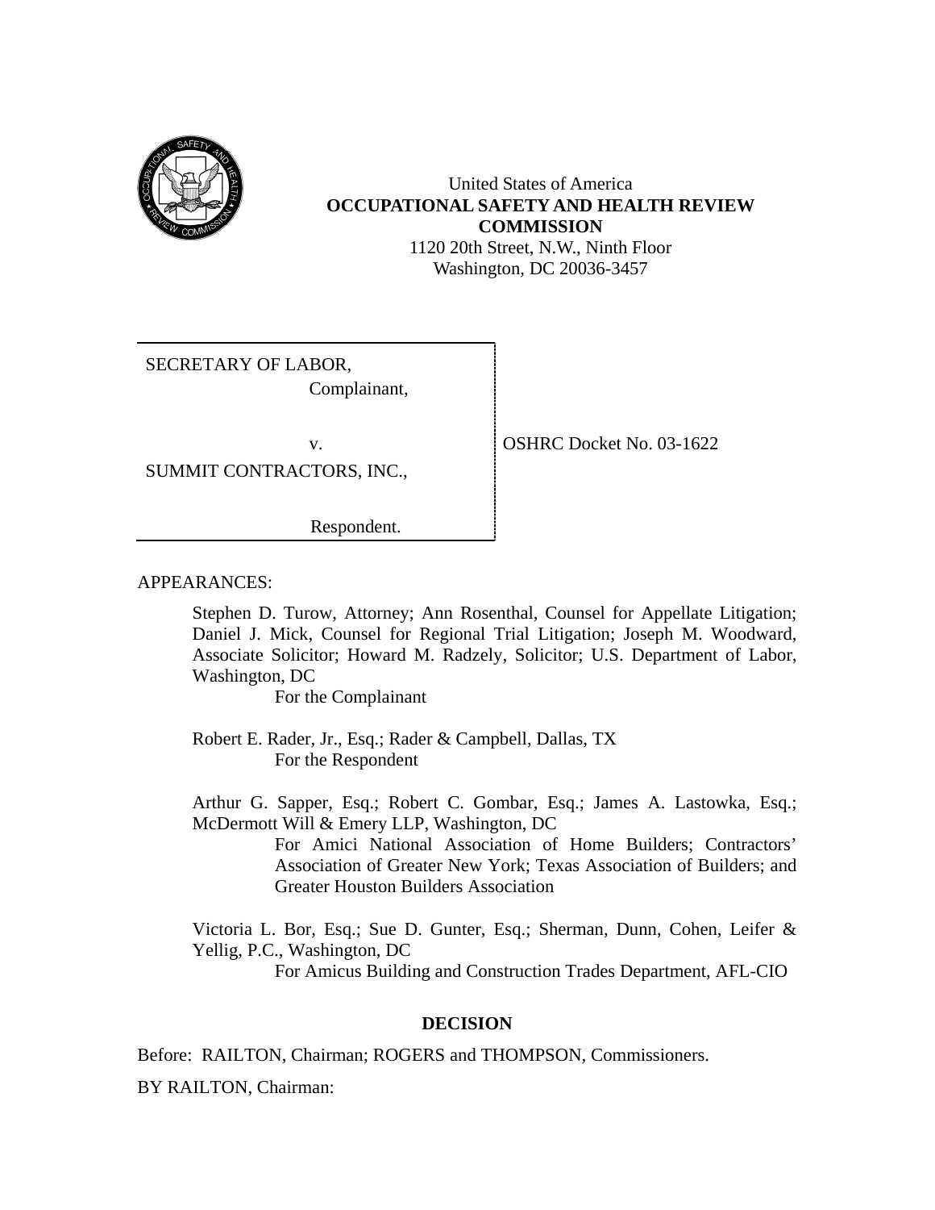United States of America
**OCCUPATIONAL SAFETY AND HEALTH REVIEW COMMISSION**
1120 20th Street, N.W., Ninth Floor
Washington, DC 20036-3457

SECRETARY OF LABOR,
Complainant,

v.

SUMMIT CONTRACTORS, INC.,

Respondent.

OSHRC Docket No. 03-1622

APPEARANCES:

Stephen D. Turow, Attorney; Ann Rosenthal, Counsel for Appellate Litigation; Daniel J. Mick, Counsel for Regional Trial Litigation; Joseph M. Woodward, Associate Solicitor; Howard M. Radzely, Solicitor; U.S. Department of Labor, Washington, DC
For the Complainant

Robert E. Rader, Jr., Esq.; Rader & Campbell, Dallas, TX
For the Respondent

Arthur G. Sapper, Esq.; Robert C. Gombar, Esq.; James A. Lastowka, Esq.; McDermott Will & Emery LLP, Washington, DC
For Amici National Association of Home Builders; Contractors' Association of Greater New York; Texas Association of Builders; and Greater Houston Builders Association

Victoria L. Bor, Esq.; Sue D. Gunter, Esq.; Sherman, Dunn, Cohen, Leifer & Yellig, P.C., Washington, DC
For Amicus Building and Construction Trades Department, AFL-CIO

**DECISION**

Before: RAILTON, Chairman; ROGERS and THOMPSON, Commissioners.

BY RAILTON, Chairman: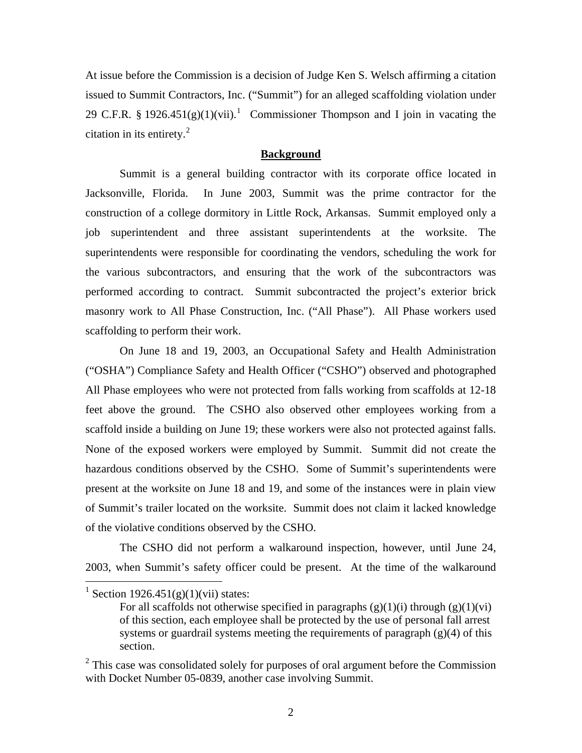At issue before the Commission is a decision of Judge Ken S. Welsch affirming a citation issued to Summit Contractors, Inc. ("Summit") for an alleged scaffolding violation under 29 C.F.R. § 1926.451(g)(1)(vii).[1] Commissioner Thompson and I join in vacating the citation in its entirety.[2]

## Background

Summit is a general building contractor with its corporate office located in Jacksonville, Florida. In June 2003, Summit was the prime contractor for the construction of a college dormitory in Little Rock, Arkansas. Summit employed only a job superintendent and three assistant superintendents at the worksite. The superintendents were responsible for coordinating the vendors, scheduling the work for the various subcontractors, and ensuring that the work of the subcontractors was performed according to contract. Summit subcontracted the project's exterior brick masonry work to All Phase Construction, Inc. ("All Phase"). All Phase workers used scaffolding to perform their work.

On June 18 and 19, 2003, an Occupational Safety and Health Administration ("OSHA") Compliance Safety and Health Officer ("CSHO") observed and photographed All Phase employees who were not protected from falls working from scaffolds at 12-18 feet above the ground. The CSHO also observed other employees working from a scaffold inside a building on June 19; these workers were also not protected against falls. None of the exposed workers were employed by Summit. Summit did not create the hazardous conditions observed by the CSHO. Some of Summit's superintendents were present at the worksite on June 18 and 19, and some of the instances were in plain view of Summit's trailer located on the worksite. Summit does not claim it lacked knowledge of the violative conditions observed by the CSHO.

The CSHO did not perform a walkaround inspection, however, until June 24, 2003, when Summit's safety officer could be present. At the time of the walkaround

---

[1] Section 1926.451(g)(1)(vii) states:

> For all scaffolds not otherwise specified in paragraphs (g)(1)(i) through (g)(1)(vi) of this section, each employee shall be protected by the use of personal fall arrest systems or guardrail systems meeting the requirements of paragraph (g)(4) of this section.

[2] This case was consolidated solely for purposes of oral argument before the Commission with Docket Number 05-0839, another case involving Summit.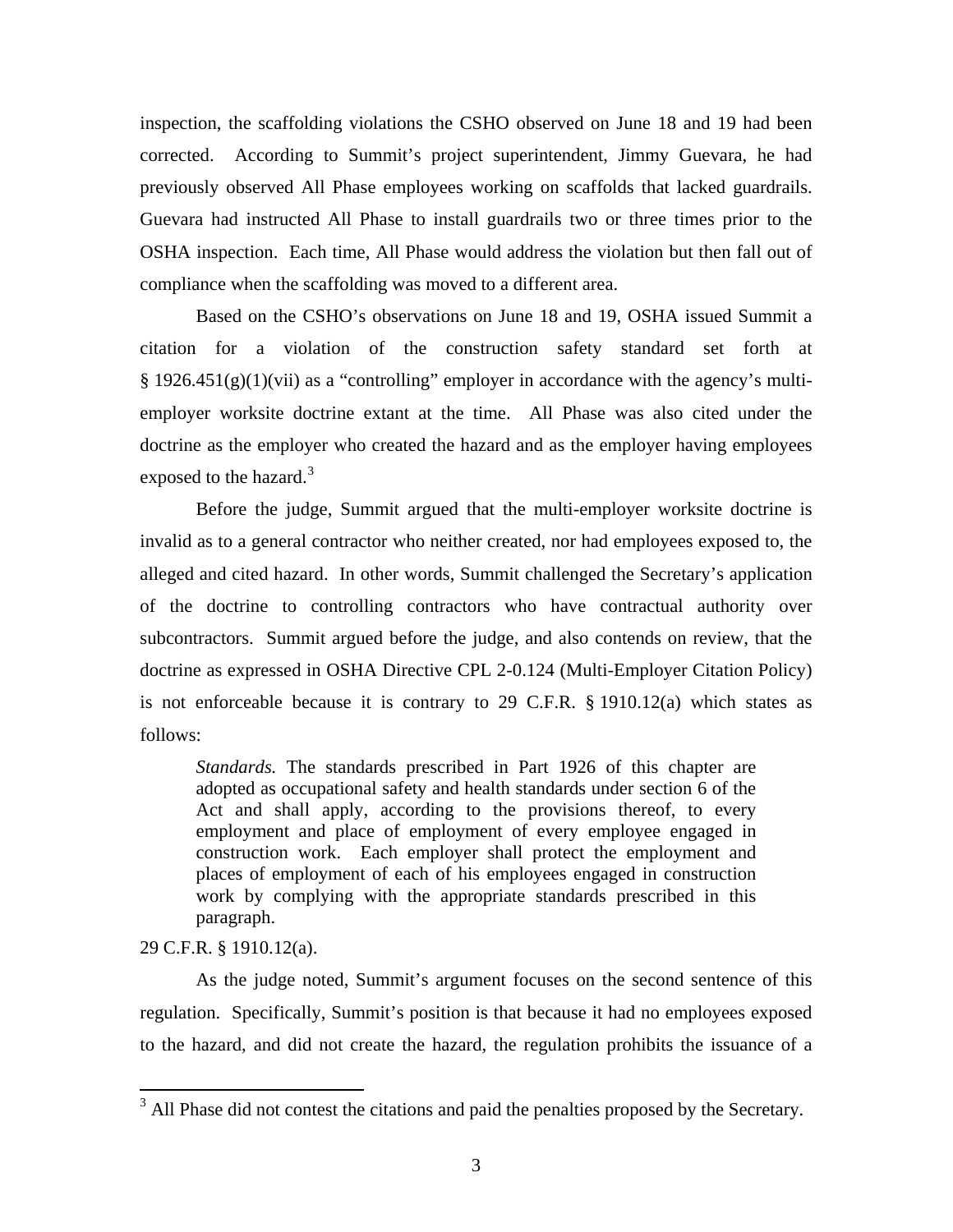inspection, the scaffolding violations the CSHO observed on June 18 and 19 had been corrected. According to Summit's project superintendent, Jimmy Guevara, he had previously observed All Phase employees working on scaffolds that lacked guardrails. Guevara had instructed All Phase to install guardrails two or three times prior to the OSHA inspection. Each time, All Phase would address the violation but then fall out of compliance when the scaffolding was moved to a different area.

Based on the CSHO's observations on June 18 and 19, OSHA issued Summit a citation for a violation of the construction safety standard set forth at § 1926.451(g)(1)(vii) as a "controlling" employer in accordance with the agency's multi-employer worksite doctrine extant at the time. All Phase was also cited under the doctrine as the employer who created the hazard and as the employer having employees exposed to the hazard.[3]

Before the judge, Summit argued that the multi-employer worksite doctrine is invalid as to a general contractor who neither created, nor had employees exposed to, the alleged and cited hazard. In other words, Summit challenged the Secretary's application of the doctrine to controlling contractors who have contractual authority over subcontractors. Summit argued before the judge, and also contends on review, that the doctrine as expressed in OSHA Directive CPL 2-0.124 (Multi-Employer Citation Policy) is not enforceable because it is contrary to 29 C.F.R. § 1910.12(a) which states as follows:

> *Standards.* The standards prescribed in Part 1926 of this chapter are adopted as occupational safety and health standards under section 6 of the Act and shall apply, according to the provisions thereof, to every employment and place of employment of every employee engaged in construction work. Each employer shall protect the employment and places of employment of each of his employees engaged in construction work by complying with the appropriate standards prescribed in this paragraph.

29 C.F.R. § 1910.12(a).

As the judge noted, Summit's argument focuses on the second sentence of this regulation. Specifically, Summit's position is that because it had no employees exposed to the hazard, and did not create the hazard, the regulation prohibits the issuance of a

[3] All Phase did not contest the citations and paid the penalties proposed by the Secretary.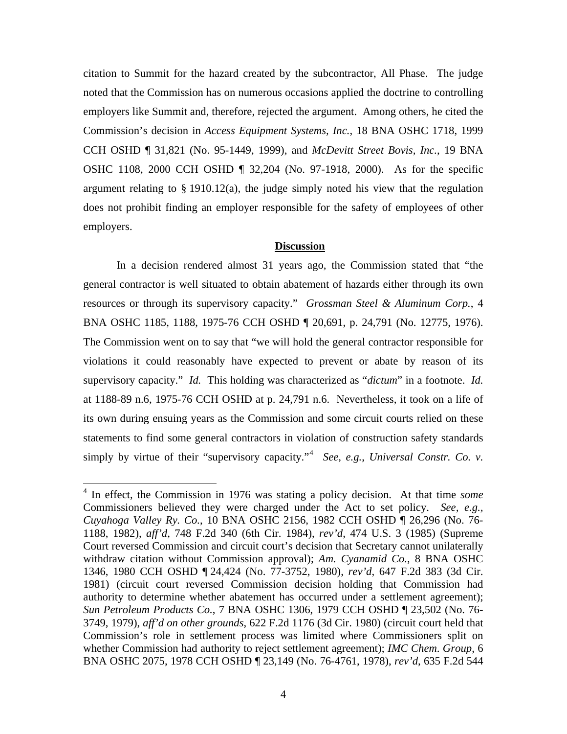citation to Summit for the hazard created by the subcontractor, All Phase. The judge noted that the Commission has on numerous occasions applied the doctrine to controlling employers like Summit and, therefore, rejected the argument. Among others, he cited the Commission's decision in *Access Equipment Systems, Inc.*, 18 BNA OSHC 1718, 1999 CCH OSHD ¶ 31,821 (No. 95-1449, 1999), and *McDevitt Street Bovis, Inc.*, 19 BNA OSHC 1108, 2000 CCH OSHD ¶ 32,204 (No. 97-1918, 2000). As for the specific argument relating to § 1910.12(a), the judge simply noted his view that the regulation does not prohibit finding an employer responsible for the safety of employees of other employers.

## Discussion

In a decision rendered almost 31 years ago, the Commission stated that "the general contractor is well situated to obtain abatement of hazards either through its own resources or through its supervisory capacity." *Grossman Steel & Aluminum Corp.*, 4 BNA OSHC 1185, 1188, 1975-76 CCH OSHD ¶ 20,691, p. 24,791 (No. 12775, 1976). The Commission went on to say that "we will hold the general contractor responsible for violations it could reasonably have expected to prevent or abate by reason of its supervisory capacity." *Id.* This holding was characterized as "*dictum*" in a footnote. *Id.* at 1188-89 n.6, 1975-76 CCH OSHD at p. 24,791 n.6. Nevertheless, it took on a life of its own during ensuing years as the Commission and some circuit courts relied on these statements to find some general contractors in violation of construction safety standards simply by virtue of their "supervisory capacity."[4] *See, e.g.*, *Universal Constr. Co. v.*

---

[4] In effect, the Commission in 1976 was stating a policy decision. At that time *some* Commissioners believed they were charged under the Act to set policy. *See, e.g.*, *Cuyahoga Valley Ry. Co.*, 10 BNA OSHC 2156, 1982 CCH OSHD ¶ 26,296 (No. 76-1188, 1982), *aff'd*, 748 F.2d 340 (6th Cir. 1984), *rev'd*, 474 U.S. 3 (1985) (Supreme Court reversed Commission and circuit court's decision that Secretary cannot unilaterally withdraw citation without Commission approval); *Am. Cyanamid Co.*, 8 BNA OSHC 1346, 1980 CCH OSHD ¶ 24,424 (No. 77-3752, 1980), *rev'd*, 647 F.2d 383 (3d Cir. 1981) (circuit court reversed Commission decision holding that Commission had authority to determine whether abatement has occurred under a settlement agreement); *Sun Petroleum Products Co.*, 7 BNA OSHC 1306, 1979 CCH OSHD ¶ 23,502 (No. 76-3749, 1979), *aff'd on other grounds*, 622 F.2d 1176 (3d Cir. 1980) (circuit court held that Commission's role in settlement process was limited where Commissioners split on whether Commission had authority to reject settlement agreement); *IMC Chem. Group*, 6 BNA OSHC 2075, 1978 CCH OSHD ¶ 23,149 (No. 76-4761, 1978), *rev'd*, 635 F.2d 544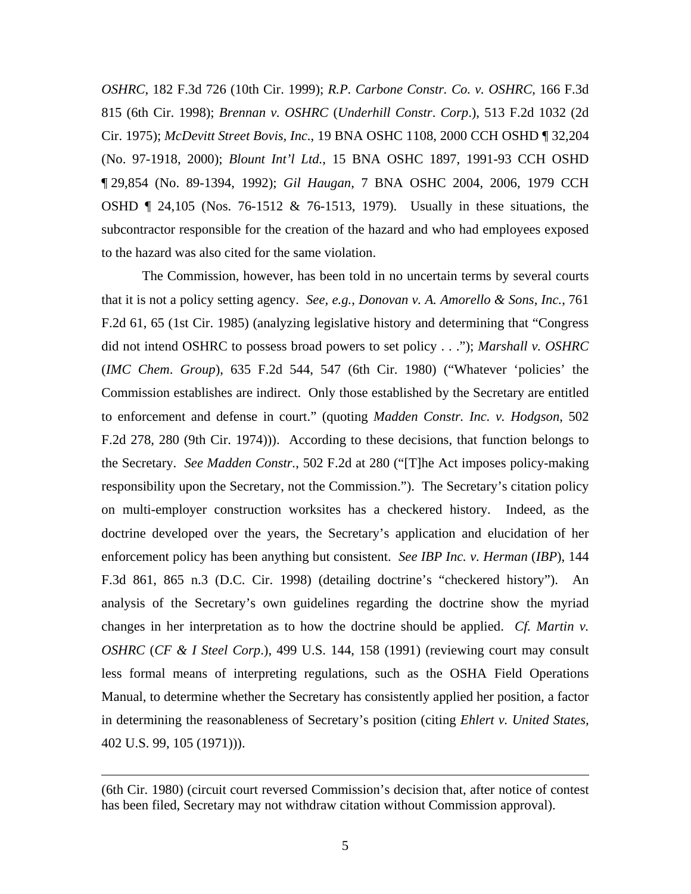*OSHRC*, 182 F.3d 726 (10th Cir. 1999); *R.P. Carbone Constr. Co. v. OSHRC*, 166 F.3d 815 (6th Cir. 1998); *Brennan v. OSHRC* (*Underhill Constr. Corp.*), 513 F.2d 1032 (2d Cir. 1975); *McDevitt Street Bovis, Inc.*, 19 BNA OSHC 1108, 2000 CCH OSHD ¶ 32,204 (No. 97-1918, 2000); *Blount Int'l Ltd.*, 15 BNA OSHC 1897, 1991-93 CCH OSHD ¶ 29,854 (No. 89-1394, 1992); *Gil Haugan*, 7 BNA OSHC 2004, 2006, 1979 CCH OSHD ¶ 24,105 (Nos. 76-1512 & 76-1513, 1979). Usually in these situations, the subcontractor responsible for the creation of the hazard and who had employees exposed to the hazard was also cited for the same violation.

The Commission, however, has been told in no uncertain terms by several courts that it is not a policy setting agency. *See, e.g.*, *Donovan v. A. Amorello & Sons, Inc.*, 761 F.2d 61, 65 (1st Cir. 1985) (analyzing legislative history and determining that "Congress did not intend OSHRC to possess broad powers to set policy . . ."); *Marshall v. OSHRC* (*IMC Chem. Group*), 635 F.2d 544, 547 (6th Cir. 1980) ("Whatever 'policies' the Commission establishes are indirect. Only those established by the Secretary are entitled to enforcement and defense in court." (quoting *Madden Constr. Inc. v. Hodgson*, 502 F.2d 278, 280 (9th Cir. 1974))). According to these decisions, that function belongs to the Secretary. *See Madden Constr.*, 502 F.2d at 280 ("[T]he Act imposes policy-making responsibility upon the Secretary, not the Commission."). The Secretary's citation policy on multi-employer construction worksites has a checkered history. Indeed, as the doctrine developed over the years, the Secretary's application and elucidation of her enforcement policy has been anything but consistent. *See IBP Inc. v. Herman* (*IBP*), 144 F.3d 861, 865 n.3 (D.C. Cir. 1998) (detailing doctrine's "checkered history"). An analysis of the Secretary's own guidelines regarding the doctrine show the myriad changes in her interpretation as to how the doctrine should be applied. *Cf. Martin v. OSHRC* (*CF & I Steel Corp.*), 499 U.S. 144, 158 (1991) (reviewing court may consult less formal means of interpreting regulations, such as the OSHA Field Operations Manual, to determine whether the Secretary has consistently applied her position, a factor in determining the reasonableness of Secretary's position (citing *Ehlert v. United States*, 402 U.S. 99, 105 (1971))).

---

(6th Cir. 1980) (circuit court reversed Commission's decision that, after notice of contest has been filed, Secretary may not withdraw citation without Commission approval).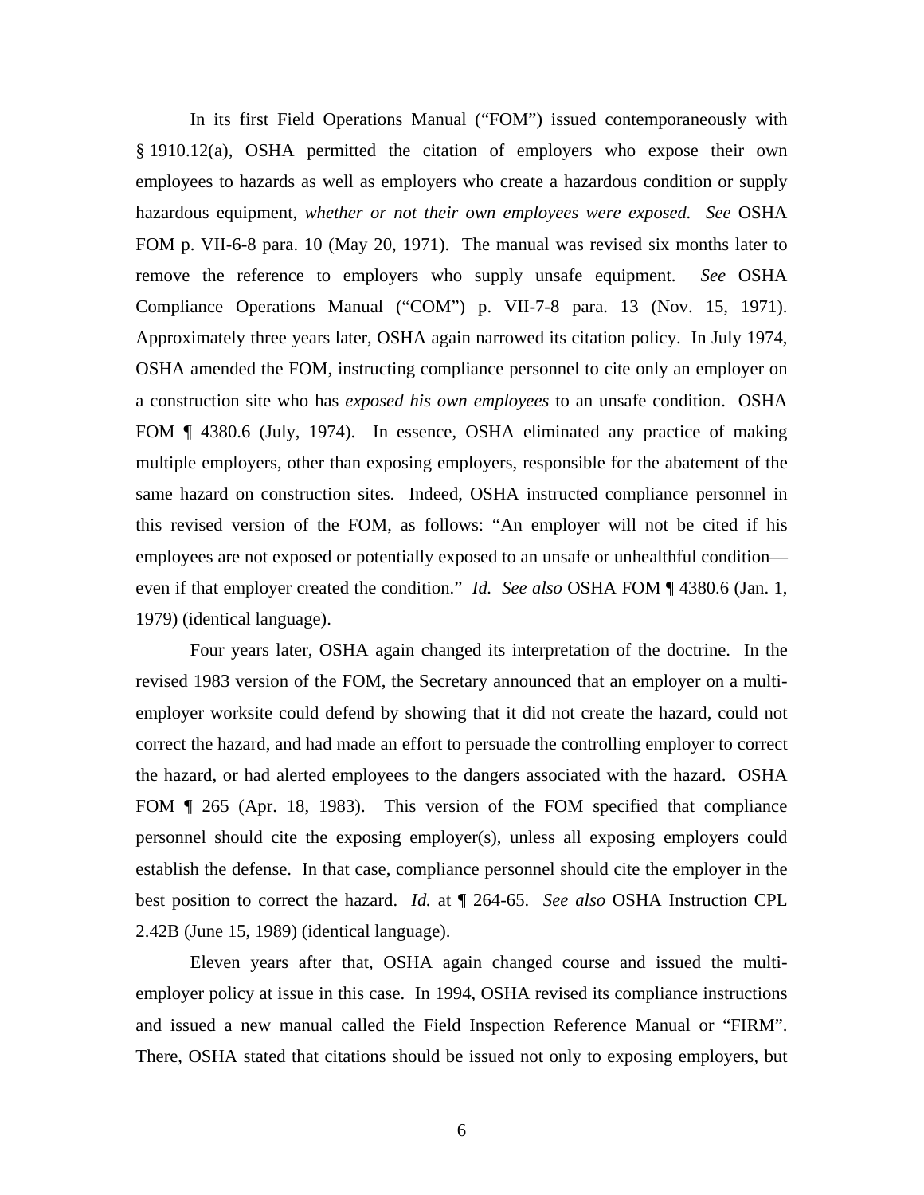In its first Field Operations Manual ("FOM") issued contemporaneously with § 1910.12(a), OSHA permitted the citation of employers who expose their own employees to hazards as well as employers who create a hazardous condition or supply hazardous equipment, *whether or not their own employees were exposed. See* OSHA FOM p. VII-6-8 para. 10 (May 20, 1971). The manual was revised six months later to remove the reference to employers who supply unsafe equipment. *See* OSHA Compliance Operations Manual ("COM") p. VII-7-8 para. 13 (Nov. 15, 1971). Approximately three years later, OSHA again narrowed its citation policy. In July 1974, OSHA amended the FOM, instructing compliance personnel to cite only an employer on a construction site who has *exposed his own employees* to an unsafe condition. OSHA FOM ¶ 4380.6 (July, 1974). In essence, OSHA eliminated any practice of making multiple employers, other than exposing employers, responsible for the abatement of the same hazard on construction sites. Indeed, OSHA instructed compliance personnel in this revised version of the FOM, as follows: "An employer will not be cited if his employees are not exposed or potentially exposed to an unsafe or unhealthful condition—even if that employer created the condition." *Id. See also* OSHA FOM ¶ 4380.6 (Jan. 1, 1979) (identical language).

Four years later, OSHA again changed its interpretation of the doctrine. In the revised 1983 version of the FOM, the Secretary announced that an employer on a multi-employer worksite could defend by showing that it did not create the hazard, could not correct the hazard, and had made an effort to persuade the controlling employer to correct the hazard, or had alerted employees to the dangers associated with the hazard. OSHA FOM ¶ 265 (Apr. 18, 1983). This version of the FOM specified that compliance personnel should cite the exposing employer(s), unless all exposing employers could establish the defense. In that case, compliance personnel should cite the employer in the best position to correct the hazard. *Id.* at ¶ 264-65. *See also* OSHA Instruction CPL 2.42B (June 15, 1989) (identical language).

Eleven years after that, OSHA again changed course and issued the multi-employer policy at issue in this case. In 1994, OSHA revised its compliance instructions and issued a new manual called the Field Inspection Reference Manual or "FIRM". There, OSHA stated that citations should be issued not only to exposing employers, but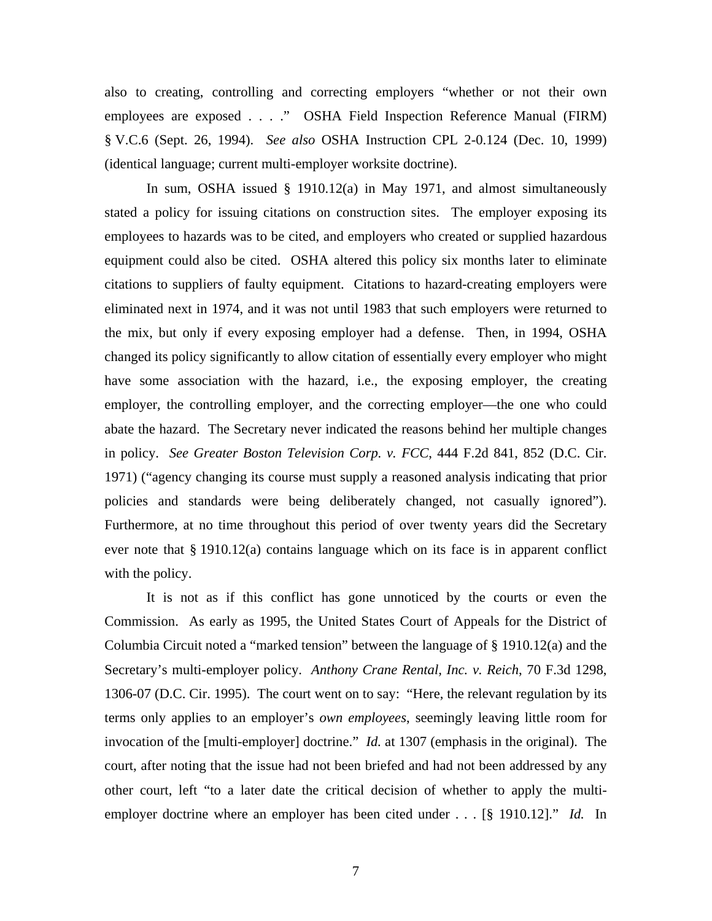also to creating, controlling and correcting employers "whether or not their own employees are exposed . . . ." OSHA Field Inspection Reference Manual (FIRM) § V.C.6 (Sept. 26, 1994). *See also* OSHA Instruction CPL 2-0.124 (Dec. 10, 1999) (identical language; current multi-employer worksite doctrine).

In sum, OSHA issued § 1910.12(a) in May 1971, and almost simultaneously stated a policy for issuing citations on construction sites. The employer exposing its employees to hazards was to be cited, and employers who created or supplied hazardous equipment could also be cited. OSHA altered this policy six months later to eliminate citations to suppliers of faulty equipment. Citations to hazard-creating employers were eliminated next in 1974, and it was not until 1983 that such employers were returned to the mix, but only if every exposing employer had a defense. Then, in 1994, OSHA changed its policy significantly to allow citation of essentially every employer who might have some association with the hazard, i.e., the exposing employer, the creating employer, the controlling employer, and the correcting employer—the one who could abate the hazard. The Secretary never indicated the reasons behind her multiple changes in policy. *See Greater Boston Television Corp. v. FCC*, 444 F.2d 841, 852 (D.C. Cir. 1971) ("agency changing its course must supply a reasoned analysis indicating that prior policies and standards were being deliberately changed, not casually ignored"). Furthermore, at no time throughout this period of over twenty years did the Secretary ever note that § 1910.12(a) contains language which on its face is in apparent conflict with the policy.

It is not as if this conflict has gone unnoticed by the courts or even the Commission. As early as 1995, the United States Court of Appeals for the District of Columbia Circuit noted a "marked tension" between the language of § 1910.12(a) and the Secretary's multi-employer policy. *Anthony Crane Rental, Inc. v. Reich*, 70 F.3d 1298, 1306-07 (D.C. Cir. 1995). The court went on to say: "Here, the relevant regulation by its terms only applies to an employer's *own employees*, seemingly leaving little room for invocation of the [multi-employer] doctrine." *Id.* at 1307 (emphasis in the original). The court, after noting that the issue had not been briefed and had not been addressed by any other court, left "to a later date the critical decision of whether to apply the multi-employer doctrine where an employer has been cited under . . . [§ 1910.12]." *Id.* In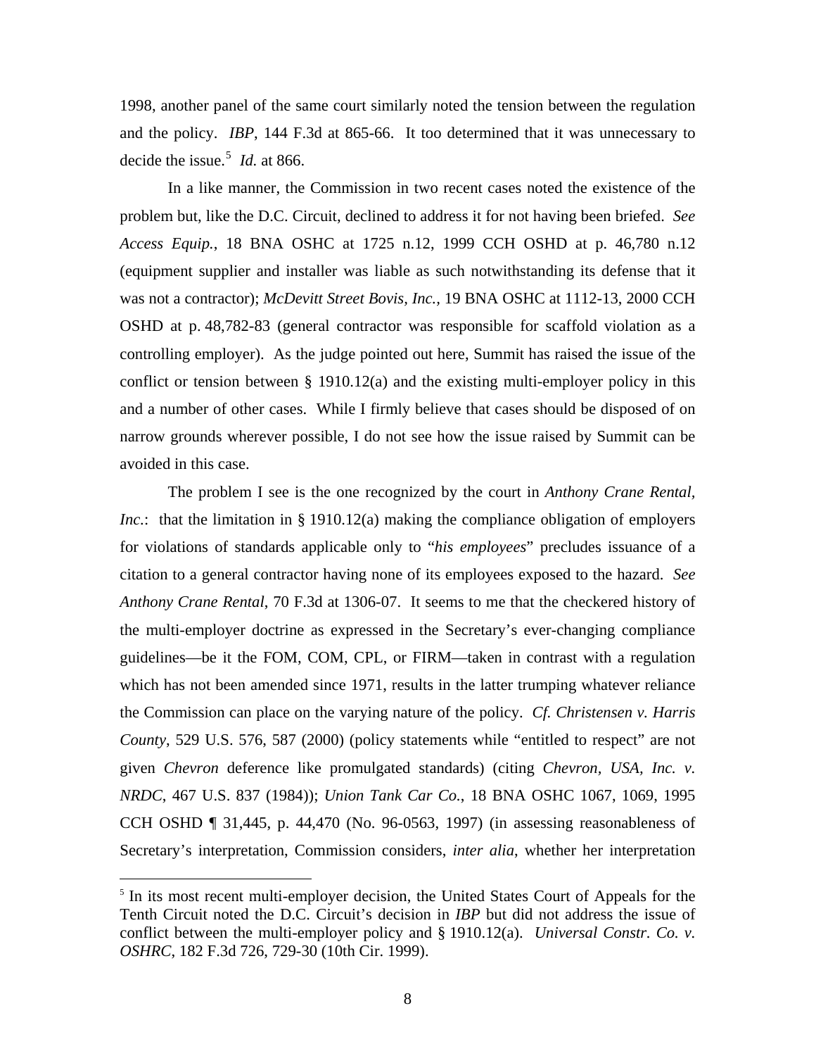1998, another panel of the same court similarly noted the tension between the regulation and the policy. *IBP*, 144 F.3d at 865-66. It too determined that it was unnecessary to decide the issue.[5] *Id.* at 866.

In a like manner, the Commission in two recent cases noted the existence of the problem but, like the D.C. Circuit, declined to address it for not having been briefed. *See Access Equip.*, 18 BNA OSHC at 1725 n.12, 1999 CCH OSHD at p. 46,780 n.12 (equipment supplier and installer was liable as such notwithstanding its defense that it was not a contractor); *McDevitt Street Bovis, Inc.*, 19 BNA OSHC at 1112-13, 2000 CCH OSHD at p. 48,782-83 (general contractor was responsible for scaffold violation as a controlling employer). As the judge pointed out here, Summit has raised the issue of the conflict or tension between § 1910.12(a) and the existing multi-employer policy in this and a number of other cases. While I firmly believe that cases should be disposed of on narrow grounds wherever possible, I do not see how the issue raised by Summit can be avoided in this case.

The problem I see is the one recognized by the court in *Anthony Crane Rental, Inc.*: that the limitation in § 1910.12(a) making the compliance obligation of employers for violations of standards applicable only to "*his employees*" precludes issuance of a citation to a general contractor having none of its employees exposed to the hazard. *See Anthony Crane Rental*, 70 F.3d at 1306-07. It seems to me that the checkered history of the multi-employer doctrine as expressed in the Secretary's ever-changing compliance guidelines—be it the FOM, COM, CPL, or FIRM—taken in contrast with a regulation which has not been amended since 1971, results in the latter trumping whatever reliance the Commission can place on the varying nature of the policy. *Cf. Christensen v. Harris County*, 529 U.S. 576, 587 (2000) (policy statements while "entitled to respect" are not given *Chevron* deference like promulgated standards) (citing *Chevron, USA, Inc. v. NRDC*, 467 U.S. 837 (1984)); *Union Tank Car Co.*, 18 BNA OSHC 1067, 1069, 1995 CCH OSHD ¶ 31,445, p. 44,470 (No. 96-0563, 1997) (in assessing reasonableness of Secretary's interpretation, Commission considers, *inter alia*, whether her interpretation

---

[5] In its most recent multi-employer decision, the United States Court of Appeals for the Tenth Circuit noted the D.C. Circuit's decision in *IBP* but did not address the issue of conflict between the multi-employer policy and § 1910.12(a). *Universal Constr. Co. v. OSHRC*, 182 F.3d 726, 729-30 (10th Cir. 1999).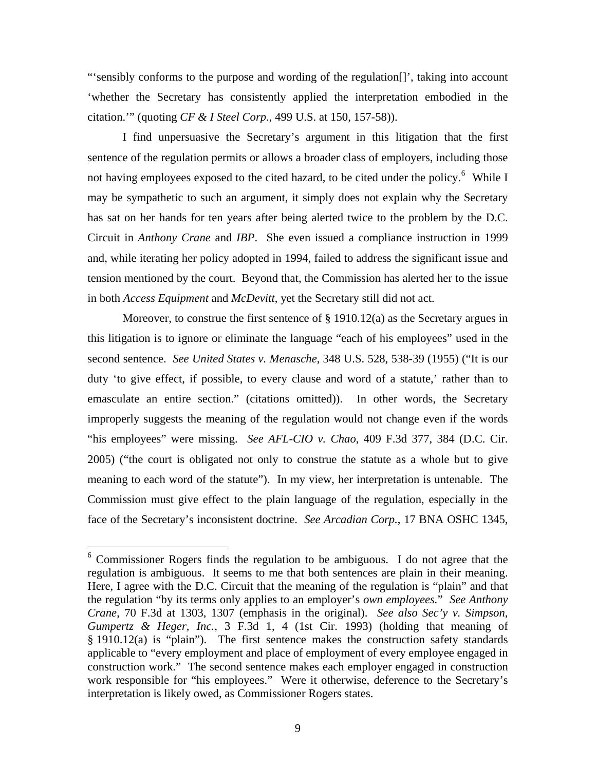"'sensibly conforms to the purpose and wording of the regulation[]', taking into account 'whether the Secretary has consistently applied the interpretation embodied in the citation.'" (quoting *CF & I Steel Corp.*, 499 U.S. at 150, 157-58)).

I find unpersuasive the Secretary's argument in this litigation that the first sentence of the regulation permits or allows a broader class of employers, including those not having employees exposed to the cited hazard, to be cited under the policy.[6] While I may be sympathetic to such an argument, it simply does not explain why the Secretary has sat on her hands for ten years after being alerted twice to the problem by the D.C. Circuit in *Anthony Crane* and *IBP*. She even issued a compliance instruction in 1999 and, while iterating her policy adopted in 1994, failed to address the significant issue and tension mentioned by the court. Beyond that, the Commission has alerted her to the issue in both *Access Equipment* and *McDevitt*, yet the Secretary still did not act.

Moreover, to construe the first sentence of § 1910.12(a) as the Secretary argues in this litigation is to ignore or eliminate the language "each of his employees" used in the second sentence. *See United States v. Menasche*, 348 U.S. 528, 538-39 (1955) ("It is our duty 'to give effect, if possible, to every clause and word of a statute,' rather than to emasculate an entire section." (citations omitted)). In other words, the Secretary improperly suggests the meaning of the regulation would not change even if the words "his employees" were missing. *See AFL-CIO v. Chao*, 409 F.3d 377, 384 (D.C. Cir. 2005) ("the court is obligated not only to construe the statute as a whole but to give meaning to each word of the statute"). In my view, her interpretation is untenable. The Commission must give effect to the plain language of the regulation, especially in the face of the Secretary's inconsistent doctrine. *See Arcadian Corp.*, 17 BNA OSHC 1345,

---

[6] Commissioner Rogers finds the regulation to be ambiguous. I do not agree that the regulation is ambiguous. It seems to me that both sentences are plain in their meaning. Here, I agree with the D.C. Circuit that the meaning of the regulation is "plain" and that the regulation "by its terms only applies to an employer's *own employees.*" *See Anthony Crane*, 70 F.3d at 1303, 1307 (emphasis in the original). *See also Sec'y v. Simpson, Gumpertz & Heger, Inc.*, 3 F.3d 1, 4 (1st Cir. 1993) (holding that meaning of § 1910.12(a) is "plain"). The first sentence makes the construction safety standards applicable to "every employment and place of employment of every employee engaged in construction work." The second sentence makes each employer engaged in construction work responsible for "his employees." Were it otherwise, deference to the Secretary's interpretation is likely owed, as Commissioner Rogers states.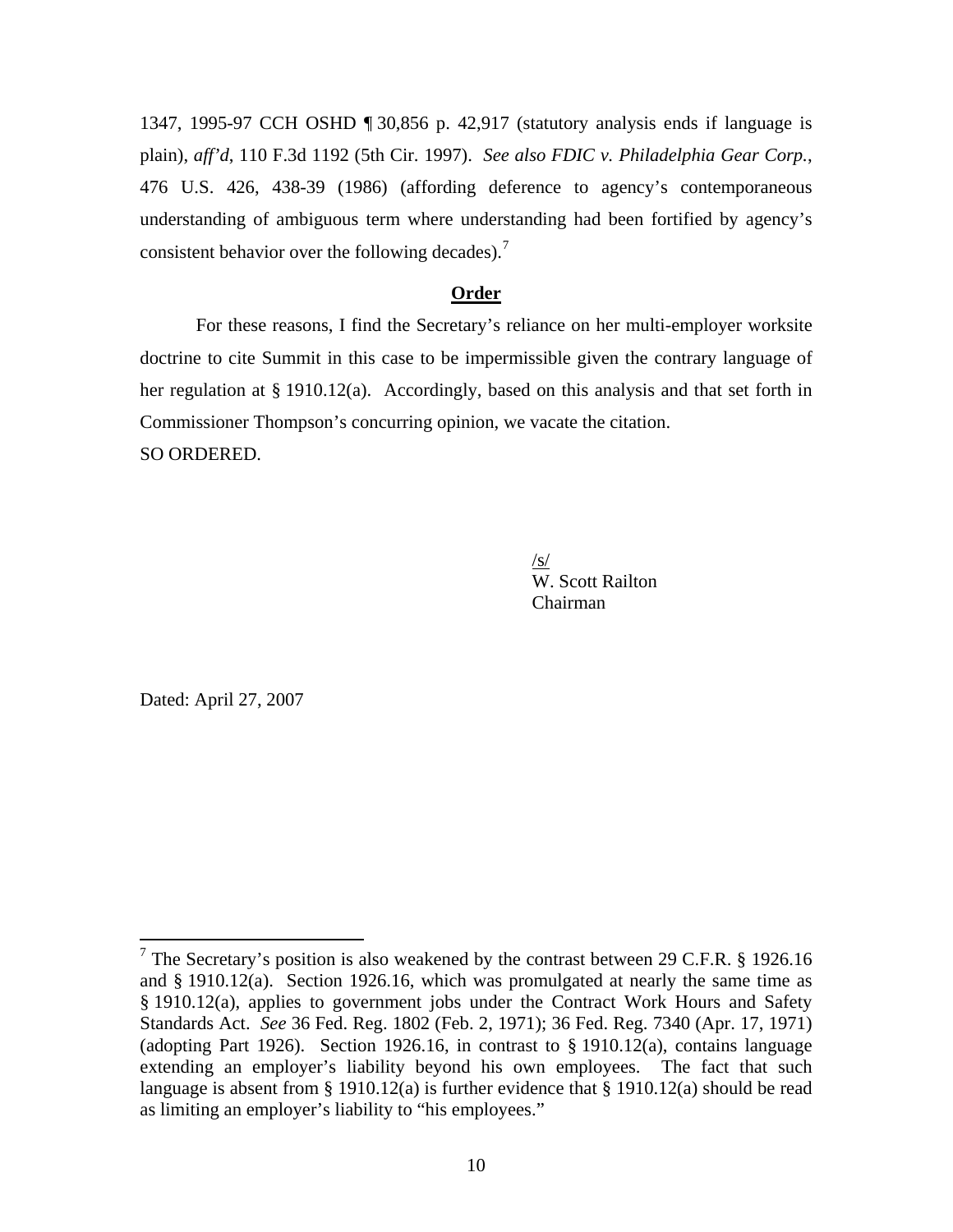1347, 1995-97 CCH OSHD ¶ 30,856 p. 42,917 (statutory analysis ends if language is plain), *aff'd*, 110 F.3d 1192 (5th Cir. 1997). *See also FDIC v. Philadelphia Gear Corp.*, 476 U.S. 426, 438-39 (1986) (affording deference to agency's contemporaneous understanding of ambiguous term where understanding had been fortified by agency's consistent behavior over the following decades).[7]

## **Order**

For these reasons, I find the Secretary's reliance on her multi-employer worksite doctrine to cite Summit in this case to be impermissible given the contrary language of her regulation at § 1910.12(a). Accordingly, based on this analysis and that set forth in Commissioner Thompson's concurring opinion, we vacate the citation.

SO ORDERED.

/s/
W. Scott Railton
Chairman

Dated: April 27, 2007

---

[7] The Secretary's position is also weakened by the contrast between 29 C.F.R. § 1926.16 and § 1910.12(a). Section 1926.16, which was promulgated at nearly the same time as § 1910.12(a), applies to government jobs under the Contract Work Hours and Safety Standards Act. *See* 36 Fed. Reg. 1802 (Feb. 2, 1971); 36 Fed. Reg. 7340 (Apr. 17, 1971) (adopting Part 1926). Section 1926.16, in contrast to § 1910.12(a), contains language extending an employer's liability beyond his own employees. The fact that such language is absent from § 1910.12(a) is further evidence that § 1910.12(a) should be read as limiting an employer's liability to "his employees."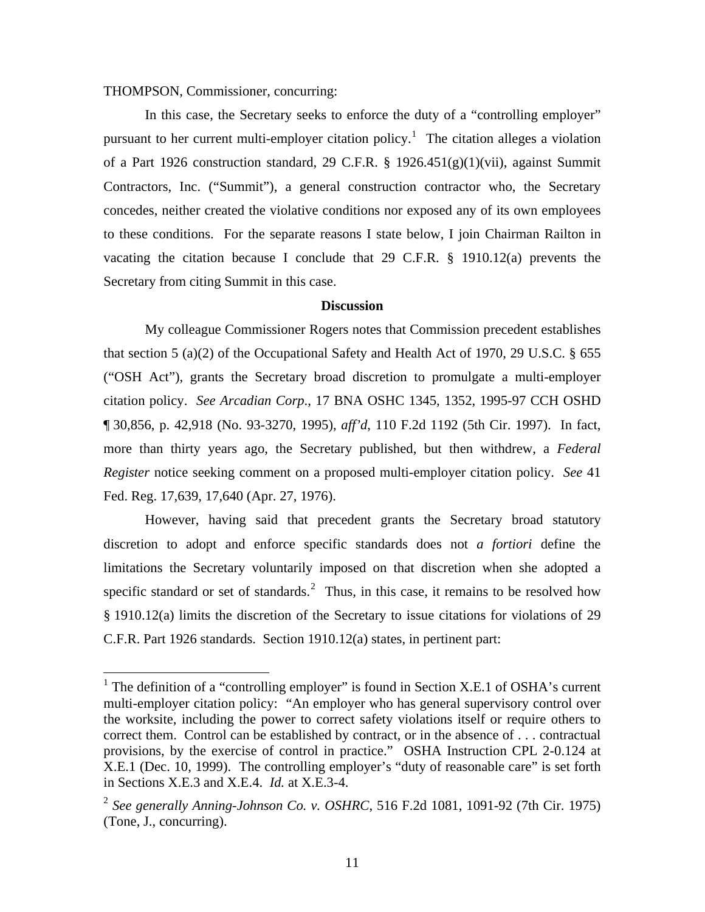THOMPSON, Commissioner, concurring:

In this case, the Secretary seeks to enforce the duty of a "controlling employer" pursuant to her current multi-employer citation policy.[1] The citation alleges a violation of a Part 1926 construction standard, 29 C.F.R. § 1926.451(g)(1)(vii), against Summit Contractors, Inc. ("Summit"), a general construction contractor who, the Secretary concedes, neither created the violative conditions nor exposed any of its own employees to these conditions. For the separate reasons I state below, I join Chairman Railton in vacating the citation because I conclude that 29 C.F.R. § 1910.12(a) prevents the Secretary from citing Summit in this case.

**Discussion**

My colleague Commissioner Rogers notes that Commission precedent establishes that section 5 (a)(2) of the Occupational Safety and Health Act of 1970, 29 U.S.C. § 655 ("OSH Act"), grants the Secretary broad discretion to promulgate a multi-employer citation policy. *See Arcadian Corp*., 17 BNA OSHC 1345, 1352, 1995-97 CCH OSHD ¶ 30,856, p. 42,918 (No. 93-3270, 1995), *aff'd*, 110 F.2d 1192 (5th Cir. 1997). In fact, more than thirty years ago, the Secretary published, but then withdrew, a *Federal Register* notice seeking comment on a proposed multi-employer citation policy. *See* 41 Fed. Reg. 17,639, 17,640 (Apr. 27, 1976).

However, having said that precedent grants the Secretary broad statutory discretion to adopt and enforce specific standards does not *a fortiori* define the limitations the Secretary voluntarily imposed on that discretion when she adopted a specific standard or set of standards.[2] Thus, in this case, it remains to be resolved how § 1910.12(a) limits the discretion of the Secretary to issue citations for violations of 29 C.F.R. Part 1926 standards. Section 1910.12(a) states, in pertinent part:

---

[1] The definition of a "controlling employer" is found in Section X.E.1 of OSHA's current multi-employer citation policy: "An employer who has general supervisory control over the worksite, including the power to correct safety violations itself or require others to correct them. Control can be established by contract, or in the absence of . . . contractual provisions, by the exercise of control in practice." OSHA Instruction CPL 2-0.124 at X.E.1 (Dec. 10, 1999). The controlling employer's "duty of reasonable care" is set forth in Sections X.E.3 and X.E.4. *Id.* at X.E.3-4.

[2] *See generally Anning-Johnson Co. v. OSHRC*, 516 F.2d 1081, 1091-92 (7th Cir. 1975) (Tone, J., concurring).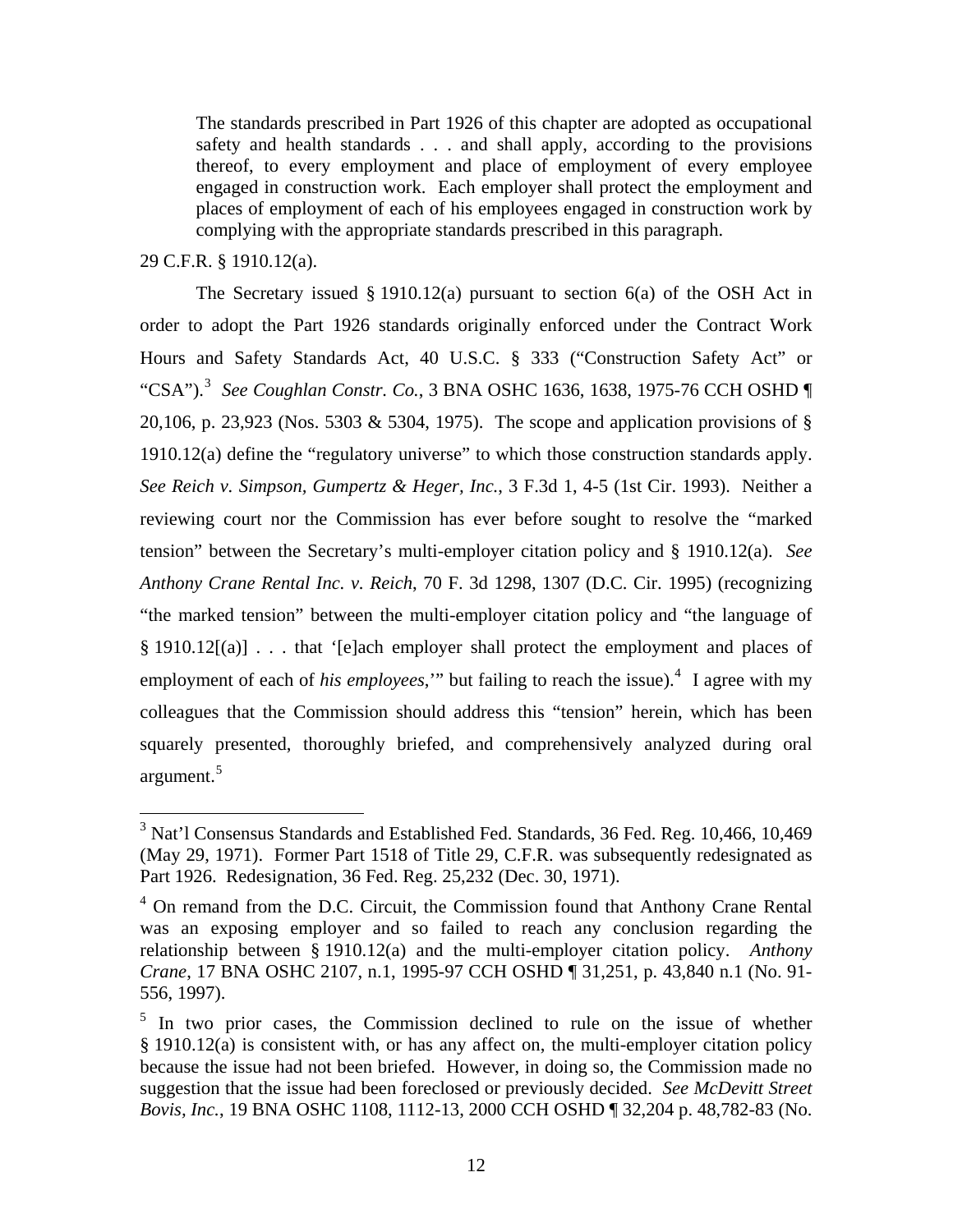> The standards prescribed in Part 1926 of this chapter are adopted as occupational safety and health standards . . . and shall apply, according to the provisions thereof, to every employment and place of employment of every employee engaged in construction work. Each employer shall protect the employment and places of employment of each of his employees engaged in construction work by complying with the appropriate standards prescribed in this paragraph.

29 C.F.R. § 1910.12(a).

The Secretary issued § 1910.12(a) pursuant to section 6(a) of the OSH Act in order to adopt the Part 1926 standards originally enforced under the Contract Work Hours and Safety Standards Act, 40 U.S.C. § 333 ("Construction Safety Act" or "CSA").[3] *See Coughlan Constr. Co.*, 3 BNA OSHC 1636, 1638, 1975-76 CCH OSHD ¶ 20,106, p. 23,923 (Nos. 5303 & 5304, 1975). The scope and application provisions of § 1910.12(a) define the "regulatory universe" to which those construction standards apply. *See Reich v. Simpson, Gumpertz & Heger, Inc.*, 3 F.3d 1, 4-5 (1st Cir. 1993). Neither a reviewing court nor the Commission has ever before sought to resolve the "marked tension" between the Secretary's multi-employer citation policy and § 1910.12(a). *See Anthony Crane Rental Inc. v. Reich*, 70 F. 3d 1298, 1307 (D.C. Cir. 1995) (recognizing "the marked tension" between the multi-employer citation policy and "the language of § 1910.12[(a)] . . . that '[e]ach employer shall protect the employment and places of employment of each of *his employees*,'" but failing to reach the issue).[4] I agree with my colleagues that the Commission should address this "tension" herein, which has been squarely presented, thoroughly briefed, and comprehensively analyzed during oral argument.[5]

---

[3] Nat'l Consensus Standards and Established Fed. Standards, 36 Fed. Reg. 10,466, 10,469 (May 29, 1971). Former Part 1518 of Title 29, C.F.R. was subsequently redesignated as Part 1926. Redesignation, 36 Fed. Reg. 25,232 (Dec. 30, 1971).

[4] On remand from the D.C. Circuit, the Commission found that Anthony Crane Rental was an exposing employer and so failed to reach any conclusion regarding the relationship between § 1910.12(a) and the multi-employer citation policy. *Anthony Crane*, 17 BNA OSHC 2107, n.1, 1995-97 CCH OSHD ¶ 31,251, p. 43,840 n.1 (No. 91-556, 1997).

[5] In two prior cases, the Commission declined to rule on the issue of whether § 1910.12(a) is consistent with, or has any affect on, the multi-employer citation policy because the issue had not been briefed. However, in doing so, the Commission made no suggestion that the issue had been foreclosed or previously decided. *See McDevitt Street Bovis, Inc.*, 19 BNA OSHC 1108, 1112-13, 2000 CCH OSHD ¶ 32,204 p. 48,782-83 (No.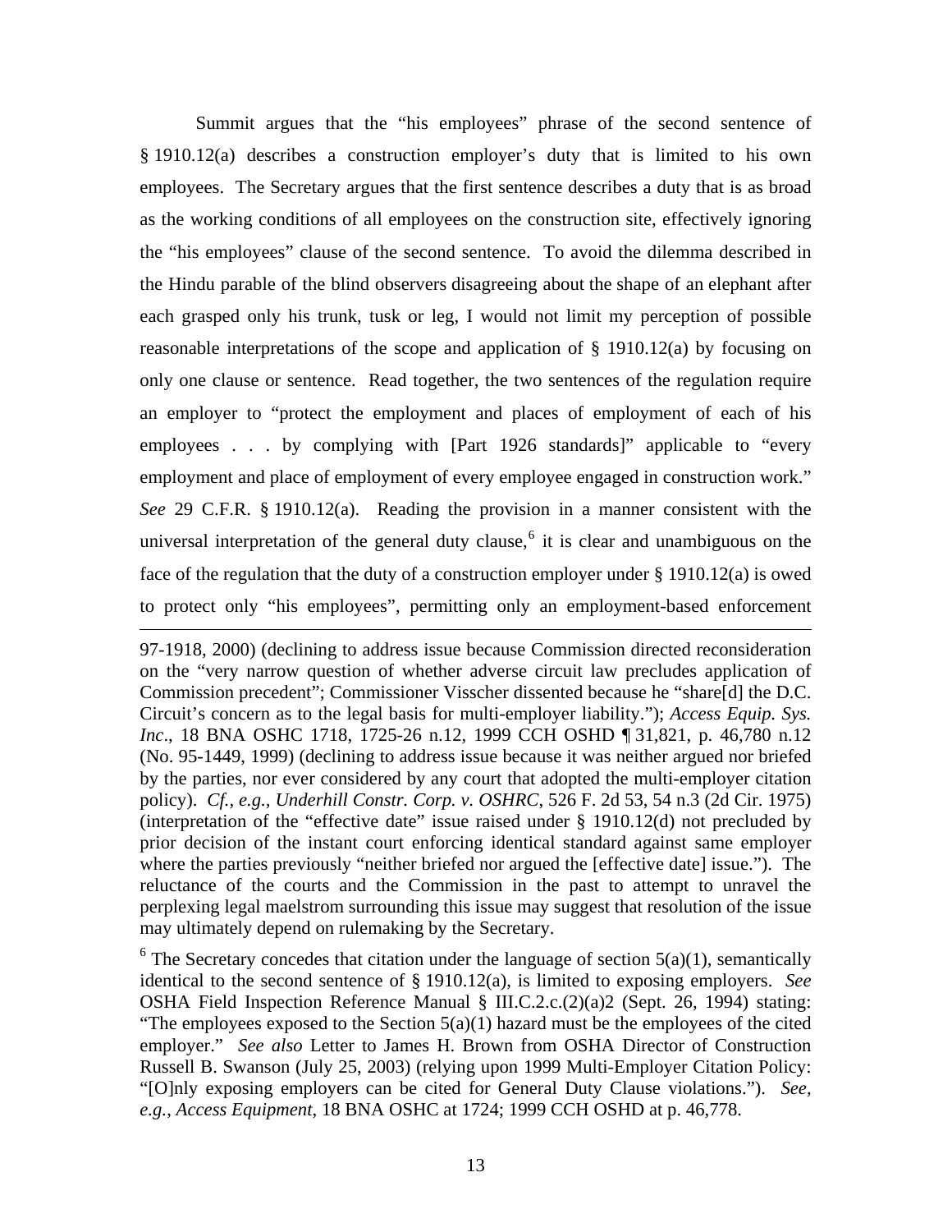Summit argues that the "his employees" phrase of the second sentence of § 1910.12(a) describes a construction employer's duty that is limited to his own employees. The Secretary argues that the first sentence describes a duty that is as broad as the working conditions of all employees on the construction site, effectively ignoring the "his employees" clause of the second sentence. To avoid the dilemma described in the Hindu parable of the blind observers disagreeing about the shape of an elephant after each grasped only his trunk, tusk or leg, I would not limit my perception of possible reasonable interpretations of the scope and application of § 1910.12(a) by focusing on only one clause or sentence. Read together, the two sentences of the regulation require an employer to "protect the employment and places of employment of each of his employees . . . by complying with [Part 1926 standards]" applicable to "every employment and place of employment of every employee engaged in construction work." *See* 29 C.F.R. § 1910.12(a). Reading the provision in a manner consistent with the universal interpretation of the general duty clause,[6] it is clear and unambiguous on the face of the regulation that the duty of a construction employer under § 1910.12(a) is owed to protect only "his employees", permitting only an employment-based enforcement

97-1918, 2000) (declining to address issue because Commission directed reconsideration on the "very narrow question of whether adverse circuit law precludes application of Commission precedent"; Commissioner Visscher dissented because he "share[d] the D.C. Circuit's concern as to the legal basis for multi-employer liability."); *Access Equip. Sys. Inc*., 18 BNA OSHC 1718, 1725-26 n.12, 1999 CCH OSHD ¶ 31,821, p. 46,780 n.12 (No. 95-1449, 1999) (declining to address issue because it was neither argued nor briefed by the parties, nor ever considered by any court that adopted the multi-employer citation policy). *Cf., e.g., Underhill Constr. Corp. v. OSHRC*, 526 F. 2d 53, 54 n.3 (2d Cir. 1975) (interpretation of the "effective date" issue raised under § 1910.12(d) not precluded by prior decision of the instant court enforcing identical standard against same employer where the parties previously "neither briefed nor argued the [effective date] issue."). The reluctance of the courts and the Commission in the past to attempt to unravel the perplexing legal maelstrom surrounding this issue may suggest that resolution of the issue may ultimately depend on rulemaking by the Secretary.

[6] The Secretary concedes that citation under the language of section 5(a)(1), semantically identical to the second sentence of § 1910.12(a), is limited to exposing employers. *See* OSHA Field Inspection Reference Manual § III.C.2.c.(2)(a)2 (Sept. 26, 1994) stating: "The employees exposed to the Section 5(a)(1) hazard must be the employees of the cited employer." *See also* Letter to James H. Brown from OSHA Director of Construction Russell B. Swanson (July 25, 2003) (relying upon 1999 Multi-Employer Citation Policy: "[O]nly exposing employers can be cited for General Duty Clause violations."). *See, e.g., Access Equipment*, 18 BNA OSHC at 1724; 1999 CCH OSHD at p. 46,778.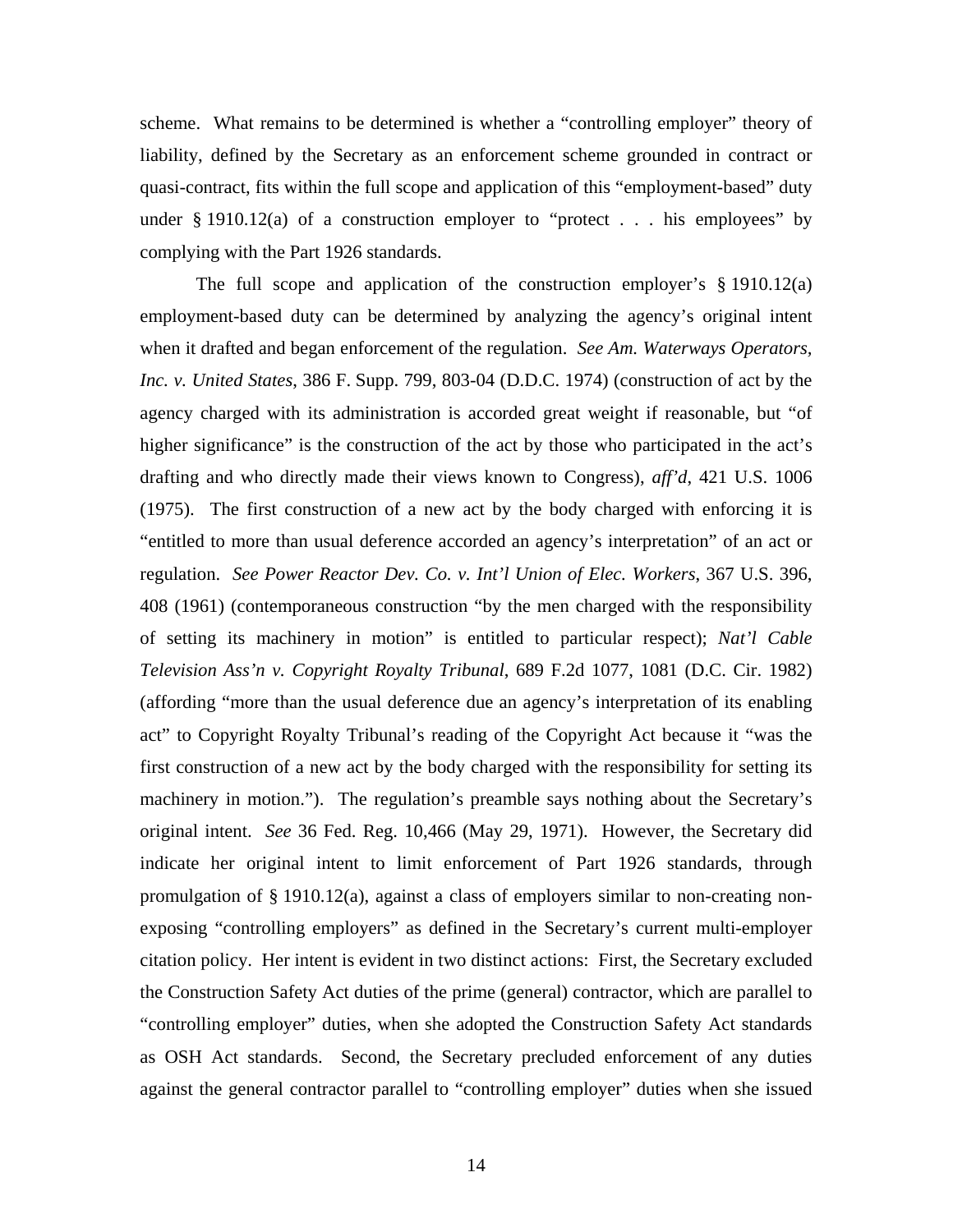scheme. What remains to be determined is whether a "controlling employer" theory of liability, defined by the Secretary as an enforcement scheme grounded in contract or quasi-contract, fits within the full scope and application of this "employment-based" duty under § 1910.12(a) of a construction employer to "protect . . . his employees" by complying with the Part 1926 standards.

The full scope and application of the construction employer's § 1910.12(a) employment-based duty can be determined by analyzing the agency's original intent when it drafted and began enforcement of the regulation. *See Am. Waterways Operators, Inc. v. United States*, 386 F. Supp. 799, 803-04 (D.D.C. 1974) (construction of act by the agency charged with its administration is accorded great weight if reasonable, but "of higher significance" is the construction of the act by those who participated in the act's drafting and who directly made their views known to Congress), *aff'd*, 421 U.S. 1006 (1975). The first construction of a new act by the body charged with enforcing it is "entitled to more than usual deference accorded an agency's interpretation" of an act or regulation. *See Power Reactor Dev. Co. v. Int'l Union of Elec. Workers*, 367 U.S. 396, 408 (1961) (contemporaneous construction "by the men charged with the responsibility of setting its machinery in motion" is entitled to particular respect); *Nat'l Cable Television Ass'n v. Copyright Royalty Tribunal*, 689 F.2d 1077, 1081 (D.C. Cir. 1982) (affording "more than the usual deference due an agency's interpretation of its enabling act" to Copyright Royalty Tribunal's reading of the Copyright Act because it "was the first construction of a new act by the body charged with the responsibility for setting its machinery in motion."). The regulation's preamble says nothing about the Secretary's original intent. *See* 36 Fed. Reg. 10,466 (May 29, 1971). However, the Secretary did indicate her original intent to limit enforcement of Part 1926 standards, through promulgation of § 1910.12(a), against a class of employers similar to non-creating non-exposing "controlling employers" as defined in the Secretary's current multi-employer citation policy. Her intent is evident in two distinct actions: First, the Secretary excluded the Construction Safety Act duties of the prime (general) contractor, which are parallel to "controlling employer" duties, when she adopted the Construction Safety Act standards as OSH Act standards. Second, the Secretary precluded enforcement of any duties against the general contractor parallel to "controlling employer" duties when she issued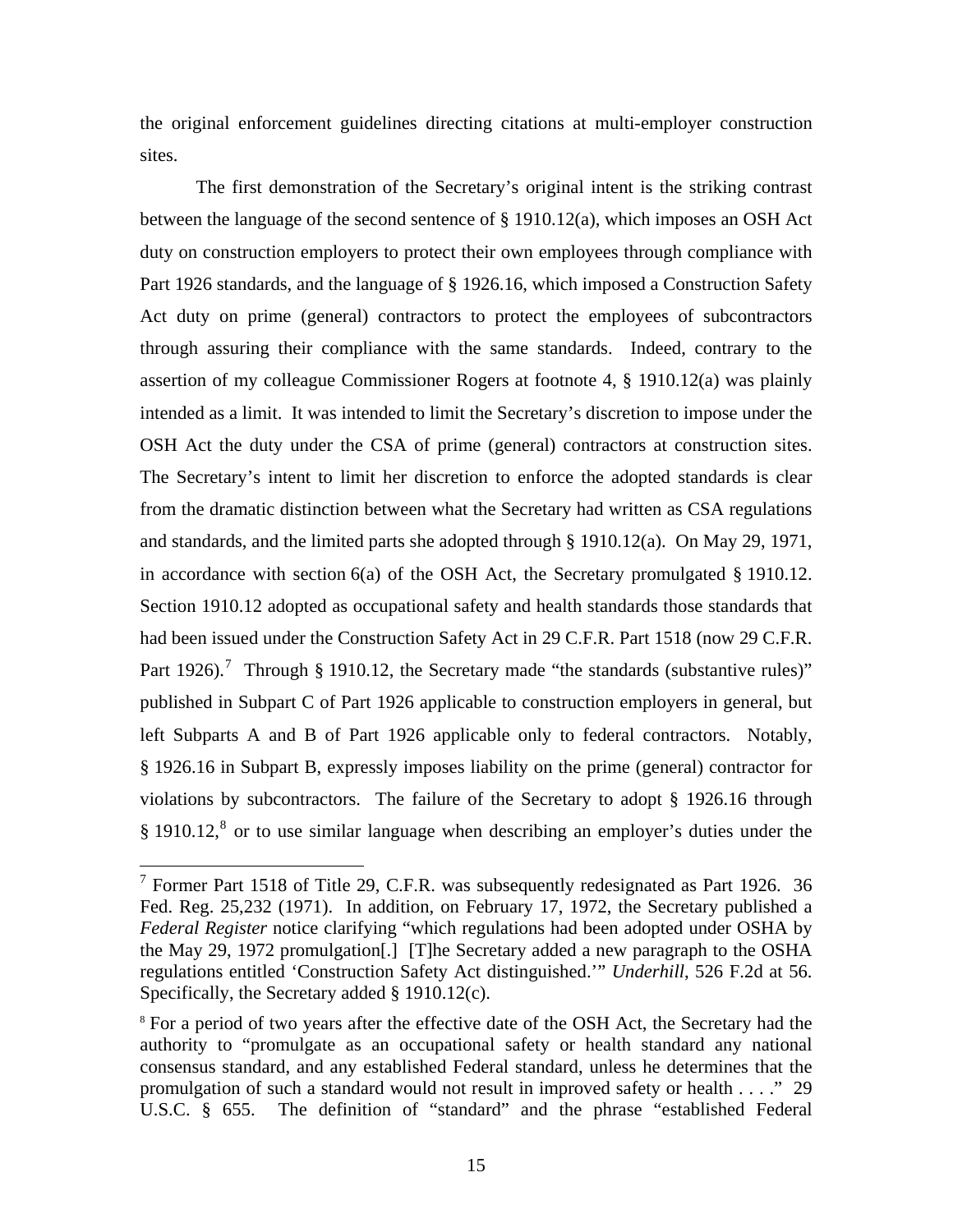the original enforcement guidelines directing citations at multi-employer construction sites.

The first demonstration of the Secretary's original intent is the striking contrast between the language of the second sentence of § 1910.12(a), which imposes an OSH Act duty on construction employers to protect their own employees through compliance with Part 1926 standards, and the language of § 1926.16, which imposed a Construction Safety Act duty on prime (general) contractors to protect the employees of subcontractors through assuring their compliance with the same standards. Indeed, contrary to the assertion of my colleague Commissioner Rogers at footnote 4, § 1910.12(a) was plainly intended as a limit. It was intended to limit the Secretary's discretion to impose under the OSH Act the duty under the CSA of prime (general) contractors at construction sites. The Secretary's intent to limit her discretion to enforce the adopted standards is clear from the dramatic distinction between what the Secretary had written as CSA regulations and standards, and the limited parts she adopted through § 1910.12(a). On May 29, 1971, in accordance with section 6(a) of the OSH Act, the Secretary promulgated § 1910.12. Section 1910.12 adopted as occupational safety and health standards those standards that had been issued under the Construction Safety Act in 29 C.F.R. Part 1518 (now 29 C.F.R. Part 1926).[7] Through § 1910.12, the Secretary made "the standards (substantive rules)" published in Subpart C of Part 1926 applicable to construction employers in general, but left Subparts A and B of Part 1926 applicable only to federal contractors. Notably, § 1926.16 in Subpart B, expressly imposes liability on the prime (general) contractor for violations by subcontractors. The failure of the Secretary to adopt § 1926.16 through § 1910.12,[8] or to use similar language when describing an employer's duties under the

---

[7] Former Part 1518 of Title 29, C.F.R. was subsequently redesignated as Part 1926. 36 Fed. Reg. 25,232 (1971). In addition, on February 17, 1972, the Secretary published a *Federal Register* notice clarifying "which regulations had been adopted under OSHA by the May 29, 1972 promulgation[.] [T]he Secretary added a new paragraph to the OSHA regulations entitled 'Construction Safety Act distinguished.'" *Underhill*, 526 F.2d at 56. Specifically, the Secretary added § 1910.12(c).

[8] For a period of two years after the effective date of the OSH Act, the Secretary had the authority to "promulgate as an occupational safety or health standard any national consensus standard, and any established Federal standard, unless he determines that the promulgation of such a standard would not result in improved safety or health . . . ." 29 U.S.C. § 655. The definition of "standard" and the phrase "established Federal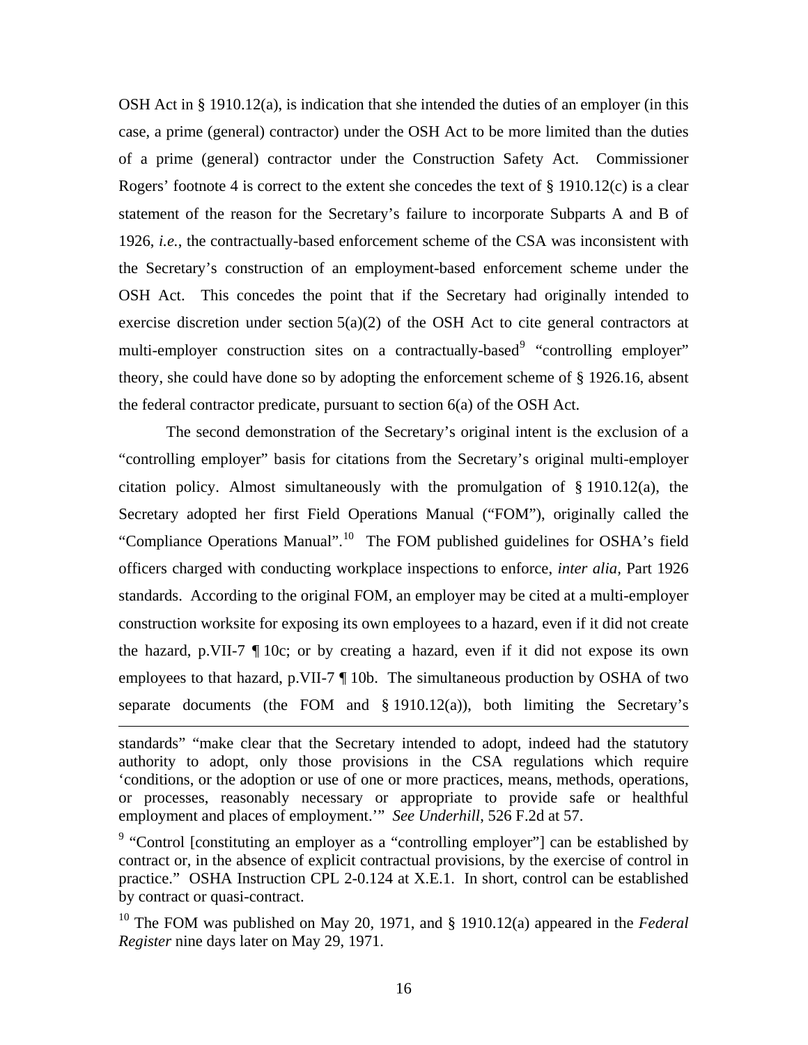OSH Act in § 1910.12(a), is indication that she intended the duties of an employer (in this case, a prime (general) contractor) under the OSH Act to be more limited than the duties of a prime (general) contractor under the Construction Safety Act. Commissioner Rogers' footnote 4 is correct to the extent she concedes the text of § 1910.12(c) is a clear statement of the reason for the Secretary's failure to incorporate Subparts A and B of 1926, *i.e.*, the contractually-based enforcement scheme of the CSA was inconsistent with the Secretary's construction of an employment-based enforcement scheme under the OSH Act. This concedes the point that if the Secretary had originally intended to exercise discretion under section 5(a)(2) of the OSH Act to cite general contractors at multi-employer construction sites on a contractually-based[9] "controlling employer" theory, she could have done so by adopting the enforcement scheme of § 1926.16, absent the federal contractor predicate, pursuant to section 6(a) of the OSH Act.

The second demonstration of the Secretary's original intent is the exclusion of a "controlling employer" basis for citations from the Secretary's original multi-employer citation policy. Almost simultaneously with the promulgation of § 1910.12(a), the Secretary adopted her first Field Operations Manual ("FOM"), originally called the "Compliance Operations Manual".[10] The FOM published guidelines for OSHA's field officers charged with conducting workplace inspections to enforce, *inter alia,* Part 1926 standards. According to the original FOM, an employer may be cited at a multi-employer construction worksite for exposing its own employees to a hazard, even if it did not create the hazard, p.VII-7 ¶ 10c; or by creating a hazard, even if it did not expose its own employees to that hazard, p.VII-7 ¶ 10b. The simultaneous production by OSHA of two separate documents (the FOM and § 1910.12(a)), both limiting the Secretary's

---

standards" "make clear that the Secretary intended to adopt, indeed had the statutory authority to adopt, only those provisions in the CSA regulations which require 'conditions, or the adoption or use of one or more practices, means, methods, operations, or processes, reasonably necessary or appropriate to provide safe or healthful employment and places of employment.'" *See Underhill*, 526 F.2d at 57.

[9] "Control [constituting an employer as a "controlling employer"] can be established by contract or, in the absence of explicit contractual provisions, by the exercise of control in practice." OSHA Instruction CPL 2-0.124 at X.E.1. In short, control can be established by contract or quasi-contract.

[10] The FOM was published on May 20, 1971, and § 1910.12(a) appeared in the *Federal Register* nine days later on May 29, 1971.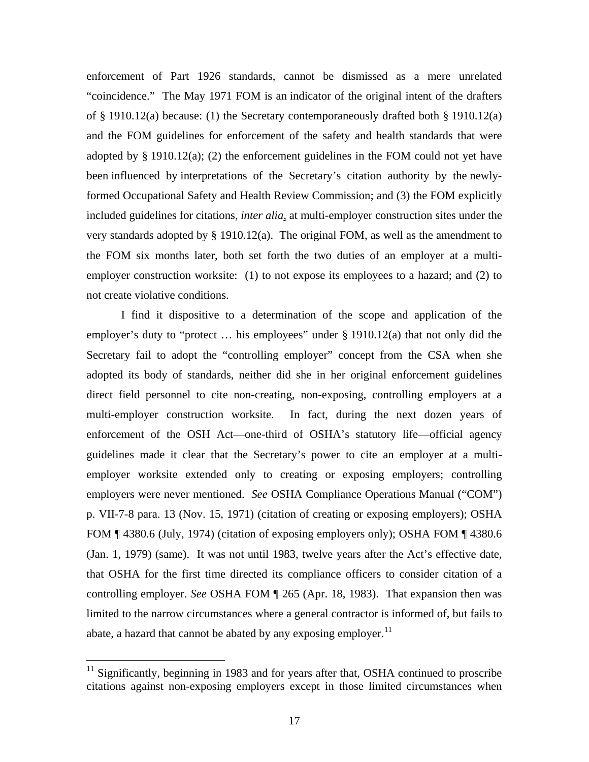enforcement of Part 1926 standards, cannot be dismissed as a mere unrelated "coincidence." The May 1971 FOM is an indicator of the original intent of the drafters of § 1910.12(a) because: (1) the Secretary contemporaneously drafted both § 1910.12(a) and the FOM guidelines for enforcement of the safety and health standards that were adopted by § 1910.12(a); (2) the enforcement guidelines in the FOM could not yet have been influenced by interpretations of the Secretary's citation authority by the newly-formed Occupational Safety and Health Review Commission; and (3) the FOM explicitly included guidelines for citations, *inter alia*, at multi-employer construction sites under the very standards adopted by § 1910.12(a). The original FOM, as well as the amendment to the FOM six months later, both set forth the two duties of an employer at a multi-employer construction worksite: (1) to not expose its employees to a hazard; and (2) to not create violative conditions.

I find it dispositive to a determination of the scope and application of the employer's duty to "protect … his employees" under § 1910.12(a) that not only did the Secretary fail to adopt the "controlling employer" concept from the CSA when she adopted its body of standards, neither did she in her original enforcement guidelines direct field personnel to cite non-creating, non-exposing, controlling employers at a multi-employer construction worksite. In fact, during the next dozen years of enforcement of the OSH Act—one-third of OSHA's statutory life—official agency guidelines made it clear that the Secretary's power to cite an employer at a multi-employer worksite extended only to creating or exposing employers; controlling employers were never mentioned. *See* OSHA Compliance Operations Manual ("COM") p. VII-7-8 para. 13 (Nov. 15, 1971) (citation of creating or exposing employers); OSHA FOM ¶ 4380.6 (July, 1974) (citation of exposing employers only); OSHA FOM ¶ 4380.6 (Jan. 1, 1979) (same). It was not until 1983, twelve years after the Act's effective date, that OSHA for the first time directed its compliance officers to consider citation of a controlling employer. *See* OSHA FOM ¶ 265 (Apr. 18, 1983). That expansion then was limited to the narrow circumstances where a general contractor is informed of, but fails to abate, a hazard that cannot be abated by any exposing employer.[11]

---

[11] Significantly, beginning in 1983 and for years after that, OSHA continued to proscribe citations against non-exposing employers except in those limited circumstances when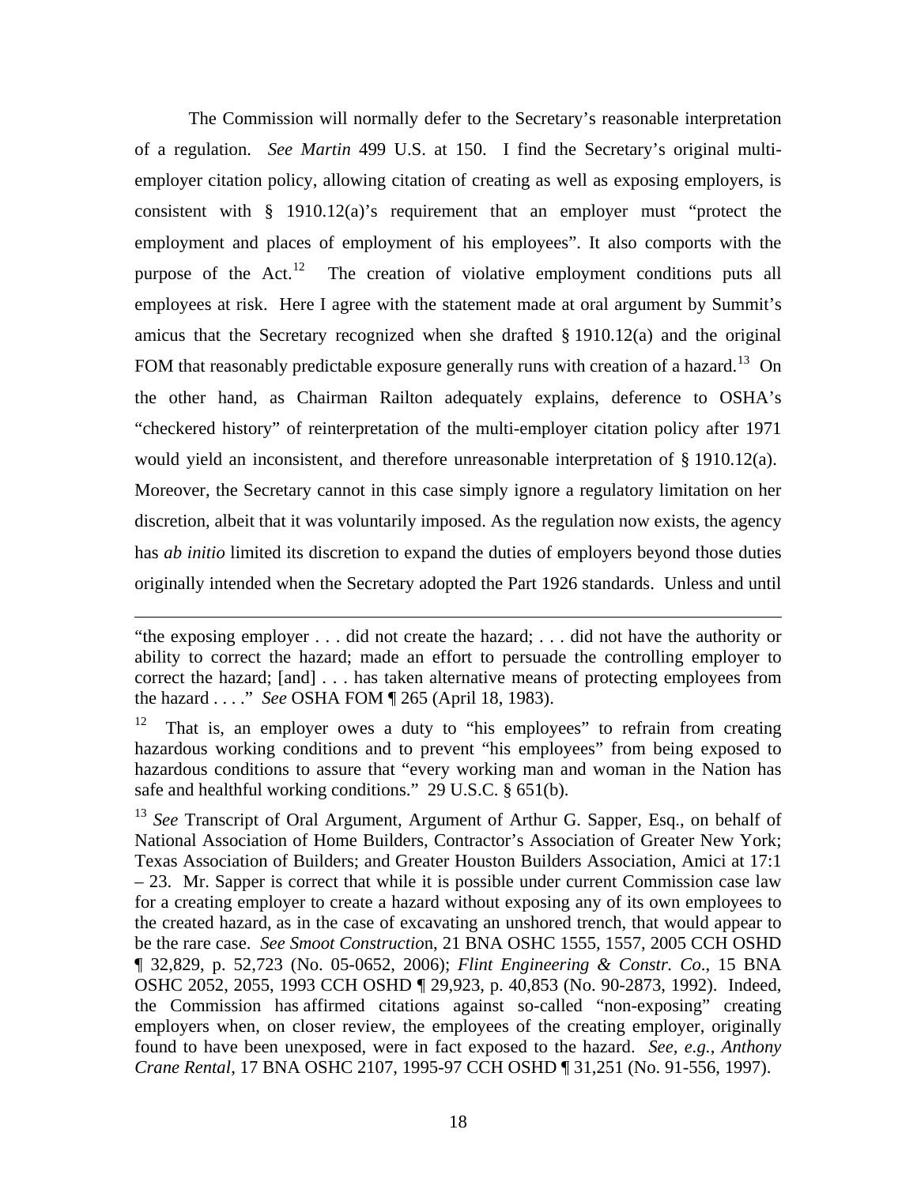The Commission will normally defer to the Secretary's reasonable interpretation of a regulation. *See Martin* 499 U.S. at 150. I find the Secretary's original multi-employer citation policy, allowing citation of creating as well as exposing employers, is consistent with § 1910.12(a)'s requirement that an employer must "protect the employment and places of employment of his employees". It also comports with the purpose of the Act.[12] The creation of violative employment conditions puts all employees at risk. Here I agree with the statement made at oral argument by Summit's amicus that the Secretary recognized when she drafted § 1910.12(a) and the original FOM that reasonably predictable exposure generally runs with creation of a hazard.[13] On the other hand, as Chairman Railton adequately explains, deference to OSHA's "checkered history" of reinterpretation of the multi-employer citation policy after 1971 would yield an inconsistent, and therefore unreasonable interpretation of § 1910.12(a). Moreover, the Secretary cannot in this case simply ignore a regulatory limitation on her discretion, albeit that it was voluntarily imposed. As the regulation now exists, the agency has *ab initio* limited its discretion to expand the duties of employers beyond those duties originally intended when the Secretary adopted the Part 1926 standards. Unless and until

---

"the exposing employer . . . did not create the hazard; . . . did not have the authority or ability to correct the hazard; made an effort to persuade the controlling employer to correct the hazard; [and] . . . has taken alternative means of protecting employees from the hazard . . . ." *See* OSHA FOM ¶ 265 (April 18, 1983).

[12] That is, an employer owes a duty to "his employees" to refrain from creating hazardous working conditions and to prevent "his employees" from being exposed to hazardous conditions to assure that "every working man and woman in the Nation has safe and healthful working conditions." 29 U.S.C. § 651(b).

[13] *See* Transcript of Oral Argument, Argument of Arthur G. Sapper, Esq., on behalf of National Association of Home Builders, Contractor's Association of Greater New York; Texas Association of Builders; and Greater Houston Builders Association, Amici at 17:1 – 23. Mr. Sapper is correct that while it is possible under current Commission case law for a creating employer to create a hazard without exposing any of its own employees to the created hazard, as in the case of excavating an unshored trench, that would appear to be the rare case. *See Smoot Constructio*n, 21 BNA OSHC 1555, 1557, 2005 CCH OSHD ¶ 32,829, p. 52,723 (No. 05-0652, 2006); *Flint Engineering & Constr. Co*., 15 BNA OSHC 2052, 2055, 1993 CCH OSHD ¶ 29,923, p. 40,853 (No. 90-2873, 1992). Indeed, the Commission has affirmed citations against so-called "non-exposing" creating employers when, on closer review, the employees of the creating employer, originally found to have been unexposed, were in fact exposed to the hazard. *See, e.g.*, *Anthony Crane Rental*, 17 BNA OSHC 2107, 1995-97 CCH OSHD ¶ 31,251 (No. 91-556, 1997).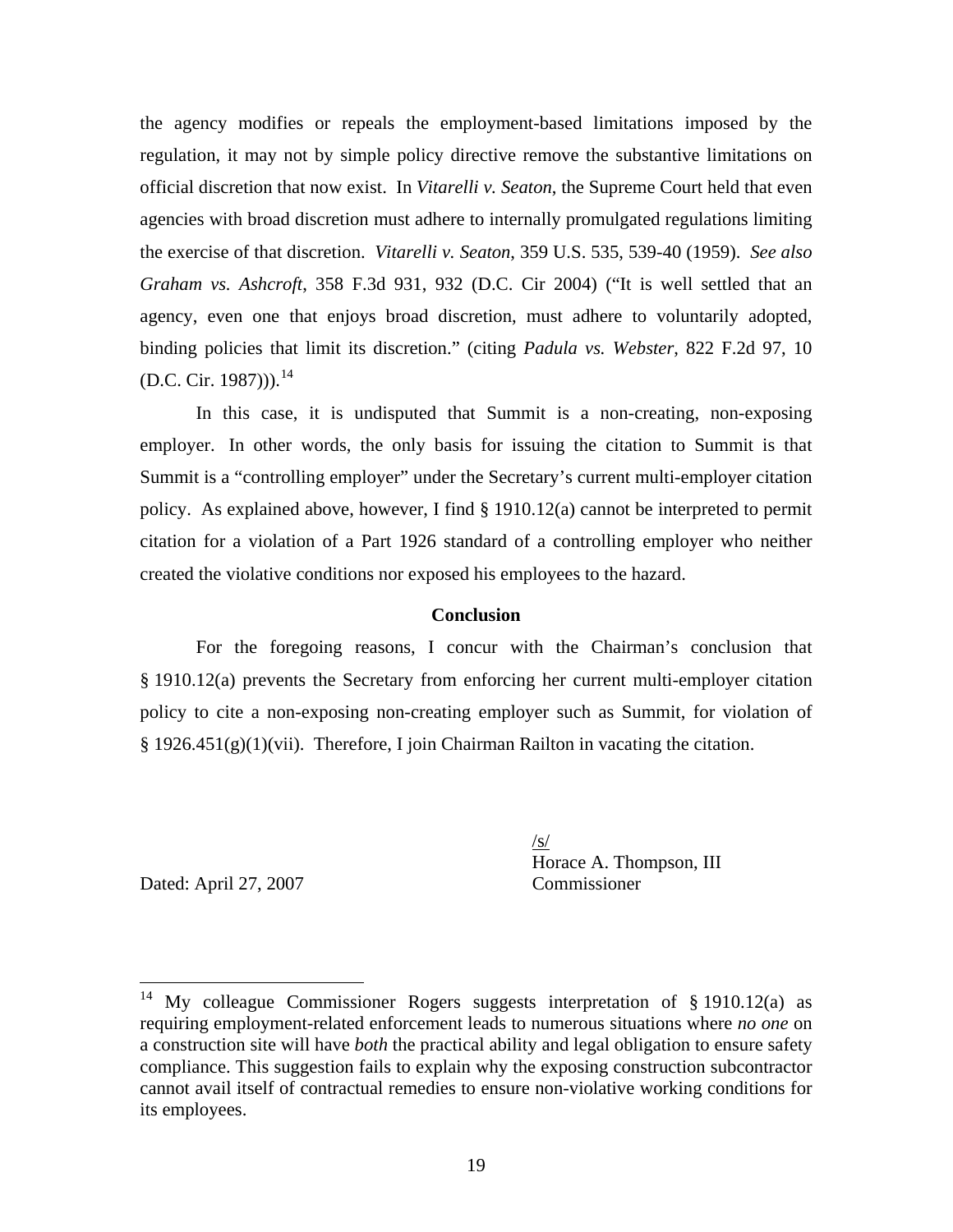the agency modifies or repeals the employment-based limitations imposed by the regulation, it may not by simple policy directive remove the substantive limitations on official discretion that now exist. In *Vitarelli v. Seaton*, the Supreme Court held that even agencies with broad discretion must adhere to internally promulgated regulations limiting the exercise of that discretion. *Vitarelli v. Seaton*, 359 U.S. 535, 539-40 (1959). *See also Graham vs. Ashcroft*, 358 F.3d 931, 932 (D.C. Cir 2004) ("It is well settled that an agency, even one that enjoys broad discretion, must adhere to voluntarily adopted, binding policies that limit its discretion." (citing *Padula vs. Webster*, 822 F.2d 97, 10 (D.C. Cir. 1987))).[14]

In this case, it is undisputed that Summit is a non-creating, non-exposing employer. In other words, the only basis for issuing the citation to Summit is that Summit is a "controlling employer" under the Secretary's current multi-employer citation policy. As explained above, however, I find § 1910.12(a) cannot be interpreted to permit citation for a violation of a Part 1926 standard of a controlling employer who neither created the violative conditions nor exposed his employees to the hazard.

**Conclusion**

For the foregoing reasons, I concur with the Chairman's conclusion that § 1910.12(a) prevents the Secretary from enforcing her current multi-employer citation policy to cite a non-exposing non-creating employer such as Summit, for violation of § 1926.451(g)(1)(vii). Therefore, I join Chairman Railton in vacating the citation.

/s/
Horace A. Thompson, III
Commissioner

Dated: April 27, 2007

---

[14] My colleague Commissioner Rogers suggests interpretation of § 1910.12(a) as requiring employment-related enforcement leads to numerous situations where *no one* on a construction site will have *both* the practical ability and legal obligation to ensure safety compliance. This suggestion fails to explain why the exposing construction subcontractor cannot avail itself of contractual remedies to ensure non-violative working conditions for its employees.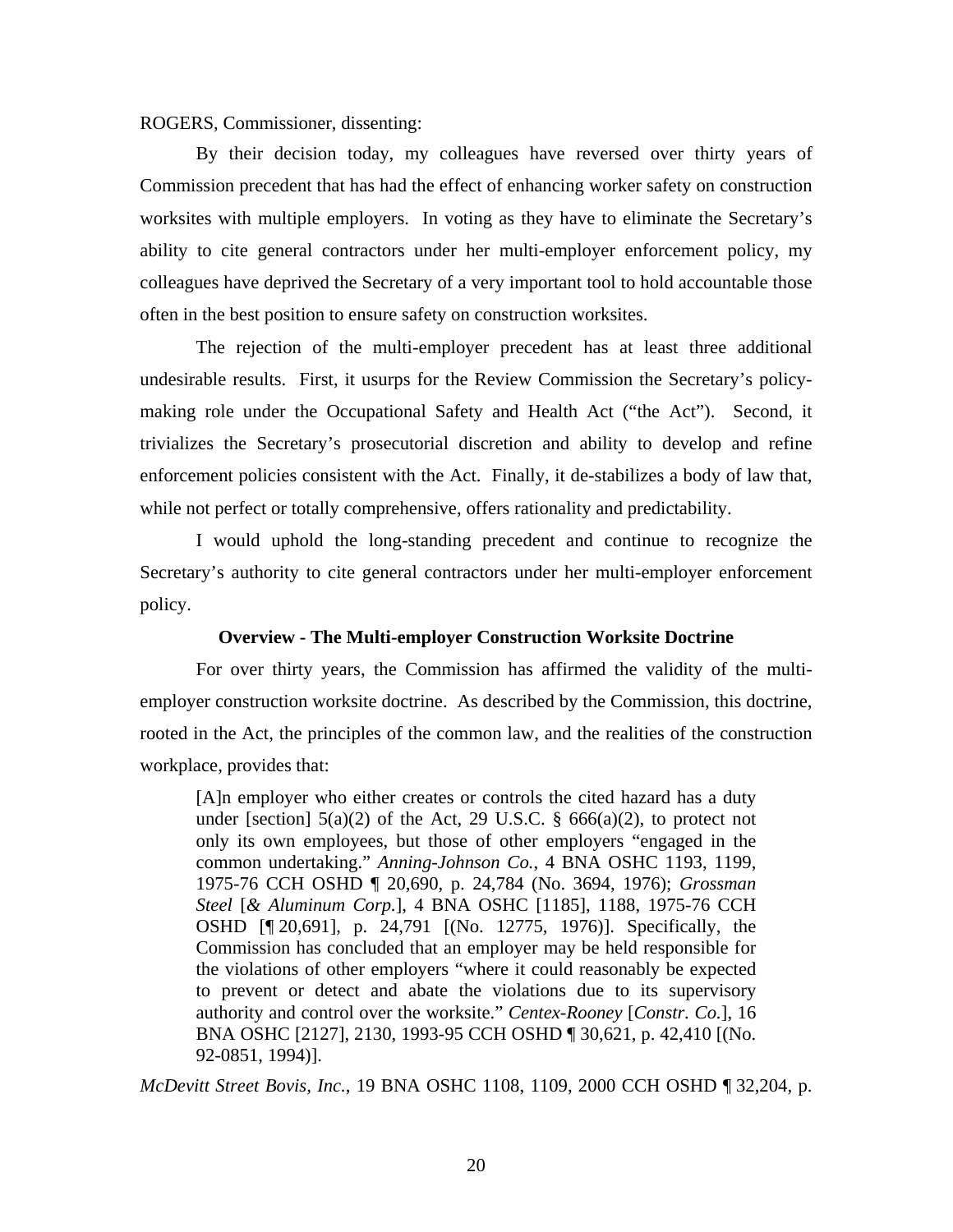ROGERS, Commissioner, dissenting:

By their decision today, my colleagues have reversed over thirty years of Commission precedent that has had the effect of enhancing worker safety on construction worksites with multiple employers. In voting as they have to eliminate the Secretary's ability to cite general contractors under her multi-employer enforcement policy, my colleagues have deprived the Secretary of a very important tool to hold accountable those often in the best position to ensure safety on construction worksites.

The rejection of the multi-employer precedent has at least three additional undesirable results. First, it usurps for the Review Commission the Secretary's policy-making role under the Occupational Safety and Health Act ("the Act"). Second, it trivializes the Secretary's prosecutorial discretion and ability to develop and refine enforcement policies consistent with the Act. Finally, it de-stabilizes a body of law that, while not perfect or totally comprehensive, offers rationality and predictability.

I would uphold the long-standing precedent and continue to recognize the Secretary's authority to cite general contractors under her multi-employer enforcement policy.

**Overview - The Multi-employer Construction Worksite Doctrine**

For over thirty years, the Commission has affirmed the validity of the multi-employer construction worksite doctrine. As described by the Commission, this doctrine, rooted in the Act, the principles of the common law, and the realities of the construction workplace, provides that:

> [A]n employer who either creates or controls the cited hazard has a duty under [section] 5(a)(2) of the Act, 29 U.S.C. § 666(a)(2), to protect not only its own employees, but those of other employers "engaged in the common undertaking." *Anning-Johnson Co.*, 4 BNA OSHC 1193, 1199, 1975-76 CCH OSHD ¶ 20,690, p. 24,784 (No. 3694, 1976); *Grossman Steel* [*& Aluminum Corp.*], 4 BNA OSHC [1185], 1188, 1975-76 CCH OSHD [¶ 20,691], p. 24,791 [(No. 12775, 1976)]. Specifically, the Commission has concluded that an employer may be held responsible for the violations of other employers "where it could reasonably be expected to prevent or detect and abate the violations due to its supervisory authority and control over the worksite." *Centex-Rooney* [*Constr. Co.*], 16 BNA OSHC [2127], 2130, 1993-95 CCH OSHD ¶ 30,621, p. 42,410 [(No. 92-0851, 1994)].

*McDevitt Street Bovis, Inc.*, 19 BNA OSHC 1108, 1109, 2000 CCH OSHD ¶ 32,204, p.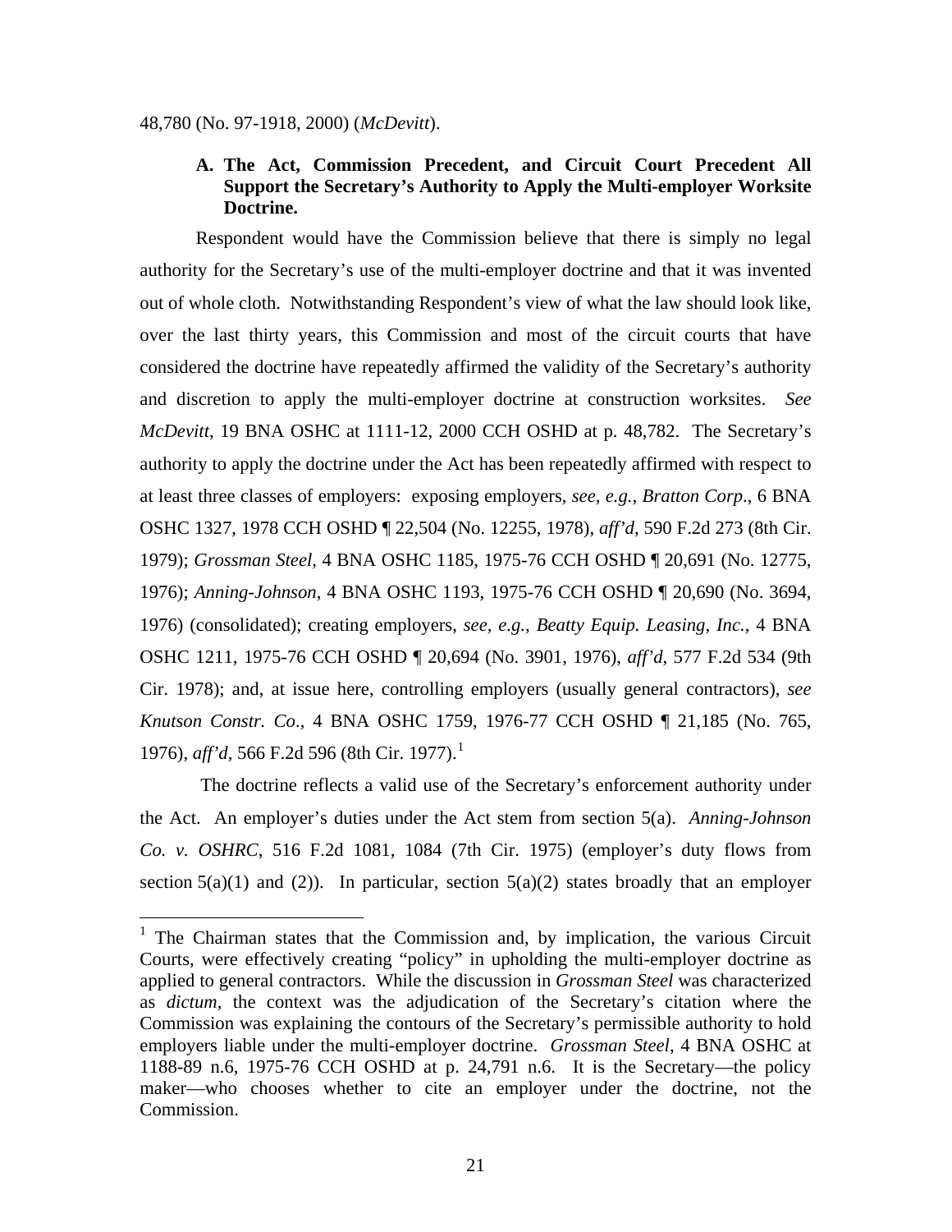48,780 (No. 97-1918, 2000) (*McDevitt*).

### A. The Act, Commission Precedent, and Circuit Court Precedent All Support the Secretary's Authority to Apply the Multi-employer Worksite Doctrine.

Respondent would have the Commission believe that there is simply no legal authority for the Secretary's use of the multi-employer doctrine and that it was invented out of whole cloth. Notwithstanding Respondent's view of what the law should look like, over the last thirty years, this Commission and most of the circuit courts that have considered the doctrine have repeatedly affirmed the validity of the Secretary's authority and discretion to apply the multi-employer doctrine at construction worksites. *See McDevitt*, 19 BNA OSHC at 1111-12, 2000 CCH OSHD at p. 48,782. The Secretary's authority to apply the doctrine under the Act has been repeatedly affirmed with respect to at least three classes of employers: exposing employers, *see, e.g.*, *Bratton Corp*., 6 BNA OSHC 1327, 1978 CCH OSHD ¶ 22,504 (No. 12255, 1978), *aff'd*, 590 F.2d 273 (8th Cir. 1979); *Grossman Steel*, 4 BNA OSHC 1185, 1975-76 CCH OSHD ¶ 20,691 (No. 12775, 1976); *Anning-Johnson*, 4 BNA OSHC 1193, 1975-76 CCH OSHD ¶ 20,690 (No. 3694, 1976) (consolidated); creating employers, *see, e.g.*, *Beatty Equip. Leasing, Inc.*, 4 BNA OSHC 1211, 1975-76 CCH OSHD ¶ 20,694 (No. 3901, 1976), *aff'd*, 577 F.2d 534 (9th Cir. 1978); and, at issue here, controlling employers (usually general contractors), *see Knutson Constr. Co*., 4 BNA OSHC 1759, 1976-77 CCH OSHD ¶ 21,185 (No. 765, 1976), *aff'd*, 566 F.2d 596 (8th Cir. 1977).[1]

The doctrine reflects a valid use of the Secretary's enforcement authority under the Act. An employer's duties under the Act stem from section 5(a). *Anning-Johnson Co. v. OSHRC*, 516 F.2d 1081, 1084 (7th Cir. 1975) (employer's duty flows from section 5(a)(1) and (2)). In particular, section 5(a)(2) states broadly that an employer

[1] The Chairman states that the Commission and, by implication, the various Circuit Courts, were effectively creating "policy" in upholding the multi-employer doctrine as applied to general contractors. While the discussion in *Grossman Steel* was characterized as *dictum*, the context was the adjudication of the Secretary's citation where the Commission was explaining the contours of the Secretary's permissible authority to hold employers liable under the multi-employer doctrine. *Grossman Steel*, 4 BNA OSHC at 1188-89 n.6, 1975-76 CCH OSHD at p. 24,791 n.6. It is the Secretary—the policy maker—who chooses whether to cite an employer under the doctrine, not the Commission.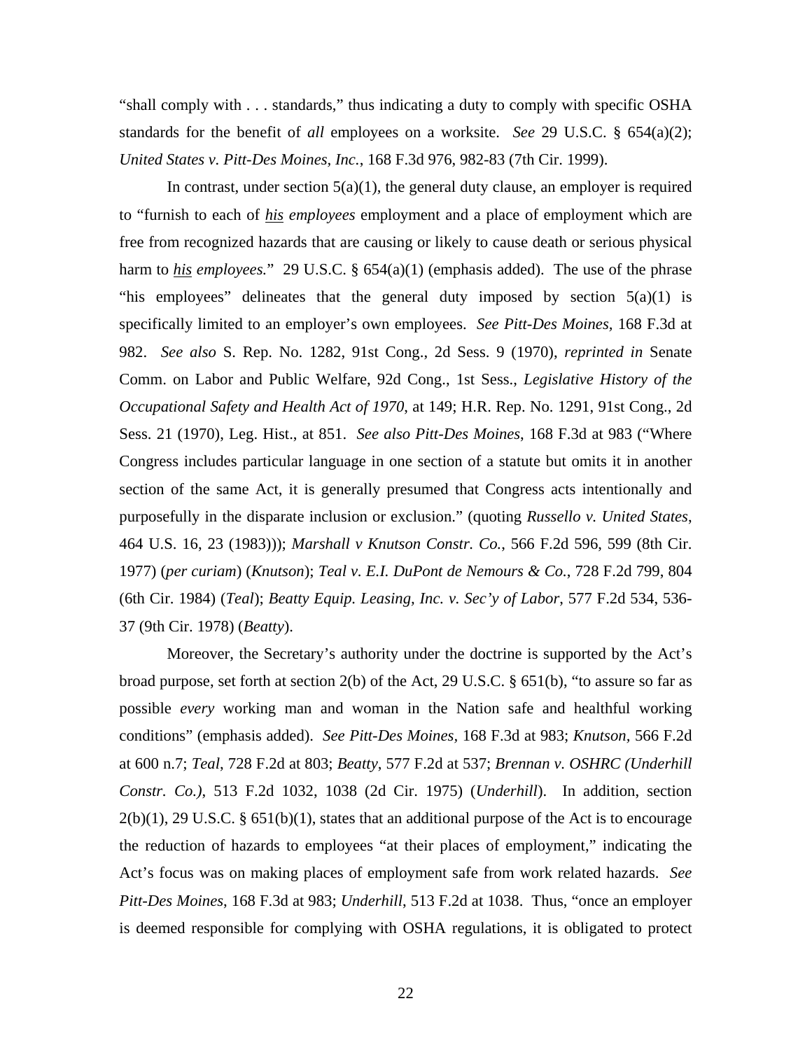"shall comply with . . . standards," thus indicating a duty to comply with specific OSHA standards for the benefit of *all* employees on a worksite. *See* 29 U.S.C. § 654(a)(2); *United States v. Pitt-Des Moines, Inc.*, 168 F.3d 976, 982-83 (7th Cir. 1999).

In contrast, under section 5(a)(1), the general duty clause, an employer is required to "furnish to each of ***his*** *employees* employment and a place of employment which are free from recognized hazards that are causing or likely to cause death or serious physical harm to ***his*** *employees.*" 29 U.S.C. § 654(a)(1) (emphasis added). The use of the phrase "his employees" delineates that the general duty imposed by section 5(a)(1) is specifically limited to an employer's own employees. *See Pitt-Des Moines*, 168 F.3d at 982. *See also* S. Rep. No. 1282, 91st Cong., 2d Sess. 9 (1970), *reprinted in* Senate Comm. on Labor and Public Welfare, 92d Cong., 1st Sess., *Legislative History of the Occupational Safety and Health Act of 1970*, at 149; H.R. Rep. No. 1291, 91st Cong., 2d Sess. 21 (1970), Leg. Hist., at 851. *See also Pitt-Des Moines*, 168 F.3d at 983 ("Where Congress includes particular language in one section of a statute but omits it in another section of the same Act, it is generally presumed that Congress acts intentionally and purposefully in the disparate inclusion or exclusion." (quoting *Russello v. United States*, 464 U.S. 16, 23 (1983))); *Marshall v Knutson Constr. Co.*, 566 F.2d 596, 599 (8th Cir. 1977) (*per curiam*) (*Knutson*); *Teal v. E.I. DuPont de Nemours & Co.*, 728 F.2d 799, 804 (6th Cir. 1984) (*Teal*); *Beatty Equip. Leasing, Inc. v. Sec'y of Labor*, 577 F.2d 534, 536-37 (9th Cir. 1978) (*Beatty*).

Moreover, the Secretary's authority under the doctrine is supported by the Act's broad purpose, set forth at section 2(b) of the Act, 29 U.S.C. § 651(b), "to assure so far as possible *every* working man and woman in the Nation safe and healthful working conditions" (emphasis added). *See Pitt-Des Moines*, 168 F.3d at 983; *Knutson*, 566 F.2d at 600 n.7; *Teal*, 728 F.2d at 803; *Beatty*, 577 F.2d at 537; *Brennan v. OSHRC (Underhill Constr. Co.)*, 513 F.2d 1032, 1038 (2d Cir. 1975) (*Underhill*). In addition, section 2(b)(1), 29 U.S.C. § 651(b)(1), states that an additional purpose of the Act is to encourage the reduction of hazards to employees "at their places of employment," indicating the Act's focus was on making places of employment safe from work related hazards. *See Pitt-Des Moines*, 168 F.3d at 983; *Underhill*, 513 F.2d at 1038. Thus, "once an employer is deemed responsible for complying with OSHA regulations, it is obligated to protect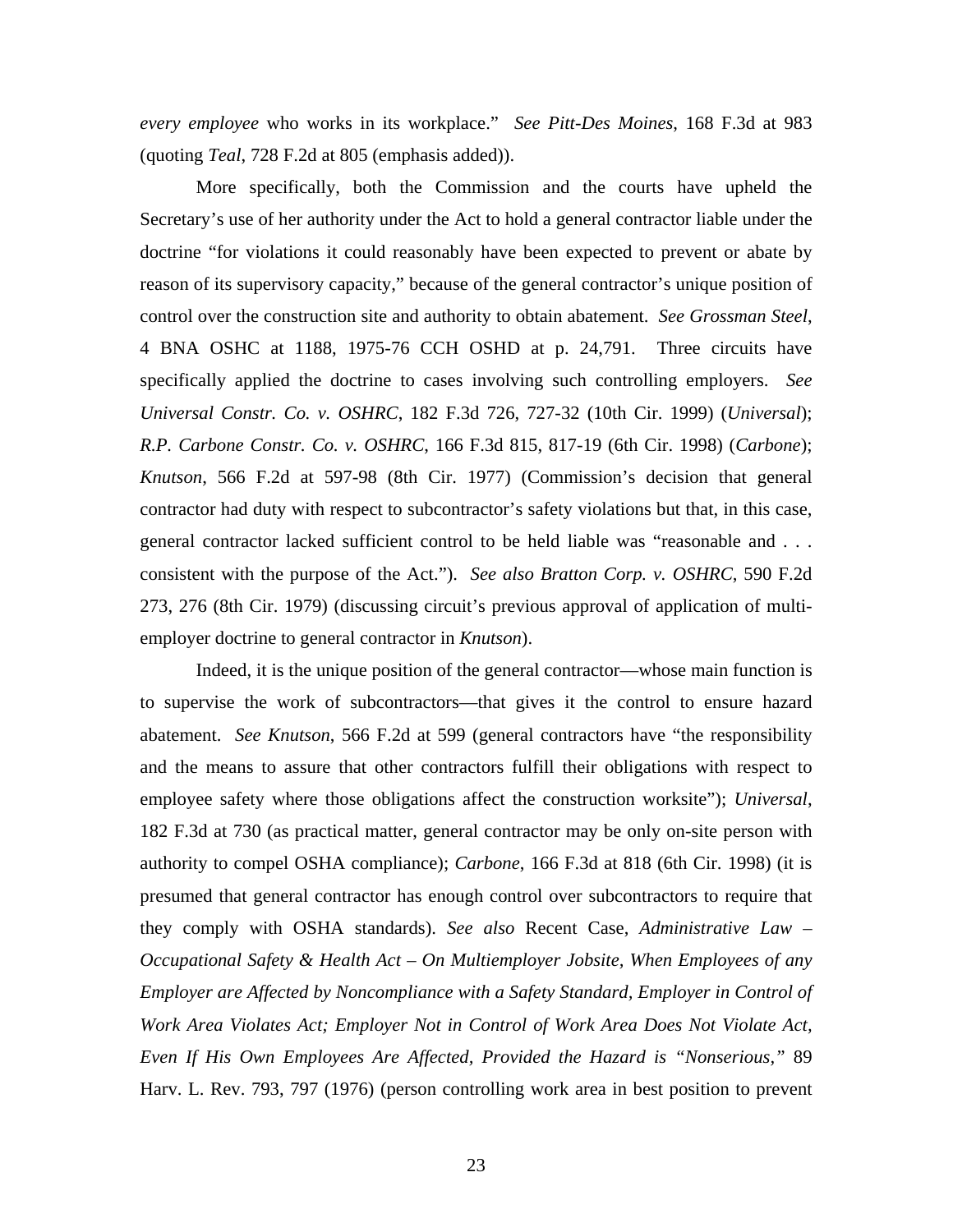*every employee* who works in its workplace." *See Pitt-Des Moines*, 168 F.3d at 983 (quoting *Teal*, 728 F.2d at 805 (emphasis added)).

More specifically, both the Commission and the courts have upheld the Secretary's use of her authority under the Act to hold a general contractor liable under the doctrine "for violations it could reasonably have been expected to prevent or abate by reason of its supervisory capacity," because of the general contractor's unique position of control over the construction site and authority to obtain abatement. *See Grossman Steel*, 4 BNA OSHC at 1188, 1975-76 CCH OSHD at p. 24,791. Three circuits have specifically applied the doctrine to cases involving such controlling employers. *See Universal Constr. Co. v. OSHRC*, 182 F.3d 726, 727-32 (10th Cir. 1999) (*Universal*); *R.P. Carbone Constr. Co. v. OSHRC*, 166 F.3d 815, 817-19 (6th Cir. 1998) (*Carbone*); *Knutson*, 566 F.2d at 597-98 (8th Cir. 1977) (Commission's decision that general contractor had duty with respect to subcontractor's safety violations but that, in this case, general contractor lacked sufficient control to be held liable was "reasonable and . . . consistent with the purpose of the Act."). *See also Bratton Corp. v. OSHRC*, 590 F.2d 273, 276 (8th Cir. 1979) (discussing circuit's previous approval of application of multi-employer doctrine to general contractor in *Knutson*).

Indeed, it is the unique position of the general contractor—whose main function is to supervise the work of subcontractors—that gives it the control to ensure hazard abatement. *See Knutson*, 566 F.2d at 599 (general contractors have "the responsibility and the means to assure that other contractors fulfill their obligations with respect to employee safety where those obligations affect the construction worksite"); *Universal*, 182 F.3d at 730 (as practical matter, general contractor may be only on-site person with authority to compel OSHA compliance); *Carbone*, 166 F.3d at 818 (6th Cir. 1998) (it is presumed that general contractor has enough control over subcontractors to require that they comply with OSHA standards). *See also* Recent Case, *Administrative Law – Occupational Safety & Health Act – On Multiemployer Jobsite, When Employees of any Employer are Affected by Noncompliance with a Safety Standard, Employer in Control of Work Area Violates Act; Employer Not in Control of Work Area Does Not Violate Act, Even If His Own Employees Are Affected, Provided the Hazard is "Nonserious,"* 89 Harv. L. Rev. 793, 797 (1976) (person controlling work area in best position to prevent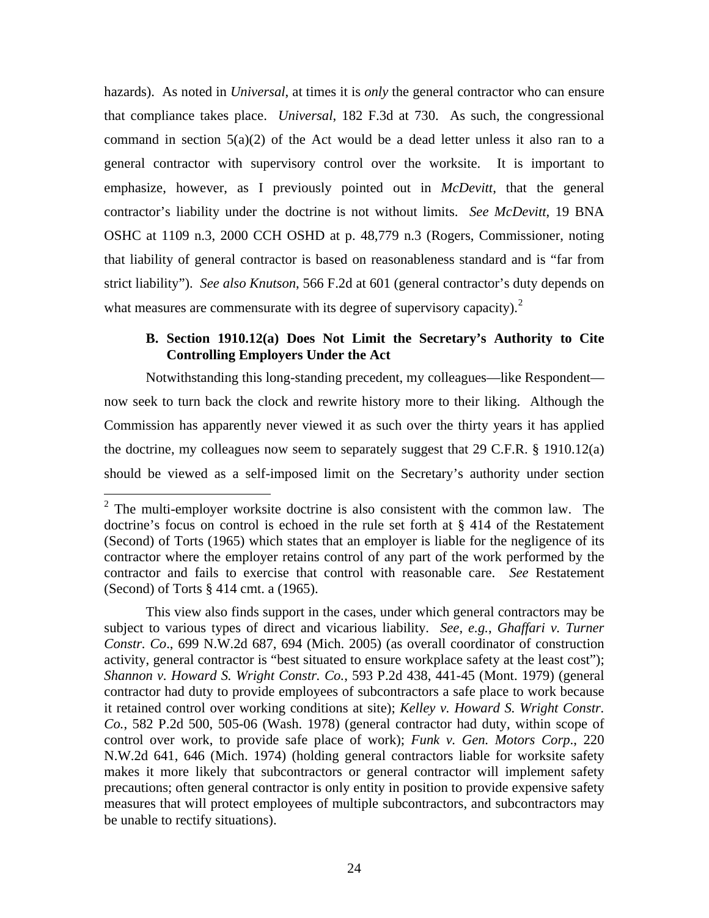hazards). As noted in *Universal*, at times it is *only* the general contractor who can ensure that compliance takes place. *Universal*, 182 F.3d at 730. As such, the congressional command in section 5(a)(2) of the Act would be a dead letter unless it also ran to a general contractor with supervisory control over the worksite. It is important to emphasize, however, as I previously pointed out in *McDevitt*, that the general contractor's liability under the doctrine is not without limits. *See McDevitt*, 19 BNA OSHC at 1109 n.3, 2000 CCH OSHD at p. 48,779 n.3 (Rogers, Commissioner, noting that liability of general contractor is based on reasonableness standard and is "far from strict liability"). *See also Knutson*, 566 F.2d at 601 (general contractor's duty depends on what measures are commensurate with its degree of supervisory capacity).[2]

### B. Section 1910.12(a) Does Not Limit the Secretary's Authority to Cite Controlling Employers Under the Act

Notwithstanding this long-standing precedent, my colleagues—like Respondent—now seek to turn back the clock and rewrite history more to their liking. Although the Commission has apparently never viewed it as such over the thirty years it has applied the doctrine, my colleagues now seem to separately suggest that 29 C.F.R. § 1910.12(a) should be viewed as a self-imposed limit on the Secretary's authority under section

---

[2] The multi-employer worksite doctrine is also consistent with the common law. The doctrine's focus on control is echoed in the rule set forth at § 414 of the Restatement (Second) of Torts (1965) which states that an employer is liable for the negligence of its contractor where the employer retains control of any part of the work performed by the contractor and fails to exercise that control with reasonable care. *See* Restatement (Second) of Torts § 414 cmt. a (1965).

This view also finds support in the cases, under which general contractors may be subject to various types of direct and vicarious liability. *See, e.g.*, *Ghaffari v. Turner Constr. Co*., 699 N.W.2d 687, 694 (Mich. 2005) (as overall coordinator of construction activity, general contractor is "best situated to ensure workplace safety at the least cost"); *Shannon v. Howard S. Wright Constr. Co.*, 593 P.2d 438, 441-45 (Mont. 1979) (general contractor had duty to provide employees of subcontractors a safe place to work because it retained control over working conditions at site); *Kelley v. Howard S. Wright Constr. Co.*, 582 P.2d 500, 505-06 (Wash. 1978) (general contractor had duty, within scope of control over work, to provide safe place of work); *Funk v. Gen. Motors Corp*., 220 N.W.2d 641, 646 (Mich. 1974) (holding general contractors liable for worksite safety makes it more likely that subcontractors or general contractor will implement safety precautions; often general contractor is only entity in position to provide expensive safety measures that will protect employees of multiple subcontractors, and subcontractors may be unable to rectify situations).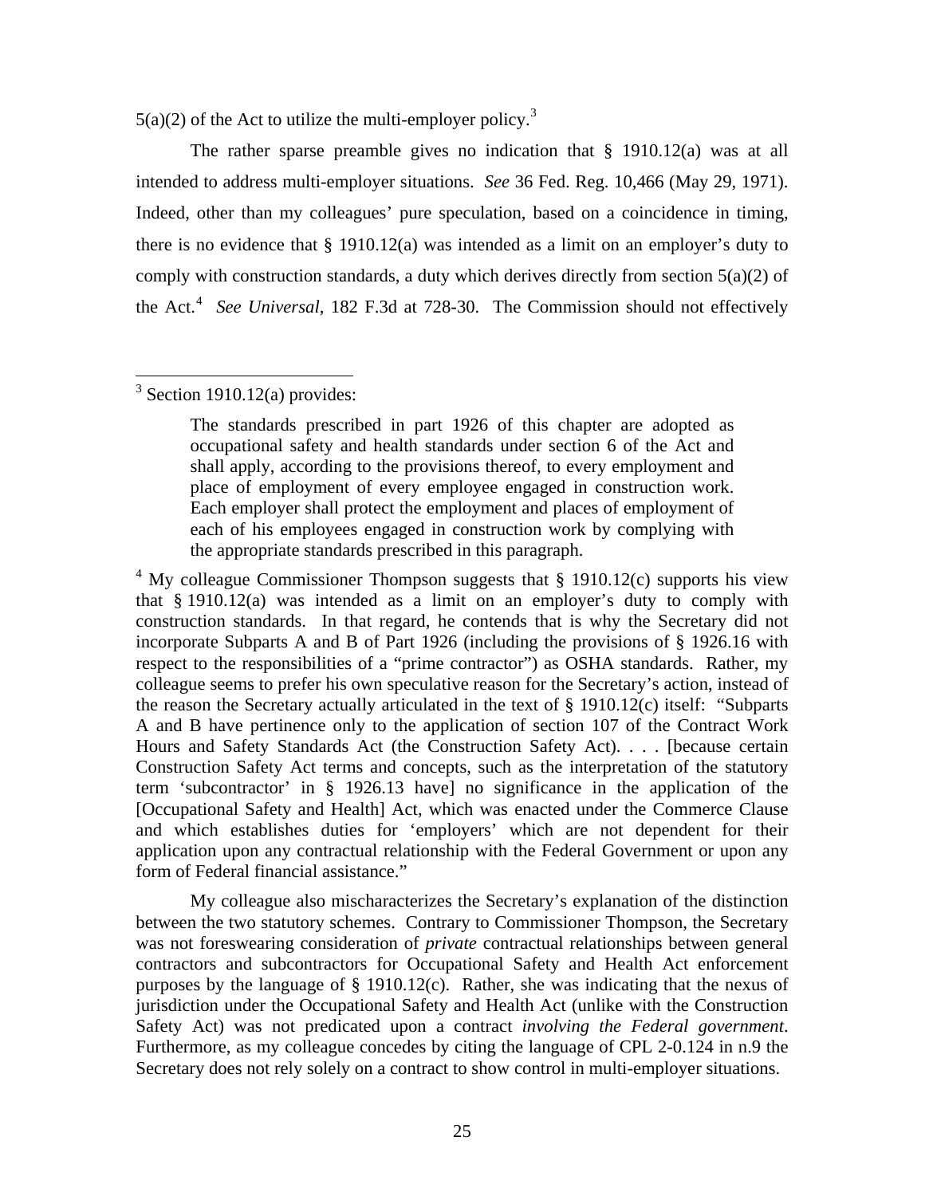5(a)(2) of the Act to utilize the multi-employer policy.[3]

The rather sparse preamble gives no indication that § 1910.12(a) was at all intended to address multi-employer situations. *See* 36 Fed. Reg. 10,466 (May 29, 1971). Indeed, other than my colleagues' pure speculation, based on a coincidence in timing, there is no evidence that § 1910.12(a) was intended as a limit on an employer's duty to comply with construction standards, a duty which derives directly from section 5(a)(2) of the Act.[4] *See Universal*, 182 F.3d at 728-30. The Commission should not effectively

---

[3] Section 1910.12(a) provides:

> The standards prescribed in part 1926 of this chapter are adopted as occupational safety and health standards under section 6 of the Act and shall apply, according to the provisions thereof, to every employment and place of employment of every employee engaged in construction work. Each employer shall protect the employment and places of employment of each of his employees engaged in construction work by complying with the appropriate standards prescribed in this paragraph.

[4] My colleague Commissioner Thompson suggests that § 1910.12(c) supports his view that § 1910.12(a) was intended as a limit on an employer's duty to comply with construction standards. In that regard, he contends that is why the Secretary did not incorporate Subparts A and B of Part 1926 (including the provisions of § 1926.16 with respect to the responsibilities of a "prime contractor") as OSHA standards. Rather, my colleague seems to prefer his own speculative reason for the Secretary's action, instead of the reason the Secretary actually articulated in the text of § 1910.12(c) itself: "Subparts A and B have pertinence only to the application of section 107 of the Contract Work Hours and Safety Standards Act (the Construction Safety Act). . . . [because certain Construction Safety Act terms and concepts, such as the interpretation of the statutory term 'subcontractor' in § 1926.13 have] no significance in the application of the [Occupational Safety and Health] Act, which was enacted under the Commerce Clause and which establishes duties for 'employers' which are not dependent for their application upon any contractual relationship with the Federal Government or upon any form of Federal financial assistance."

My colleague also mischaracterizes the Secretary's explanation of the distinction between the two statutory schemes. Contrary to Commissioner Thompson, the Secretary was not foreswearing consideration of *private* contractual relationships between general contractors and subcontractors for Occupational Safety and Health Act enforcement purposes by the language of § 1910.12(c). Rather, she was indicating that the nexus of jurisdiction under the Occupational Safety and Health Act (unlike with the Construction Safety Act) was not predicated upon a contract *involving the Federal government*. Furthermore, as my colleague concedes by citing the language of CPL 2-0.124 in n.9 the Secretary does not rely solely on a contract to show control in multi-employer situations.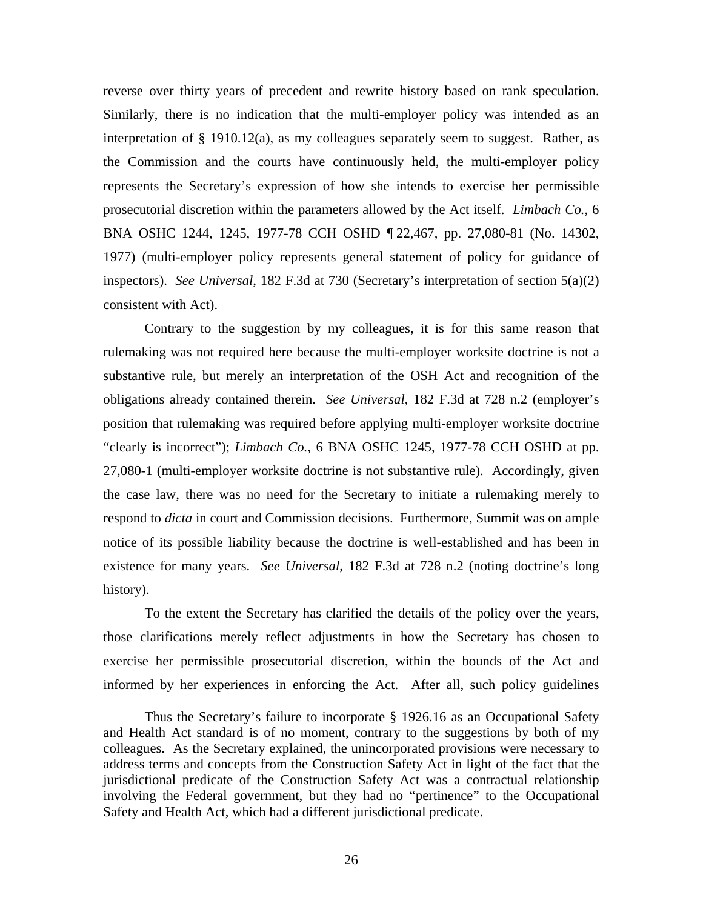reverse over thirty years of precedent and rewrite history based on rank speculation. Similarly, there is no indication that the multi-employer policy was intended as an interpretation of § 1910.12(a), as my colleagues separately seem to suggest. Rather, as the Commission and the courts have continuously held, the multi-employer policy represents the Secretary's expression of how she intends to exercise her permissible prosecutorial discretion within the parameters allowed by the Act itself. *Limbach Co.*, 6 BNA OSHC 1244, 1245, 1977-78 CCH OSHD ¶ 22,467, pp. 27,080-81 (No. 14302, 1977) (multi-employer policy represents general statement of policy for guidance of inspectors). *See Universal*, 182 F.3d at 730 (Secretary's interpretation of section 5(a)(2) consistent with Act).

Contrary to the suggestion by my colleagues, it is for this same reason that rulemaking was not required here because the multi-employer worksite doctrine is not a substantive rule, but merely an interpretation of the OSH Act and recognition of the obligations already contained therein. *See Universal*, 182 F.3d at 728 n.2 (employer's position that rulemaking was required before applying multi-employer worksite doctrine "clearly is incorrect"); *Limbach Co.*, 6 BNA OSHC 1245, 1977-78 CCH OSHD at pp. 27,080-1 (multi-employer worksite doctrine is not substantive rule). Accordingly, given the case law, there was no need for the Secretary to initiate a rulemaking merely to respond to *dicta* in court and Commission decisions. Furthermore, Summit was on ample notice of its possible liability because the doctrine is well-established and has been in existence for many years. *See Universal*, 182 F.3d at 728 n.2 (noting doctrine's long history).

To the extent the Secretary has clarified the details of the policy over the years, those clarifications merely reflect adjustments in how the Secretary has chosen to exercise her permissible prosecutorial discretion, within the bounds of the Act and informed by her experiences in enforcing the Act. After all, such policy guidelines

---

Thus the Secretary's failure to incorporate § 1926.16 as an Occupational Safety and Health Act standard is of no moment, contrary to the suggestions by both of my colleagues. As the Secretary explained, the unincorporated provisions were necessary to address terms and concepts from the Construction Safety Act in light of the fact that the jurisdictional predicate of the Construction Safety Act was a contractual relationship involving the Federal government, but they had no "pertinence" to the Occupational Safety and Health Act, which had a different jurisdictional predicate.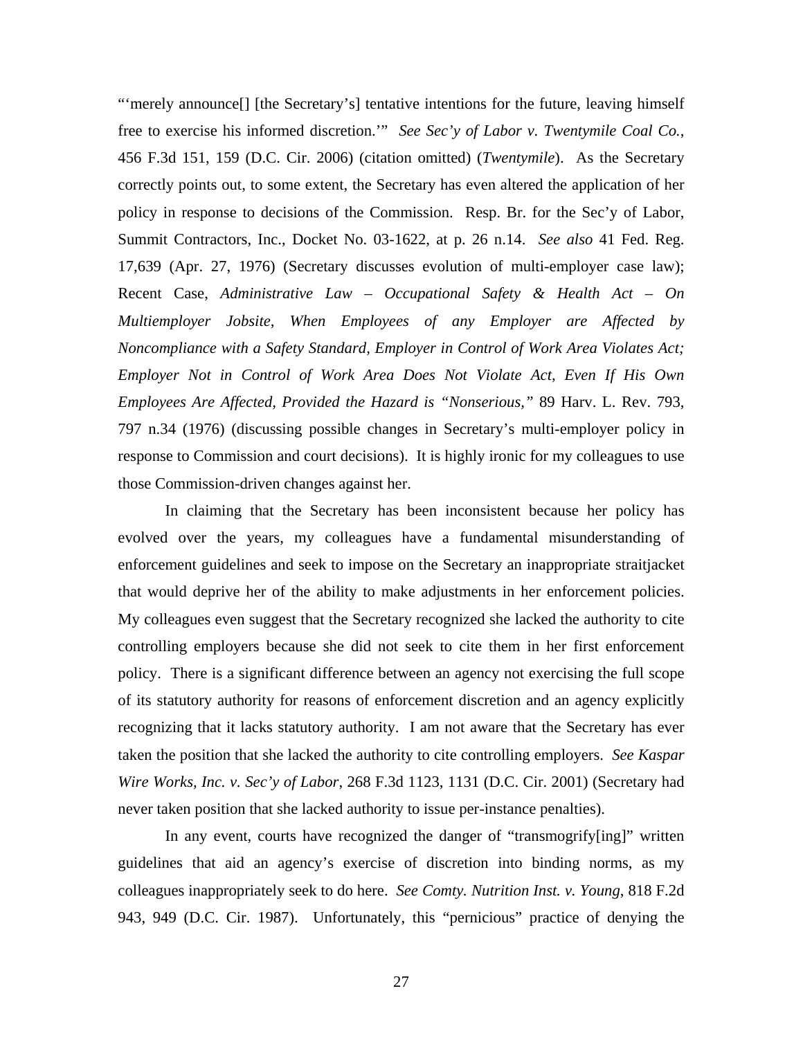"'merely announce[] [the Secretary's] tentative intentions for the future, leaving himself free to exercise his informed discretion.'" *See Sec'y of Labor v. Twentymile Coal Co.*, 456 F.3d 151, 159 (D.C. Cir. 2006) (citation omitted) (*Twentymile*). As the Secretary correctly points out, to some extent, the Secretary has even altered the application of her policy in response to decisions of the Commission. Resp. Br. for the Sec'y of Labor, Summit Contractors, Inc., Docket No. 03-1622, at p. 26 n.14. *See also* 41 Fed. Reg. 17,639 (Apr. 27, 1976) (Secretary discusses evolution of multi-employer case law); Recent Case, *Administrative Law – Occupational Safety & Health Act – On Multiemployer Jobsite, When Employees of any Employer are Affected by Noncompliance with a Safety Standard, Employer in Control of Work Area Violates Act; Employer Not in Control of Work Area Does Not Violate Act, Even If His Own Employees Are Affected, Provided the Hazard is "Nonserious,"* 89 Harv. L. Rev. 793, 797 n.34 (1976) (discussing possible changes in Secretary's multi-employer policy in response to Commission and court decisions). It is highly ironic for my colleagues to use those Commission-driven changes against her.

In claiming that the Secretary has been inconsistent because her policy has evolved over the years, my colleagues have a fundamental misunderstanding of enforcement guidelines and seek to impose on the Secretary an inappropriate straitjacket that would deprive her of the ability to make adjustments in her enforcement policies. My colleagues even suggest that the Secretary recognized she lacked the authority to cite controlling employers because she did not seek to cite them in her first enforcement policy. There is a significant difference between an agency not exercising the full scope of its statutory authority for reasons of enforcement discretion and an agency explicitly recognizing that it lacks statutory authority. I am not aware that the Secretary has ever taken the position that she lacked the authority to cite controlling employers. *See Kaspar Wire Works, Inc. v. Sec'y of Labor*, 268 F.3d 1123, 1131 (D.C. Cir. 2001) (Secretary had never taken position that she lacked authority to issue per-instance penalties).

In any event, courts have recognized the danger of "transmogrify[ing]" written guidelines that aid an agency's exercise of discretion into binding norms, as my colleagues inappropriately seek to do here. *See Comty. Nutrition Inst. v. Young*, 818 F.2d 943, 949 (D.C. Cir. 1987). Unfortunately, this "pernicious" practice of denying the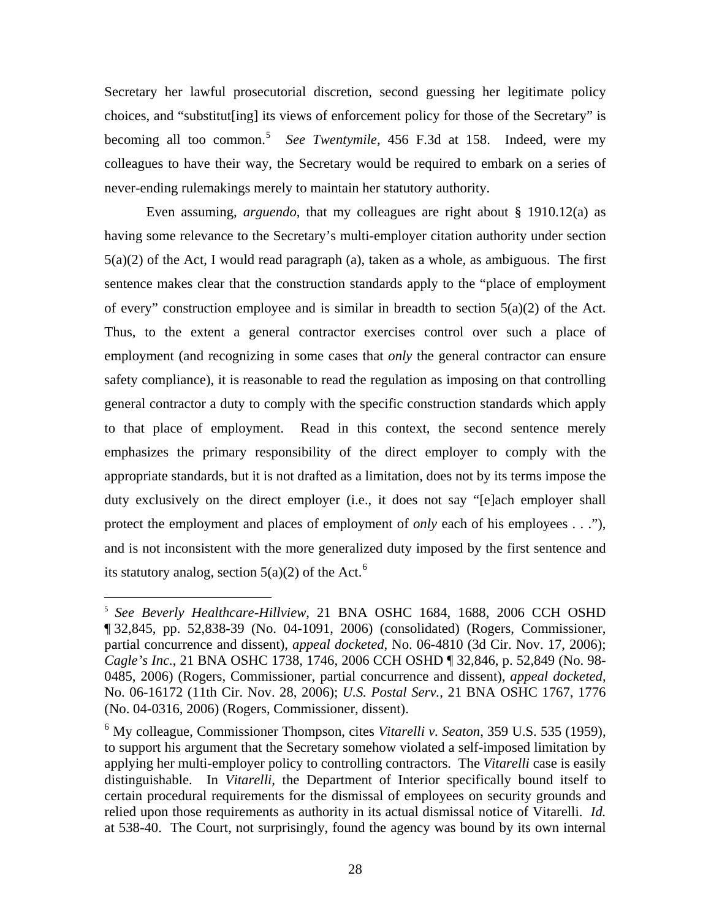Secretary her lawful prosecutorial discretion, second guessing her legitimate policy choices, and "substitut[ing] its views of enforcement policy for those of the Secretary" is becoming all too common.[5] *See Twentymile*, 456 F.3d at 158. Indeed, were my colleagues to have their way, the Secretary would be required to embark on a series of never-ending rulemakings merely to maintain her statutory authority.

Even assuming, *arguendo*, that my colleagues are right about § 1910.12(a) as having some relevance to the Secretary's multi-employer citation authority under section 5(a)(2) of the Act, I would read paragraph (a), taken as a whole, as ambiguous. The first sentence makes clear that the construction standards apply to the "place of employment of every" construction employee and is similar in breadth to section 5(a)(2) of the Act. Thus, to the extent a general contractor exercises control over such a place of employment (and recognizing in some cases that *only* the general contractor can ensure safety compliance), it is reasonable to read the regulation as imposing on that controlling general contractor a duty to comply with the specific construction standards which apply to that place of employment. Read in this context, the second sentence merely emphasizes the primary responsibility of the direct employer to comply with the appropriate standards, but it is not drafted as a limitation, does not by its terms impose the duty exclusively on the direct employer (i.e., it does not say "[e]ach employer shall protect the employment and places of employment of *only* each of his employees . . ."), and is not inconsistent with the more generalized duty imposed by the first sentence and its statutory analog, section 5(a)(2) of the Act.[6]

---

[5] *See Beverly Healthcare-Hillview*, 21 BNA OSHC 1684, 1688, 2006 CCH OSHD ¶ 32,845, pp. 52,838-39 (No. 04-1091, 2006) (consolidated) (Rogers, Commissioner, partial concurrence and dissent), *appeal docketed*, No. 06-4810 (3d Cir. Nov. 17, 2006); *Cagle's Inc.*, 21 BNA OSHC 1738, 1746, 2006 CCH OSHD ¶ 32,846, p. 52,849 (No. 98-0485, 2006) (Rogers, Commissioner, partial concurrence and dissent), *appeal docketed*, No. 06-16172 (11th Cir. Nov. 28, 2006); *U.S. Postal Serv.*, 21 BNA OSHC 1767, 1776 (No. 04-0316, 2006) (Rogers, Commissioner, dissent).

[6] My colleague, Commissioner Thompson, cites *Vitarelli v. Seaton*, 359 U.S. 535 (1959), to support his argument that the Secretary somehow violated a self-imposed limitation by applying her multi-employer policy to controlling contractors. The *Vitarelli* case is easily distinguishable. In *Vitarelli*, the Department of Interior specifically bound itself to certain procedural requirements for the dismissal of employees on security grounds and relied upon those requirements as authority in its actual dismissal notice of Vitarelli. *Id.* at 538-40. The Court, not surprisingly, found the agency was bound by its own internal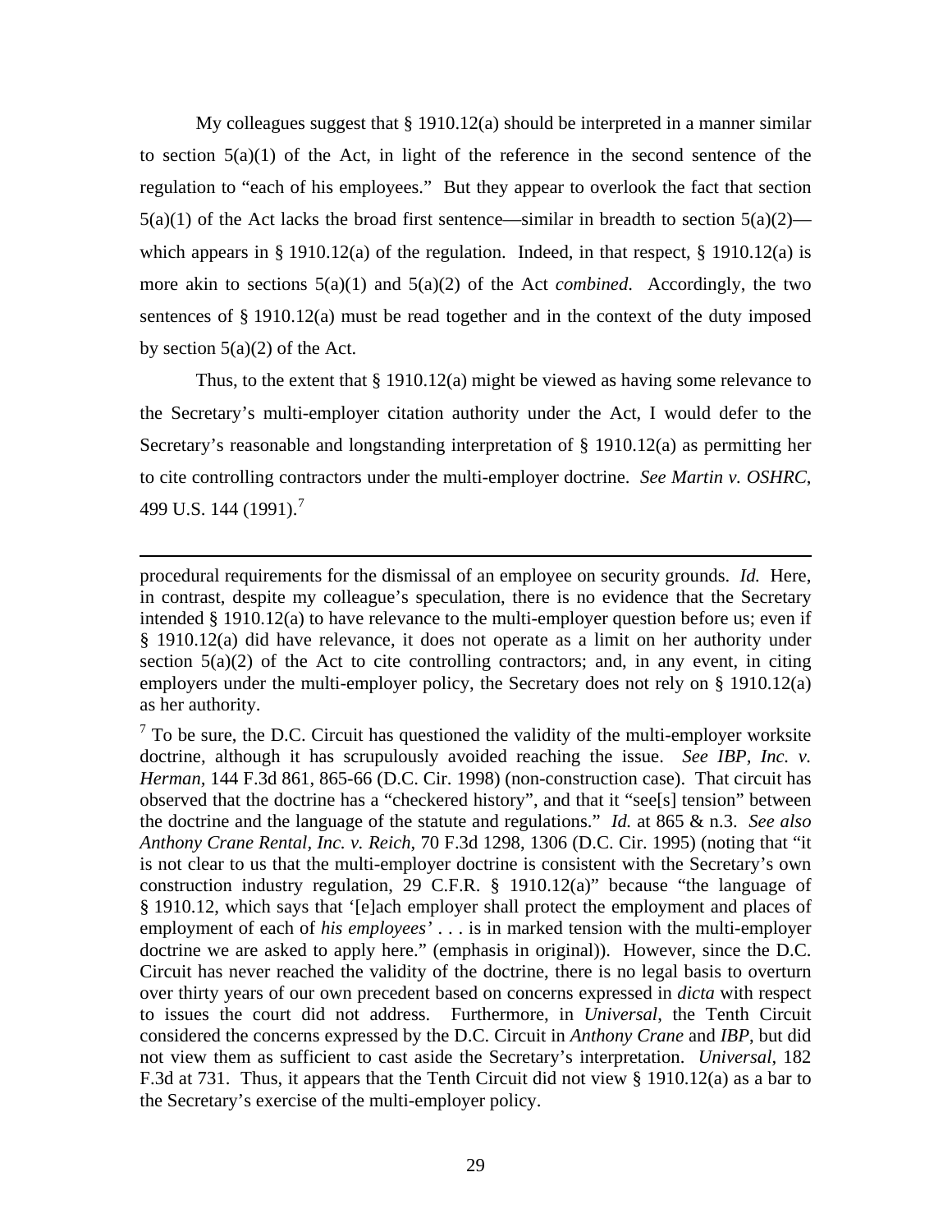My colleagues suggest that § 1910.12(a) should be interpreted in a manner similar to section 5(a)(1) of the Act, in light of the reference in the second sentence of the regulation to "each of his employees." But they appear to overlook the fact that section 5(a)(1) of the Act lacks the broad first sentence—similar in breadth to section 5(a)(2)—which appears in § 1910.12(a) of the regulation. Indeed, in that respect, § 1910.12(a) is more akin to sections 5(a)(1) and 5(a)(2) of the Act *combined*. Accordingly, the two sentences of § 1910.12(a) must be read together and in the context of the duty imposed by section 5(a)(2) of the Act.

Thus, to the extent that § 1910.12(a) might be viewed as having some relevance to the Secretary's multi-employer citation authority under the Act, I would defer to the Secretary's reasonable and longstanding interpretation of § 1910.12(a) as permitting her to cite controlling contractors under the multi-employer doctrine. *See Martin v. OSHRC*, 499 U.S. 144 (1991).[7]

---

procedural requirements for the dismissal of an employee on security grounds. *Id.* Here, in contrast, despite my colleague's speculation, there is no evidence that the Secretary intended § 1910.12(a) to have relevance to the multi-employer question before us; even if § 1910.12(a) did have relevance, it does not operate as a limit on her authority under section 5(a)(2) of the Act to cite controlling contractors; and, in any event, in citing employers under the multi-employer policy, the Secretary does not rely on § 1910.12(a) as her authority.

[7] To be sure, the D.C. Circuit has questioned the validity of the multi-employer worksite doctrine, although it has scrupulously avoided reaching the issue. *See IBP, Inc. v. Herman*, 144 F.3d 861, 865-66 (D.C. Cir. 1998) (non-construction case). That circuit has observed that the doctrine has a "checkered history", and that it "see[s] tension" between the doctrine and the language of the statute and regulations." *Id.* at 865 & n.3. *See also Anthony Crane Rental, Inc. v. Reich*, 70 F.3d 1298, 1306 (D.C. Cir. 1995) (noting that "it is not clear to us that the multi-employer doctrine is consistent with the Secretary's own construction industry regulation, 29 C.F.R. § 1910.12(a)" because "the language of § 1910.12, which says that '[e]ach employer shall protect the employment and places of employment of each of *his employees*' . . . is in marked tension with the multi-employer doctrine we are asked to apply here." (emphasis in original)). However, since the D.C. Circuit has never reached the validity of the doctrine, there is no legal basis to overturn over thirty years of our own precedent based on concerns expressed in *dicta* with respect to issues the court did not address. Furthermore, in *Universal*, the Tenth Circuit considered the concerns expressed by the D.C. Circuit in *Anthony Crane* and *IBP*, but did not view them as sufficient to cast aside the Secretary's interpretation. *Universal*, 182 F.3d at 731. Thus, it appears that the Tenth Circuit did not view § 1910.12(a) as a bar to the Secretary's exercise of the multi-employer policy.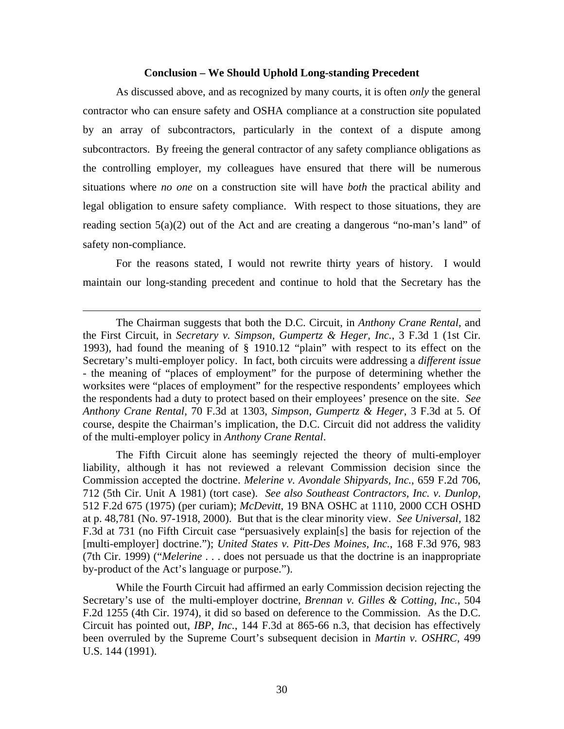**Conclusion – We Should Uphold Long-standing Precedent**

As discussed above, and as recognized by many courts, it is often *only* the general contractor who can ensure safety and OSHA compliance at a construction site populated by an array of subcontractors, particularly in the context of a dispute among subcontractors. By freeing the general contractor of any safety compliance obligations as the controlling employer, my colleagues have ensured that there will be numerous situations where *no one* on a construction site will have *both* the practical ability and legal obligation to ensure safety compliance. With respect to those situations, they are reading section 5(a)(2) out of the Act and are creating a dangerous "no-man's land" of safety non-compliance.

For the reasons stated, I would not rewrite thirty years of history. I would maintain our long-standing precedent and continue to hold that the Secretary has the

---

The Chairman suggests that both the D.C. Circuit, in *Anthony Crane Rental*, and the First Circuit, in *Secretary v. Simpson, Gumpertz & Heger, Inc.*, 3 F.3d 1 (1st Cir. 1993), had found the meaning of § 1910.12 "plain" with respect to its effect on the Secretary's multi-employer policy. In fact, both circuits were addressing a *different issue* - the meaning of "places of employment" for the purpose of determining whether the worksites were "places of employment" for the respective respondents' employees which the respondents had a duty to protect based on their employees' presence on the site. *See Anthony Crane Rental*, 70 F.3d at 1303, *Simpson, Gumpertz & Heger*, 3 F.3d at 5. Of course, despite the Chairman's implication, the D.C. Circuit did not address the validity of the multi-employer policy in *Anthony Crane Rental*.

The Fifth Circuit alone has seemingly rejected the theory of multi-employer liability, although it has not reviewed a relevant Commission decision since the Commission accepted the doctrine. *Melerine v. Avondale Shipyards, Inc.*, 659 F.2d 706, 712 (5th Cir. Unit A 1981) (tort case). *See also Southeast Contractors, Inc. v. Dunlop*, 512 F.2d 675 (1975) (per curiam); *McDevitt*, 19 BNA OSHC at 1110, 2000 CCH OSHD at p. 48,781 (No. 97-1918, 2000). But that is the clear minority view. *See Universal*, 182 F.3d at 731 (no Fifth Circuit case "persuasively explain[s] the basis for rejection of the [multi-employer] doctrine."); *United States v. Pitt-Des Moines, Inc.*, 168 F.3d 976, 983 (7th Cir. 1999) ("*Melerine* . . . does not persuade us that the doctrine is an inappropriate by-product of the Act's language or purpose.").

While the Fourth Circuit had affirmed an early Commission decision rejecting the Secretary's use of the multi-employer doctrine, *Brennan v. Gilles & Cotting, Inc.*, 504 F.2d 1255 (4th Cir. 1974), it did so based on deference to the Commission. As the D.C. Circuit has pointed out, *IBP, Inc.*, 144 F.3d at 865-66 n.3, that decision has effectively been overruled by the Supreme Court's subsequent decision in *Martin v. OSHRC*, 499 U.S. 144 (1991).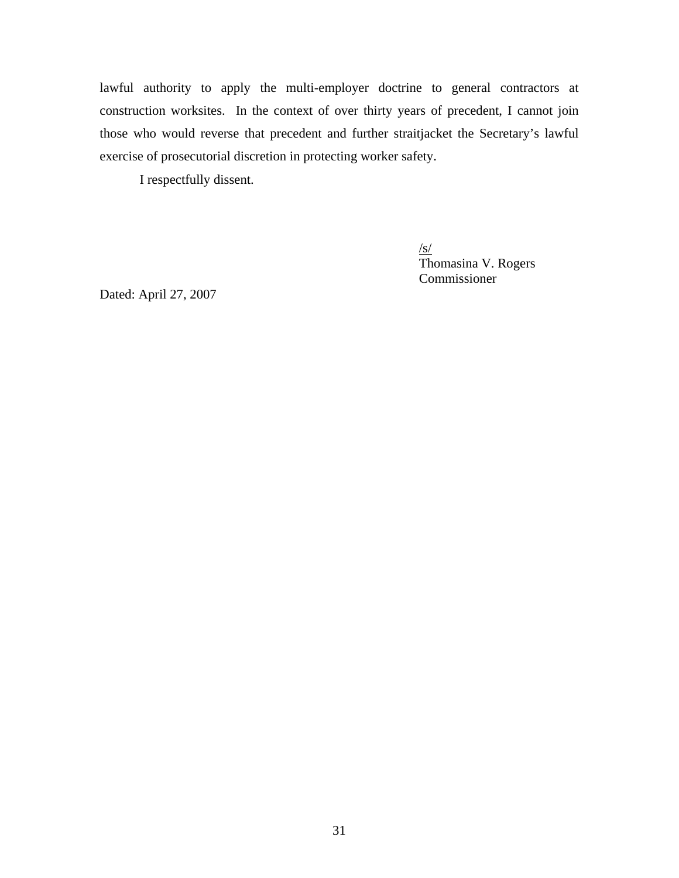lawful authority to apply the multi-employer doctrine to general contractors at construction worksites. In the context of over thirty years of precedent, I cannot join those who would reverse that precedent and further straitjacket the Secretary's lawful exercise of prosecutorial discretion in protecting worker safety.

I respectfully dissent.

/s/
Thomasina V. Rogers
Commissioner

Dated: April 27, 2007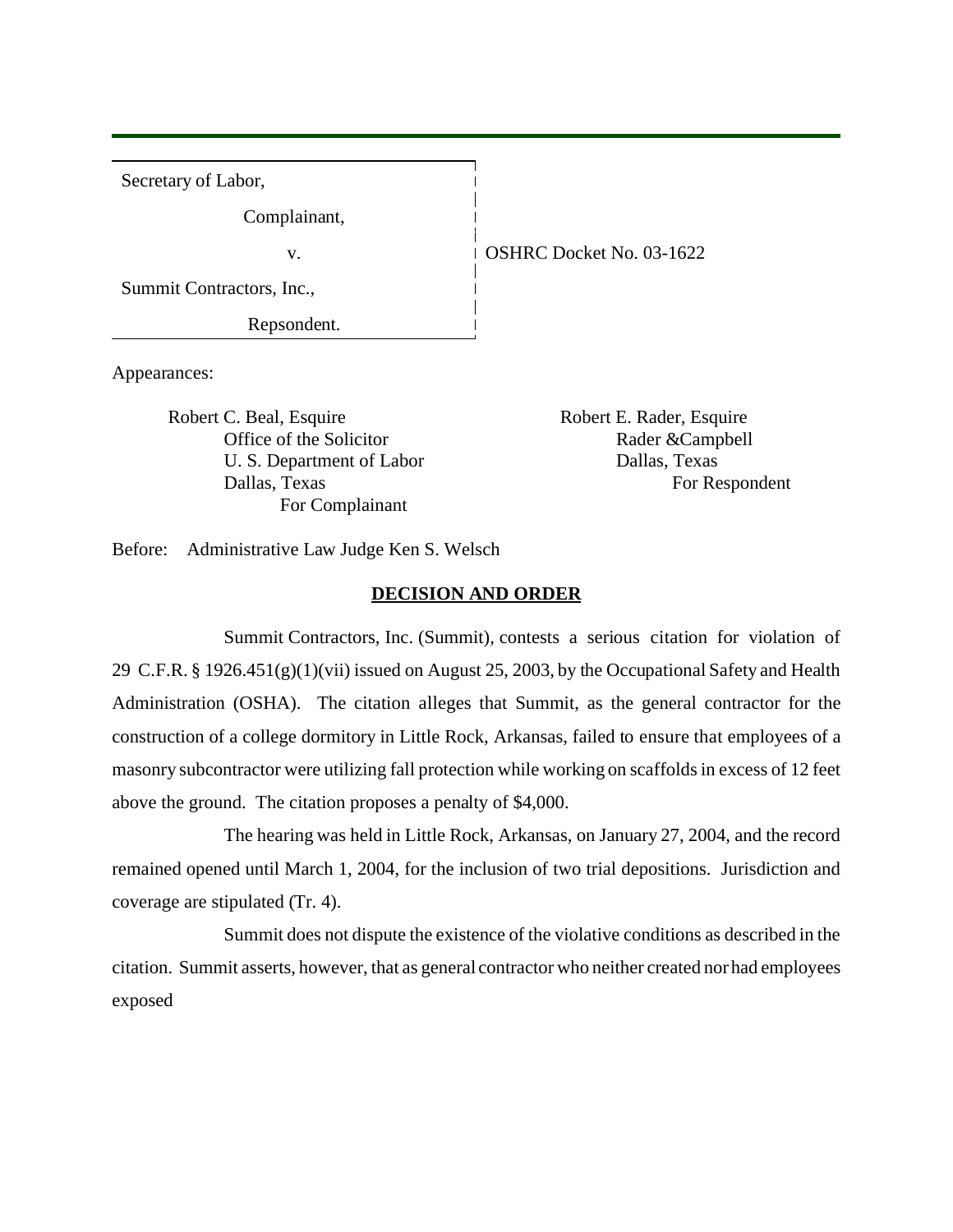| Secretary of Law, | |
|---|---|
| Complainant, | |
| v. | OSHRC Docket No. 03-1622 |
| Summit Contractors, Inc., | |
| Repsondent. | |

Appearances:

Robert C. Beal, Esquire
Office of the Solicitor
U. S. Department of Labor
Dallas, Texas
For Complainant

Robert E. Rader, Esquire
Rader &Campbell
Dallas, Texas
For Respondent

Before: Administrative Law Judge Ken S. Welsch

## DECISION AND ORDER

Summit Contractors, Inc. (Summit), contests a serious citation for violation of 29 C.F.R. § 1926.451(g)(1)(vii) issued on August 25, 2003, by the Occupational Safety and Health Administration (OSHA). The citation alleges that Summit, as the general contractor for the construction of a college dormitory in Little Rock, Arkansas, failed to ensure that employees of a masonry subcontractor were utilizing fall protection while working on scaffolds in excess of 12 feet above the ground. The citation proposes a penalty of $4,000.

The hearing was held in Little Rock, Arkansas, on January 27, 2004, and the record remained opened until March 1, 2004, for the inclusion of two trial depositions. Jurisdiction and coverage are stipulated (Tr. 4).

Summit does not dispute the existence of the violative conditions as described in the citation. Summit asserts, however, that as general contractor who neither created nor had employees exposed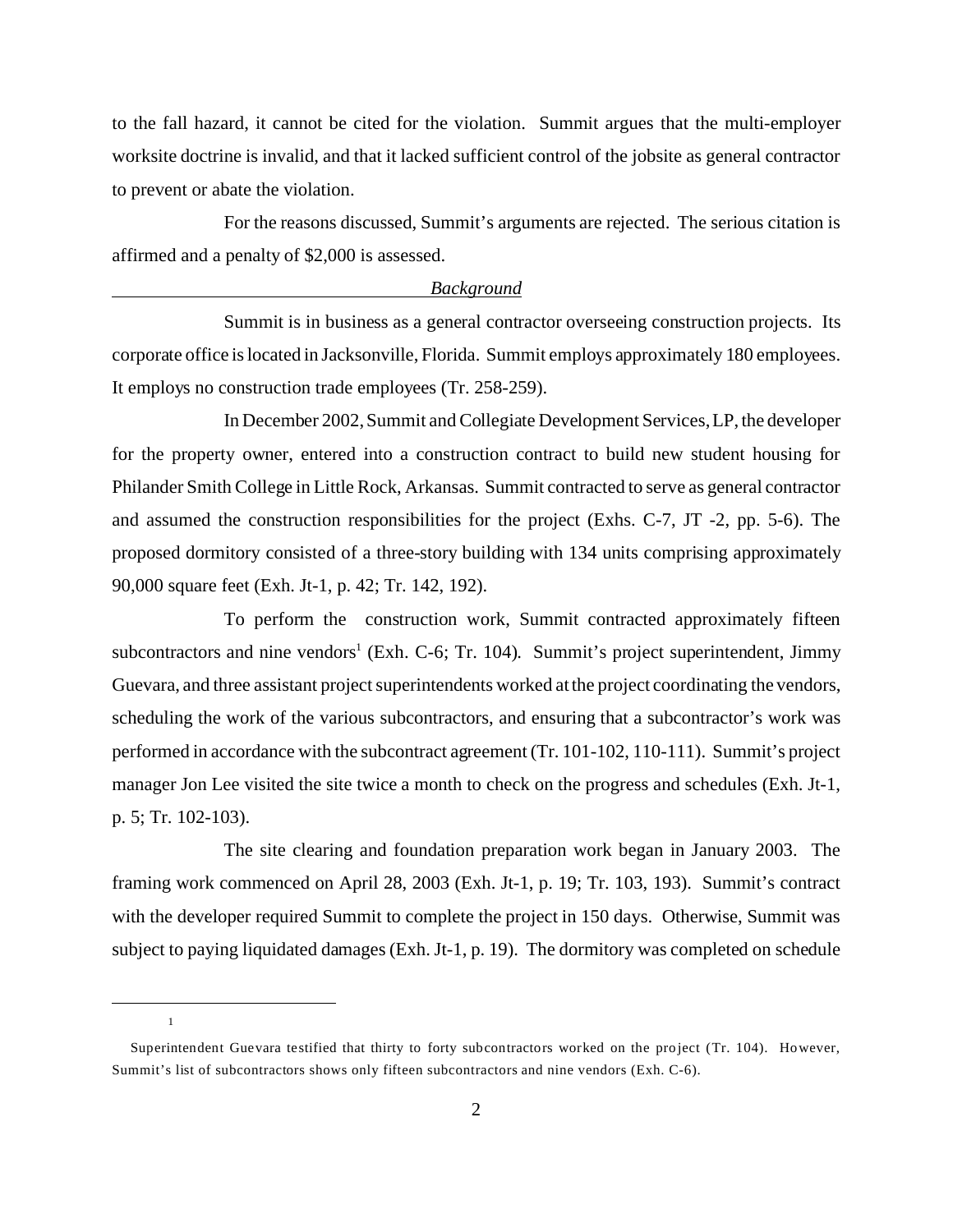to the fall hazard, it cannot be cited for the violation. Summit argues that the multi-employer worksite doctrine is invalid, and that it lacked sufficient control of the jobsite as general contractor to prevent or abate the violation.

For the reasons discussed, Summit's arguments are rejected. The serious citation is affirmed and a penalty of $2,000 is assessed.

## *Background*

Summit is in business as a general contractor overseeing construction projects. Its corporate office is located in Jacksonville, Florida. Summit employs approximately 180 employees. It employs no construction trade employees (Tr. 258-259).

In December 2002, Summit and Collegiate Development Services, LP, the developer for the property owner, entered into a construction contract to build new student housing for Philander Smith College in Little Rock, Arkansas. Summit contracted to serve as general contractor and assumed the construction responsibilities for the project (Exhs. C-7, JT -2, pp. 5-6). The proposed dormitory consisted of a three-story building with 134 units comprising approximately 90,000 square feet (Exh. Jt-1, p. 42; Tr. 142, 192).

To perform the construction work, Summit contracted approximately fifteen subcontractors and nine vendors[1] (Exh. C-6; Tr. 104). Summit's project superintendent, Jimmy Guevara, and three assistant project superintendents worked at the project coordinating the vendors, scheduling the work of the various subcontractors, and ensuring that a subcontractor's work was performed in accordance with the subcontract agreement (Tr. 101-102, 110-111). Summit's project manager Jon Lee visited the site twice a month to check on the progress and schedules (Exh. Jt-1, p. 5; Tr. 102-103).

The site clearing and foundation preparation work began in January 2003. The framing work commenced on April 28, 2003 (Exh. Jt-1, p. 19; Tr. 103, 193). Summit's contract with the developer required Summit to complete the project in 150 days. Otherwise, Summit was subject to paying liquidated damages (Exh. Jt-1, p. 19). The dormitory was completed on schedule

---

[1] Superintendent Guevara testified that thirty to forty subcontractors worked on the project (Tr. 104). However, Summit's list of subcontractors shows only fifteen subcontractors and nine vendors (Exh. C-6).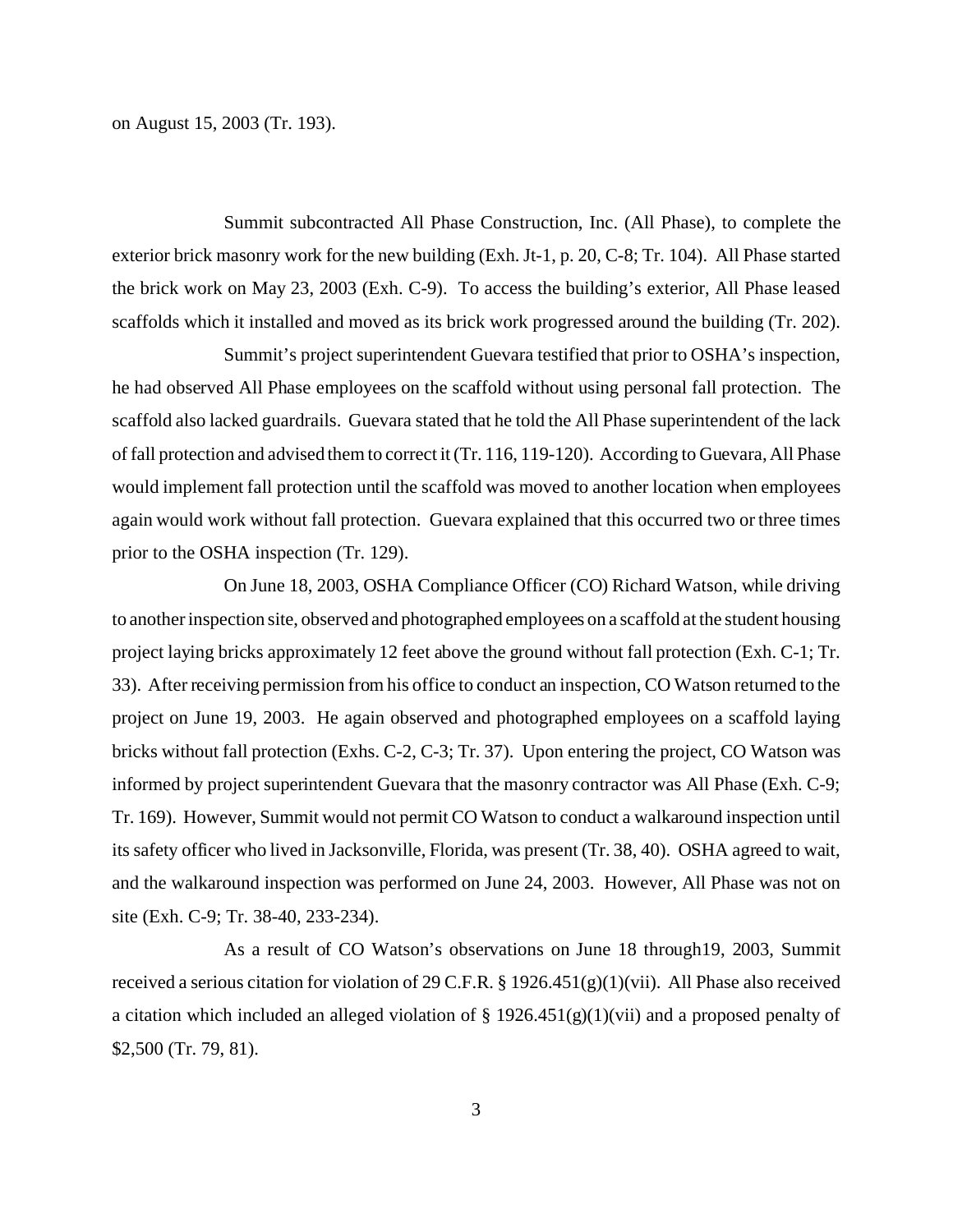on August 15, 2003 (Tr. 193).

Summit subcontracted All Phase Construction, Inc. (All Phase), to complete the exterior brick masonry work for the new building (Exh. Jt-1, p. 20, C-8; Tr. 104). All Phase started the brick work on May 23, 2003 (Exh. C-9). To access the building's exterior, All Phase leased scaffolds which it installed and moved as its brick work progressed around the building (Tr. 202).

Summit's project superintendent Guevara testified that prior to OSHA's inspection, he had observed All Phase employees on the scaffold without using personal fall protection. The scaffold also lacked guardrails. Guevara stated that he told the All Phase superintendent of the lack of fall protection and advised them to correct it (Tr. 116, 119-120). According to Guevara, All Phase would implement fall protection until the scaffold was moved to another location when employees again would work without fall protection. Guevara explained that this occurred two or three times prior to the OSHA inspection (Tr. 129).

On June 18, 2003, OSHA Compliance Officer (CO) Richard Watson, while driving to another inspection site, observed and photographed employees on a scaffold at the student housing project laying bricks approximately 12 feet above the ground without fall protection (Exh. C-1; Tr. 33). After receiving permission from his office to conduct an inspection, CO Watson returned to the project on June 19, 2003. He again observed and photographed employees on a scaffold laying bricks without fall protection (Exhs. C-2, C-3; Tr. 37). Upon entering the project, CO Watson was informed by project superintendent Guevara that the masonry contractor was All Phase (Exh. C-9; Tr. 169). However, Summit would not permit CO Watson to conduct a walkaround inspection until its safety officer who lived in Jacksonville, Florida, was present (Tr. 38, 40). OSHA agreed to wait, and the walkaround inspection was performed on June 24, 2003. However, All Phase was not on site (Exh. C-9; Tr. 38-40, 233-234).

As a result of CO Watson's observations on June 18 through19, 2003, Summit received a serious citation for violation of 29 C.F.R. § 1926.451(g)(1)(vii). All Phase also received a citation which included an alleged violation of § 1926.451(g)(1)(vii) and a proposed penalty of $2,500 (Tr. 79, 81).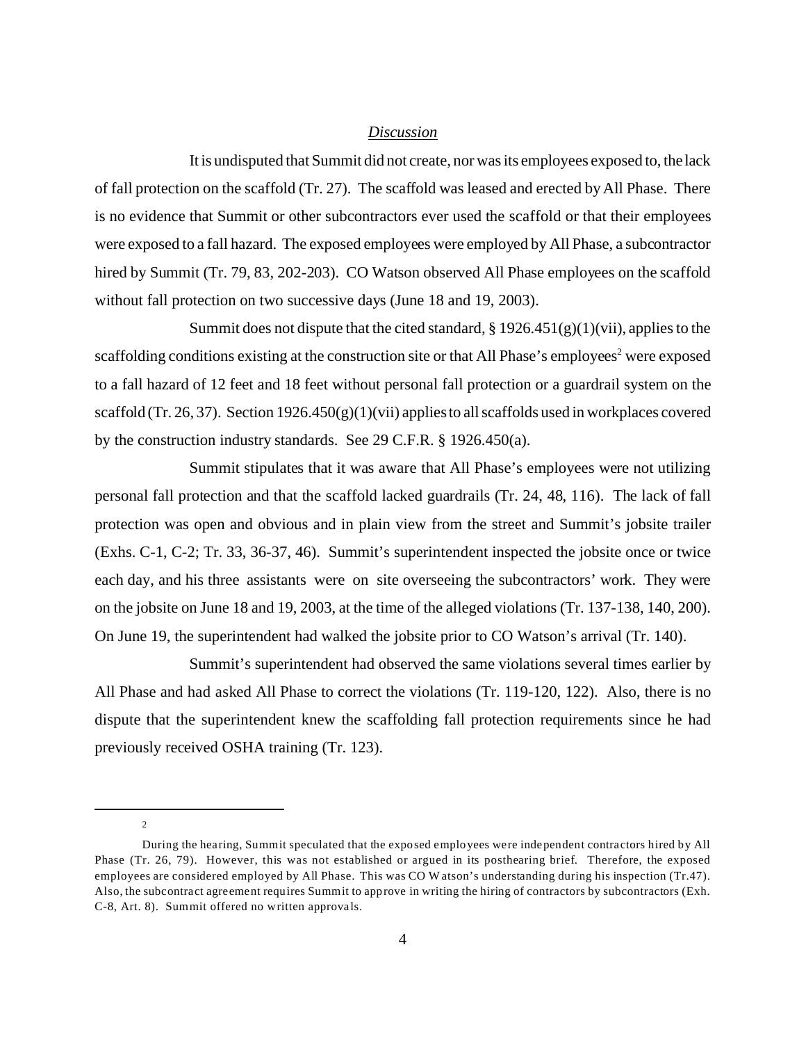*Discussion*

It is undisputed that Summit did not create, nor was its employees exposed to, the lack of fall protection on the scaffold (Tr. 27). The scaffold was leased and erected by All Phase. There is no evidence that Summit or other subcontractors ever used the scaffold or that their employees were exposed to a fall hazard. The exposed employees were employed by All Phase, a subcontractor hired by Summit (Tr. 79, 83, 202-203). CO Watson observed All Phase employees on the scaffold without fall protection on two successive days (June 18 and 19, 2003).

Summit does not dispute that the cited standard, § 1926.451(g)(1)(vii), applies to the scaffolding conditions existing at the construction site or that All Phase's employees[2] were exposed to a fall hazard of 12 feet and 18 feet without personal fall protection or a guardrail system on the scaffold (Tr. 26, 37). Section 1926.450(g)(1)(vii) applies to all scaffolds used in workplaces covered by the construction industry standards. See 29 C.F.R. § 1926.450(a).

Summit stipulates that it was aware that All Phase's employees were not utilizing personal fall protection and that the scaffold lacked guardrails (Tr. 24, 48, 116). The lack of fall protection was open and obvious and in plain view from the street and Summit's jobsite trailer (Exhs. C-1, C-2; Tr. 33, 36-37, 46). Summit's superintendent inspected the jobsite once or twice each day, and his three assistants were on site overseeing the subcontractors' work. They were on the jobsite on June 18 and 19, 2003, at the time of the alleged violations (Tr. 137-138, 140, 200). On June 19, the superintendent had walked the jobsite prior to CO Watson's arrival (Tr. 140).

Summit's superintendent had observed the same violations several times earlier by All Phase and had asked All Phase to correct the violations (Tr. 119-120, 122). Also, there is no dispute that the superintendent knew the scaffolding fall protection requirements since he had previously received OSHA training (Tr. 123).

---

[2] During the hearing, Summit speculated that the exposed employees were independent contractors hired by All Phase (Tr. 26, 79). However, this was not established or argued in its posthearing brief. Therefore, the exposed employees are considered employed by All Phase. This was CO Watson's understanding during his inspection (Tr.47). Also, the subcontract agreement requires Summit to approve in writing the hiring of contractors by subcontractors (Exh. C-8, Art. 8). Summit offered no written approvals.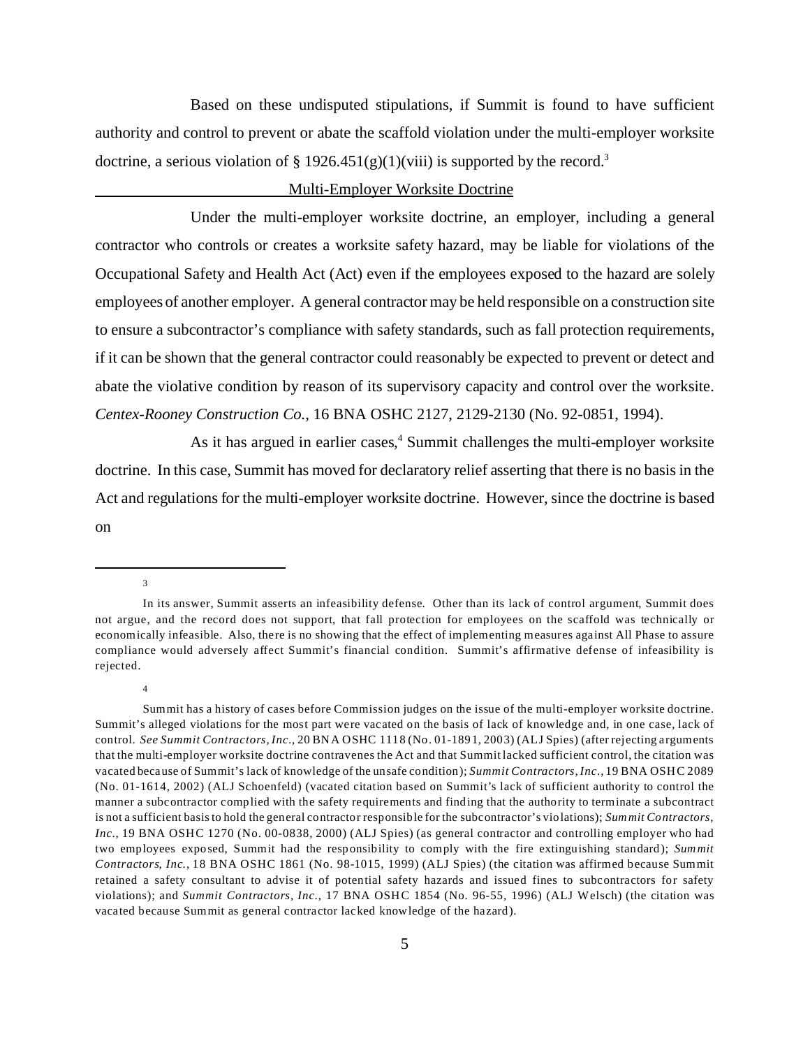Based on these undisputed stipulations, if Summit is found to have sufficient authority and control to prevent or abate the scaffold violation under the multi-employer worksite doctrine, a serious violation of § 1926.451(g)(1)(viii) is supported by the record.[3]

## Multi-Employer Worksite Doctrine

Under the multi-employer worksite doctrine, an employer, including a general contractor who controls or creates a worksite safety hazard, may be liable for violations of the Occupational Safety and Health Act (Act) even if the employees exposed to the hazard are solely employees of another employer. A general contractor may be held responsible on a construction site to ensure a subcontractor's compliance with safety standards, such as fall protection requirements, if it can be shown that the general contractor could reasonably be expected to prevent or detect and abate the violative condition by reason of its supervisory capacity and control over the worksite. *Centex-Rooney Construction Co.*, 16 BNA OSHC 2127, 2129-2130 (No. 92-0851, 1994).

As it has argued in earlier cases,[4] Summit challenges the multi-employer worksite doctrine. In this case, Summit has moved for declaratory relief asserting that there is no basis in the Act and regulations for the multi-employer worksite doctrine. However, since the doctrine is based on

---

[3] In its answer, Summit asserts an infeasibility defense. Other than its lack of control argument, Summit does not argue, and the record does not support, that fall protection for employees on the scaffold was technically or economically infeasible. Also, there is no showing that the effect of implementing measures against All Phase to assure compliance would adversely affect Summit's financial condition. Summit's affirmative defense of infeasibility is rejected.

[4] Summit has a history of cases before Commission judges on the issue of the multi-employer worksite doctrine. Summit's alleged violations for the most part were vacated on the basis of lack of knowledge and, in one case, lack of control. *See Summit Contractors, Inc.*, 20 BNA OSHC 1118 (No. 01-1891, 2003) (ALJ Spies) (after rejecting arguments that the multi-employer worksite doctrine contravenes the Act and that Summit lacked sufficient control, the citation was vacated because of Summit's lack of knowledge of the unsafe condition); *Summit Contractors, Inc.*, 19 BNA OSHC 2089 (No. 01-1614, 2002) (ALJ Schoenfeld) (vacated citation based on Summit's lack of sufficient authority to control the manner a subcontractor complied with the safety requirements and finding that the authority to terminate a subcontract is not a sufficient basis to hold the general contractor responsible for the subcontractor's violations); *Summit Contractors, Inc.*, 19 BNA OSHC 1270 (No. 00-0838, 2000) (ALJ Spies) (as general contractor and controlling employer who had two employees exposed, Summit had the responsibility to comply with the fire extinguishing standard); *Summit Contractors, Inc.*, 18 BNA OSHC 1861 (No. 98-1015, 1999) (ALJ Spies) (the citation was affirmed because Summit retained a safety consultant to advise it of potential safety hazards and issued fines to subcontractors for safety violations); and *Summit Contractors, Inc.*, 17 BNA OSHC 1854 (No. 96-55, 1996) (ALJ Welsch) (the citation was vacated because Summit as general contractor lacked knowledge of the hazard).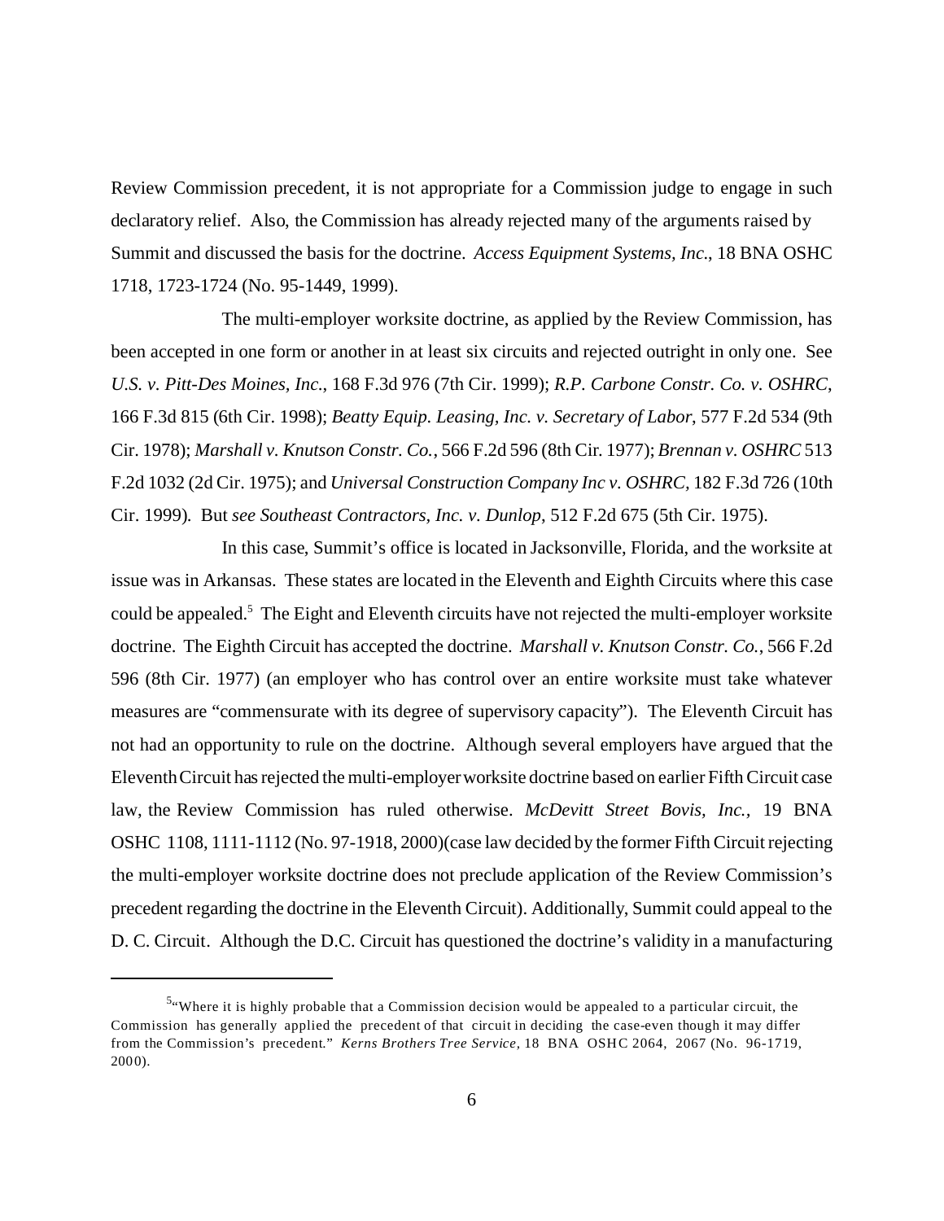Review Commission precedent, it is not appropriate for a Commission judge to engage in such declaratory relief. Also, the Commission has already rejected many of the arguments raised by Summit and discussed the basis for the doctrine. *Access Equipment Systems, Inc.*, 18 BNA OSHC 1718, 1723-1724 (No. 95-1449, 1999).

The multi-employer worksite doctrine, as applied by the Review Commission, has been accepted in one form or another in at least six circuits and rejected outright in only one. See *U.S. v. Pitt-Des Moines, Inc.*, 168 F.3d 976 (7th Cir. 1999); *R.P. Carbone Constr. Co. v. OSHRC*, 166 F.3d 815 (6th Cir. 1998); *Beatty Equip. Leasing, Inc. v. Secretary of Labor*, 577 F.2d 534 (9th Cir. 1978); *Marshall v. Knutson Constr. Co.*, 566 F.2d 596 (8th Cir. 1977); *Brennan v. OSHRC* 513 F.2d 1032 (2d Cir. 1975); and *Universal Construction Company Inc v. OSHRC*, 182 F.3d 726 (10th Cir. 1999). But *see Southeast Contractors, Inc. v. Dunlop*, 512 F.2d 675 (5th Cir. 1975).

In this case, Summit's office is located in Jacksonville, Florida, and the worksite at issue was in Arkansas. These states are located in the Eleventh and Eighth Circuits where this case could be appealed.[5] The Eight and Eleventh circuits have not rejected the multi-employer worksite doctrine. The Eighth Circuit has accepted the doctrine. *Marshall v. Knutson Constr. Co.*, 566 F.2d 596 (8th Cir. 1977) (an employer who has control over an entire worksite must take whatever measures are "commensurate with its degree of supervisory capacity"). The Eleventh Circuit has not had an opportunity to rule on the doctrine. Although several employers have argued that the Eleventh Circuit has rejected the multi-employer worksite doctrine based on earlier Fifth Circuit case law, the Review Commission has ruled otherwise. *McDevitt Street Bovis, Inc.*, 19 BNA OSHC 1108, 1111-1112 (No. 97-1918, 2000)(case law decided by the former Fifth Circuit rejecting the multi-employer worksite doctrine does not preclude application of the Review Commission's precedent regarding the doctrine in the Eleventh Circuit). Additionally, Summit could appeal to the D. C. Circuit. Although the D.C. Circuit has questioned the doctrine's validity in a manufacturing

[5]"Where it is highly probable that a Commission decision would be appealed to a particular circuit, the Commission has generally applied the precedent of that circuit in deciding the case-even though it may differ from the Commission's precedent." *Kerns Brothers Tree Service*, 18 BNA OSHC 2064, 2067 (No. 96-1719, 2000).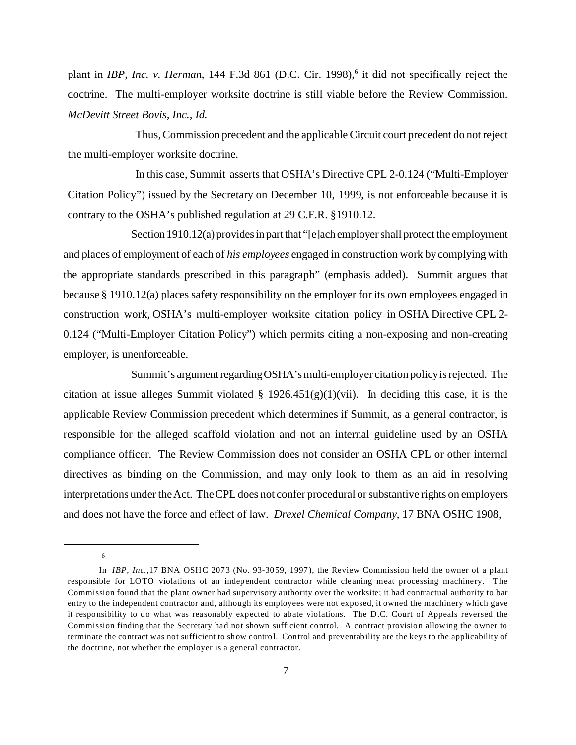plant in *IBP, Inc. v. Herman*, 144 F.3d 861 (D.C. Cir. 1998),[6] it did not specifically reject the doctrine. The multi-employer worksite doctrine is still viable before the Review Commission. *McDevitt Street Bovis, Inc., Id.*

Thus, Commission precedent and the applicable Circuit court precedent do not reject the multi-employer worksite doctrine.

In this case, Summit asserts that OSHA's Directive CPL 2-0.124 ("Multi-Employer Citation Policy") issued by the Secretary on December 10, 1999, is not enforceable because it is contrary to the OSHA's published regulation at 29 C.F.R. §1910.12.

Section 1910.12(a) provides in part that "[e]ach employer shall protect the employment and places of employment of each of *his employees* engaged in construction work by complying with the appropriate standards prescribed in this paragraph" (emphasis added). Summit argues that because § 1910.12(a) places safety responsibility on the employer for its own employees engaged in construction work, OSHA's multi-employer worksite citation policy in OSHA Directive CPL 2-0.124 ("Multi-Employer Citation Policy") which permits citing a non-exposing and non-creating employer, is unenforceable.

Summit's argument regarding OSHA's multi-employer citation policy is rejected. The citation at issue alleges Summit violated § 1926.451(g)(1)(vii). In deciding this case, it is the applicable Review Commission precedent which determines if Summit, as a general contractor, is responsible for the alleged scaffold violation and not an internal guideline used by an OSHA compliance officer. The Review Commission does not consider an OSHA CPL or other internal directives as binding on the Commission, and may only look to them as an aid in resolving interpretations under the Act. The CPL does not confer procedural or substantive rights on employers and does not have the force and effect of law. *Drexel Chemical Company*, 17 BNA OSHC 1908,

---

[6] In *IBP, Inc.*, 17 BNA OSHC 2073 (No. 93-3059, 1997), the Review Commission held the owner of a plant responsible for LOTO violations of an independent contractor while cleaning meat processing machinery. The Commission found that the plant owner had supervisory authority over the worksite; it had contractual authority to bar entry to the independent contractor and, although its employees were not exposed, it owned the machinery which gave it responsibility to do what was reasonably expected to abate violations. The D.C. Court of Appeals reversed the Commission finding that the Secretary had not shown sufficient control. A contract provision allowing the owner to terminate the contract was not sufficient to show control. Control and preventability are the keys to the applicability of the doctrine, not whether the employer is a general contractor.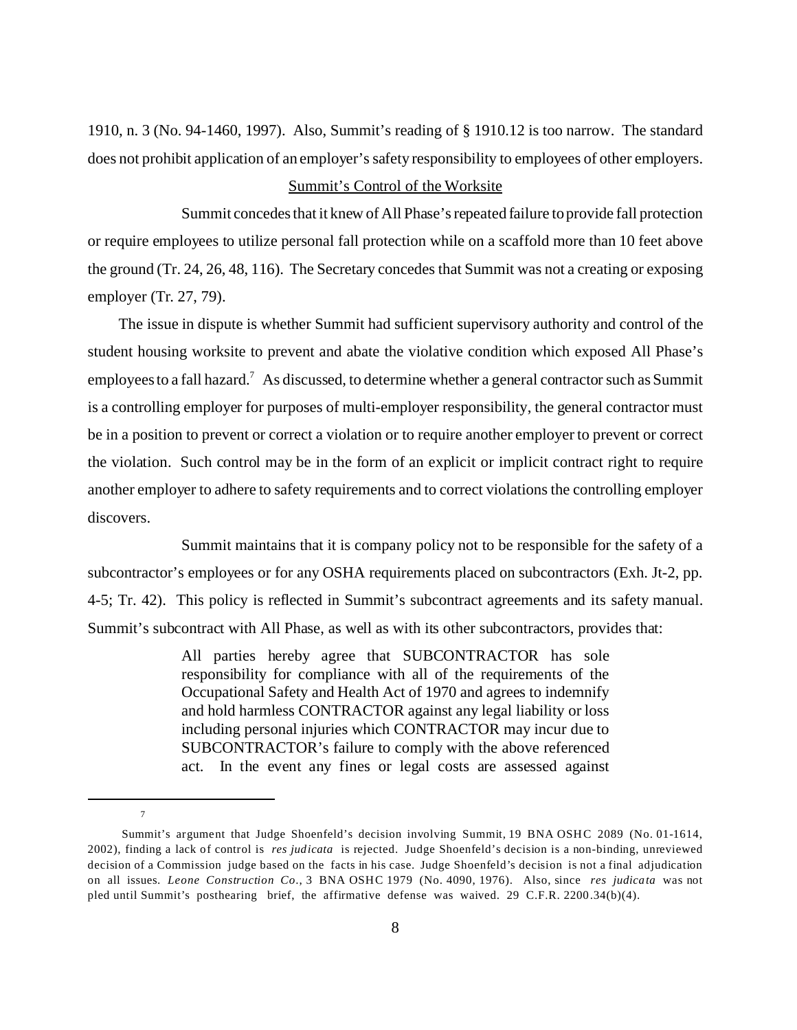1910, n. 3 (No. 94-1460, 1997). Also, Summit's reading of § 1910.12 is too narrow. The standard does not prohibit application of an employer's safety responsibility to employees of other employers.

<u>Summit's Control of the Worksite</u>

Summit concedes that it knew of All Phase's repeated failure to provide fall protection or require employees to utilize personal fall protection while on a scaffold more than 10 feet above the ground (Tr. 24, 26, 48, 116). The Secretary concedes that Summit was not a creating or exposing employer (Tr. 27, 79).

The issue in dispute is whether Summit had sufficient supervisory authority and control of the student housing worksite to prevent and abate the violative condition which exposed All Phase's employees to a fall hazard.[7] As discussed, to determine whether a general contractor such as Summit is a controlling employer for purposes of multi-employer responsibility, the general contractor must be in a position to prevent or correct a violation or to require another employer to prevent or correct the violation. Such control may be in the form of an explicit or implicit contract right to require another employer to adhere to safety requirements and to correct violations the controlling employer discovers.

Summit maintains that it is company policy not to be responsible for the safety of a subcontractor's employees or for any OSHA requirements placed on subcontractors (Exh. Jt-2, pp. 4-5; Tr. 42). This policy is reflected in Summit's subcontract agreements and its safety manual. Summit's subcontract with All Phase, as well as with its other subcontractors, provides that:

> All parties hereby agree that SUBCONTRACTOR has sole responsibility for compliance with all of the requirements of the Occupational Safety and Health Act of 1970 and agrees to indemnify and hold harmless CONTRACTOR against any legal liability or loss including personal injuries which CONTRACTOR may incur due to SUBCONTRACTOR's failure to comply with the above referenced act. In the event any fines or legal costs are assessed against

---

[7] Summit's argument that Judge Shoenfeld's decision involving Summit, 19 BNA OSHC 2089 (No. 01-1614, 2002), finding a lack of control is *res judicata* is rejected. Judge Shoenfeld's decision is a non-binding, unreviewed decision of a Commission judge based on the facts in his case. Judge Shoenfeld's decision is not a final adjudication on all issues. *Leone Construction Co.*, 3 BNA OSHC 1979 (No. 4090, 1976). Also, since *res judicata* was not pled until Summit's posthearing brief, the affirmative defense was waived. 29 C.F.R. 2200.34(b)(4).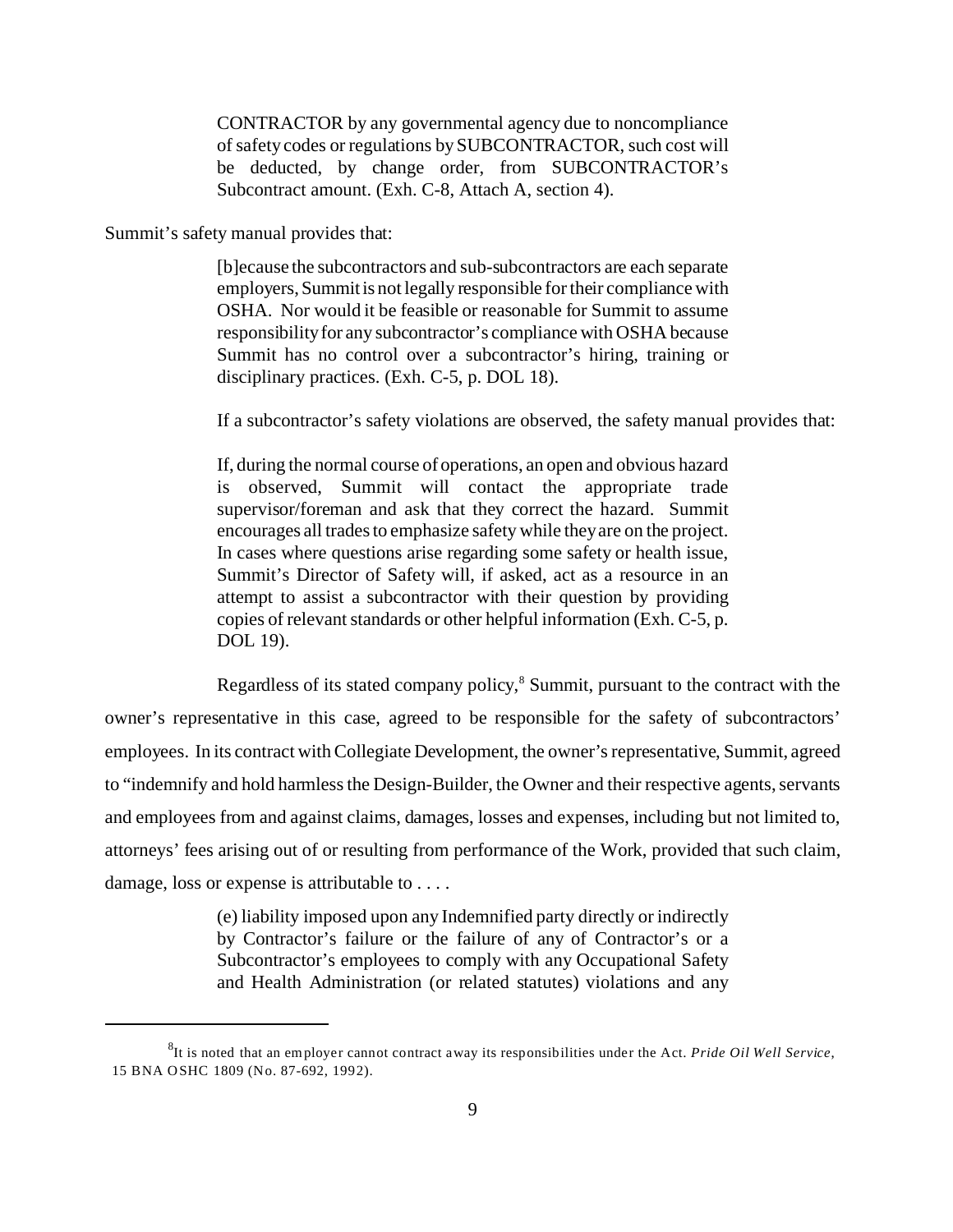> CONTRACTOR by any governmental agency due to noncompliance of safety codes or regulations by SUBCONTRACTOR, such cost will be deducted, by change order, from SUBCONTRACTOR's Subcontract amount. (Exh. C-8, Attach A, section 4).

Summit's safety manual provides that:

> [b]ecause the subcontractors and sub-subcontractors are each separate employers, Summit is not legally responsible for their compliance with OSHA. Nor would it be feasible or reasonable for Summit to assume responsibility for any subcontractor's compliance with OSHA because Summit has no control over a subcontractor's hiring, training or disciplinary practices. (Exh. C-5, p. DOL 18).

If a subcontractor's safety violations are observed, the safety manual provides that:

> If, during the normal course of operations, an open and obvious hazard is observed, Summit will contact the appropriate trade supervisor/foreman and ask that they correct the hazard. Summit encourages all trades to emphasize safety while they are on the project. In cases where questions arise regarding some safety or health issue, Summit's Director of Safety will, if asked, act as a resource in an attempt to assist a subcontractor with their question by providing copies of relevant standards or other helpful information (Exh. C-5, p. DOL 19).

Regardless of its stated company policy,[8] Summit, pursuant to the contract with the owner's representative in this case, agreed to be responsible for the safety of subcontractors' employees. In its contract with Collegiate Development, the owner's representative, Summit, agreed to "indemnify and hold harmless the Design-Builder, the Owner and their respective agents, servants and employees from and against claims, damages, losses and expenses, including but not limited to, attorneys' fees arising out of or resulting from performance of the Work, provided that such claim, damage, loss or expense is attributable to . . . .

> (e) liability imposed upon any Indemnified party directly or indirectly by Contractor's failure or the failure of any of Contractor's or a Subcontractor's employees to comply with any Occupational Safety and Health Administration (or related statutes) violations and any

---

[8] It is noted that an employer cannot contract away its responsibilities under the Act. *Pride Oil Well Service*, 15 BNA OSHC 1809 (No. 87-692, 1992).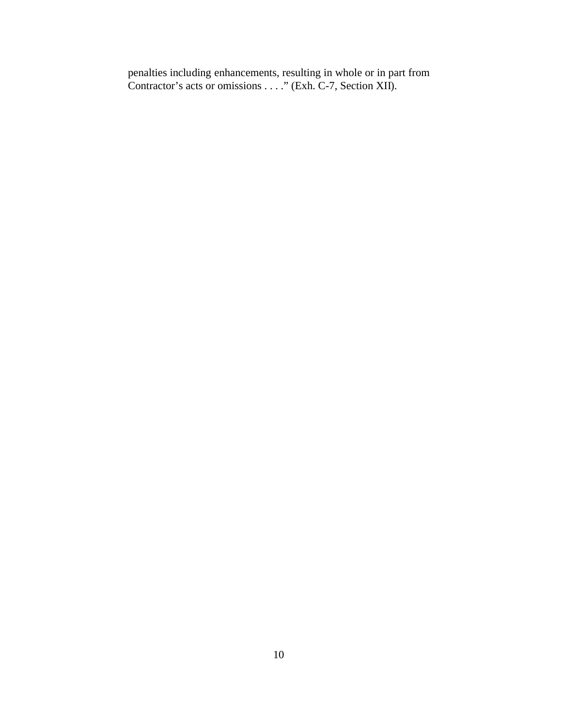penalties including enhancements, resulting in whole or in part from Contractor's acts or omissions . . . ." (Exh. C-7, Section XII).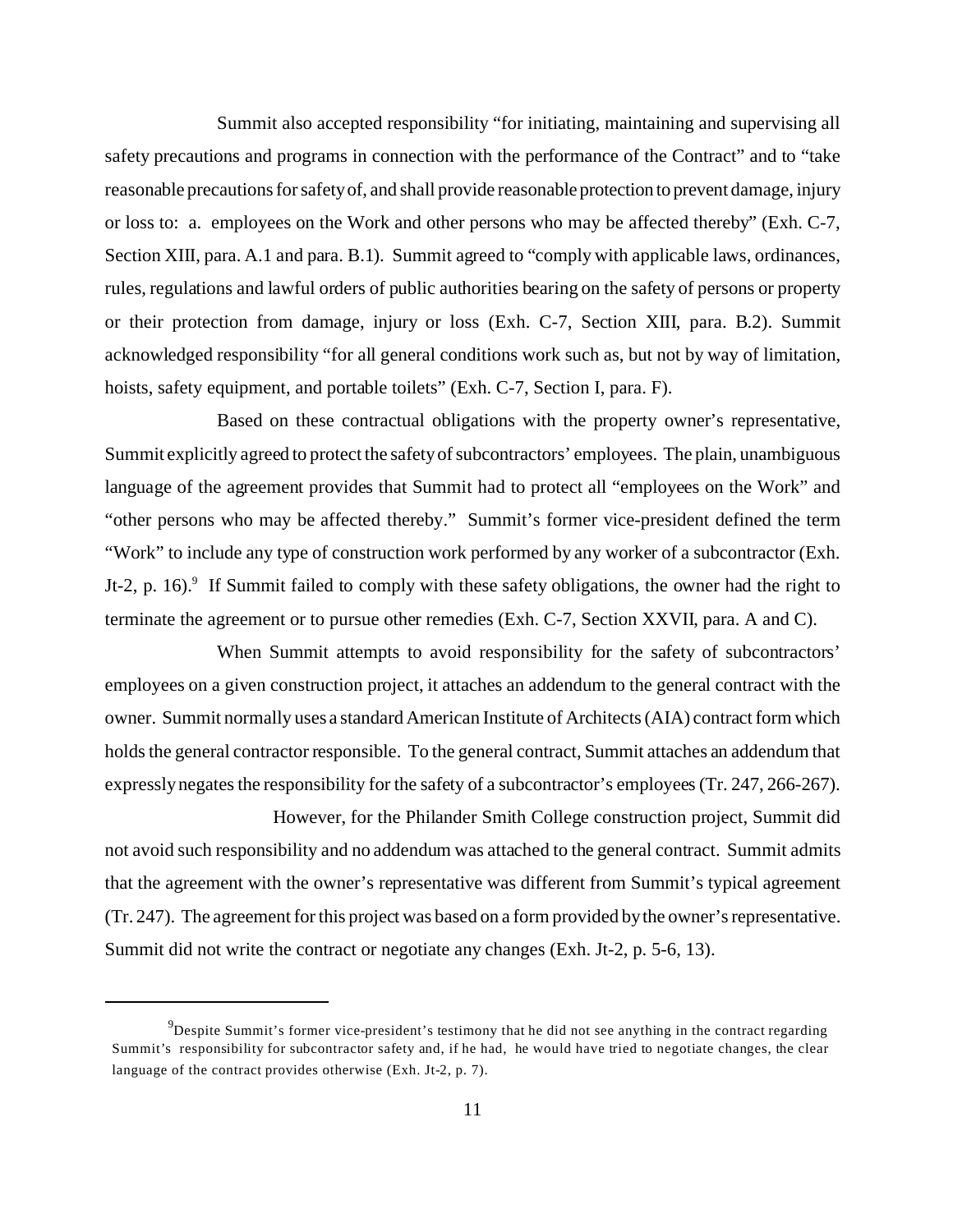Summit also accepted responsibility "for initiating, maintaining and supervising all safety precautions and programs in connection with the performance of the Contract" and to "take reasonable precautions for safety of, and shall provide reasonable protection to prevent damage, injury or loss to: a. employees on the Work and other persons who may be affected thereby" (Exh. C-7, Section XIII, para. A.1 and para. B.1). Summit agreed to "comply with applicable laws, ordinances, rules, regulations and lawful orders of public authorities bearing on the safety of persons or property or their protection from damage, injury or loss (Exh. C-7, Section XIII, para. B.2). Summit acknowledged responsibility "for all general conditions work such as, but not by way of limitation, hoists, safety equipment, and portable toilets" (Exh. C-7, Section I, para. F).

Based on these contractual obligations with the property owner's representative, Summit explicitly agreed to protect the safety of subcontractors' employees. The plain, unambiguous language of the agreement provides that Summit had to protect all "employees on the Work" and "other persons who may be affected thereby." Summit's former vice-president defined the term "Work" to include any type of construction work performed by any worker of a subcontractor (Exh. Jt-2, p. 16).[9] If Summit failed to comply with these safety obligations, the owner had the right to terminate the agreement or to pursue other remedies (Exh. C-7, Section XXVII, para. A and C).

When Summit attempts to avoid responsibility for the safety of subcontractors' employees on a given construction project, it attaches an addendum to the general contract with the owner. Summit normally uses a standard American Institute of Architects (AIA) contract form which holds the general contractor responsible. To the general contract, Summit attaches an addendum that expressly negates the responsibility for the safety of a subcontractor's employees (Tr. 247, 266-267).

However, for the Philander Smith College construction project, Summit did not avoid such responsibility and no addendum was attached to the general contract. Summit admits that the agreement with the owner's representative was different from Summit's typical agreement (Tr. 247). The agreement for this project was based on a form provided by the owner's representative. Summit did not write the contract or negotiate any changes (Exh. Jt-2, p. 5-6, 13).

---

[9] Despite Summit's former vice-president's testimony that he did not see anything in the contract regarding Summit's responsibility for subcontractor safety and, if he had, he would have tried to negotiate changes, the clear language of the contract provides otherwise (Exh. Jt-2, p. 7).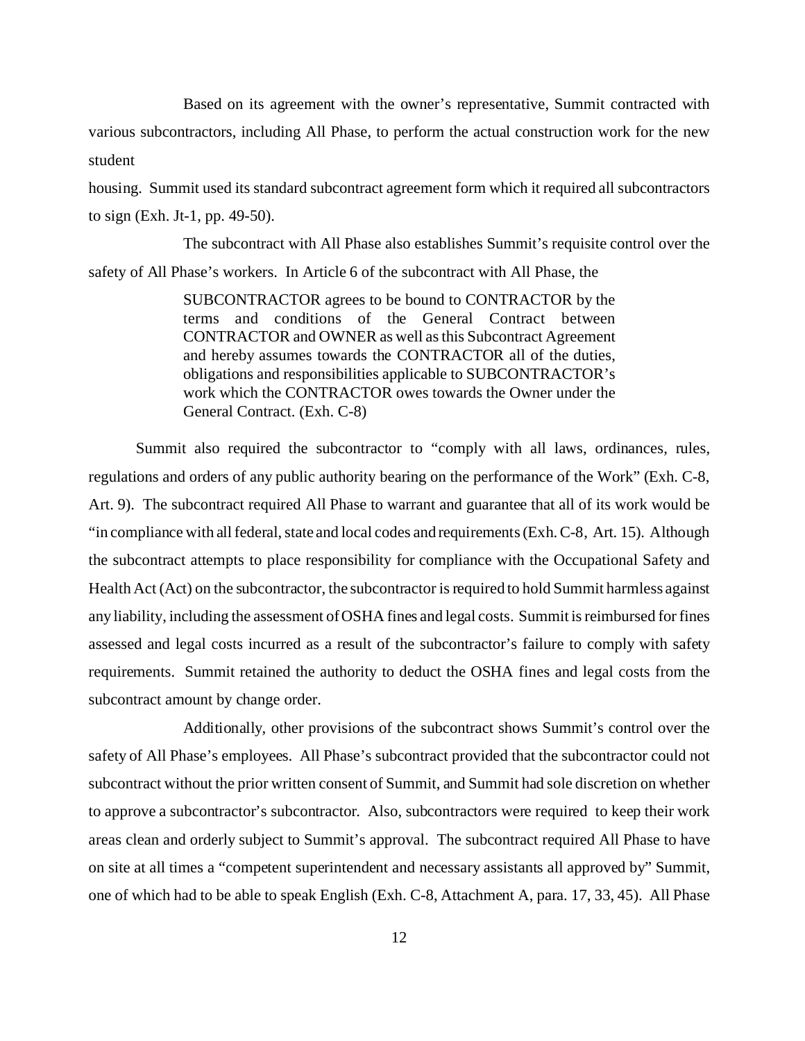Based on its agreement with the owner's representative, Summit contracted with various subcontractors, including All Phase, to perform the actual construction work for the new student housing. Summit used its standard subcontract agreement form which it required all subcontractors to sign (Exh. Jt-1, pp. 49-50).

The subcontract with All Phase also establishes Summit's requisite control over the safety of All Phase's workers. In Article 6 of the subcontract with All Phase, the

> SUBCONTRACTOR agrees to be bound to CONTRACTOR by the terms and conditions of the General Contract between CONTRACTOR and OWNER as well as this Subcontract Agreement and hereby assumes towards the CONTRACTOR all of the duties, obligations and responsibilities applicable to SUBCONTRACTOR's work which the CONTRACTOR owes towards the Owner under the General Contract. (Exh. C-8)

Summit also required the subcontractor to "comply with all laws, ordinances, rules, regulations and orders of any public authority bearing on the performance of the Work" (Exh. C-8, Art. 9). The subcontract required All Phase to warrant and guarantee that all of its work would be "in compliance with all federal, state and local codes and requirements (Exh. C-8, Art. 15). Although the subcontract attempts to place responsibility for compliance with the Occupational Safety and Health Act (Act) on the subcontractor, the subcontractor is required to hold Summit harmless against any liability, including the assessment of OSHA fines and legal costs. Summit is reimbursed for fines assessed and legal costs incurred as a result of the subcontractor's failure to comply with safety requirements. Summit retained the authority to deduct the OSHA fines and legal costs from the subcontract amount by change order.

Additionally, other provisions of the subcontract shows Summit's control over the safety of All Phase's employees. All Phase's subcontract provided that the subcontractor could not subcontract without the prior written consent of Summit, and Summit had sole discretion on whether to approve a subcontractor's subcontractor. Also, subcontractors were required to keep their work areas clean and orderly subject to Summit's approval. The subcontract required All Phase to have on site at all times a "competent superintendent and necessary assistants all approved by" Summit, one of which had to be able to speak English (Exh. C-8, Attachment A, para. 17, 33, 45). All Phase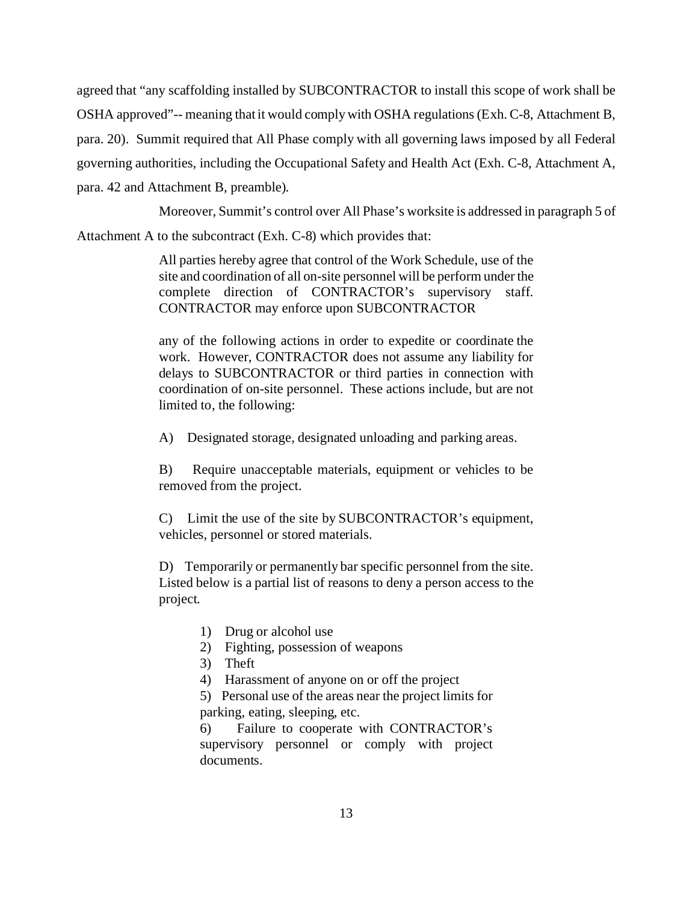agreed that "any scaffolding installed by SUBCONTRACTOR to install this scope of work shall be OSHA approved"-- meaning that it would comply with OSHA regulations (Exh. C-8, Attachment B, para. 20). Summit required that All Phase comply with all governing laws imposed by all Federal governing authorities, including the Occupational Safety and Health Act (Exh. C-8, Attachment A, para. 42 and Attachment B, preamble).

Moreover, Summit's control over All Phase's worksite is addressed in paragraph 5 of Attachment A to the subcontract (Exh. C-8) which provides that:

> All parties hereby agree that control of the Work Schedule, use of the site and coordination of all on-site personnel will be perform under the complete direction of CONTRACTOR's supervisory staff. CONTRACTOR may enforce upon SUBCONTRACTOR
>
> any of the following actions in order to expedite or coordinate the work. However, CONTRACTOR does not assume any liability for delays to SUBCONTRACTOR or third parties in connection with coordination of on-site personnel. These actions include, but are not limited to, the following:
>
> A) Designated storage, designated unloading and parking areas.
>
> B) Require unacceptable materials, equipment or vehicles to be removed from the project.
>
> C) Limit the use of the site by SUBCONTRACTOR's equipment, vehicles, personnel or stored materials.
>
> D) Temporarily or permanently bar specific personnel from the site. Listed below is a partial list of reasons to deny a person access to the project.
>
> 1) Drug or alcohol use
> 2) Fighting, possession of weapons
> 3) Theft
> 4) Harassment of anyone on or off the project
> 5) Personal use of the areas near the project limits for parking, eating, sleeping, etc.
> 6) Failure to cooperate with CONTRACTOR's supervisory personnel or comply with project documents.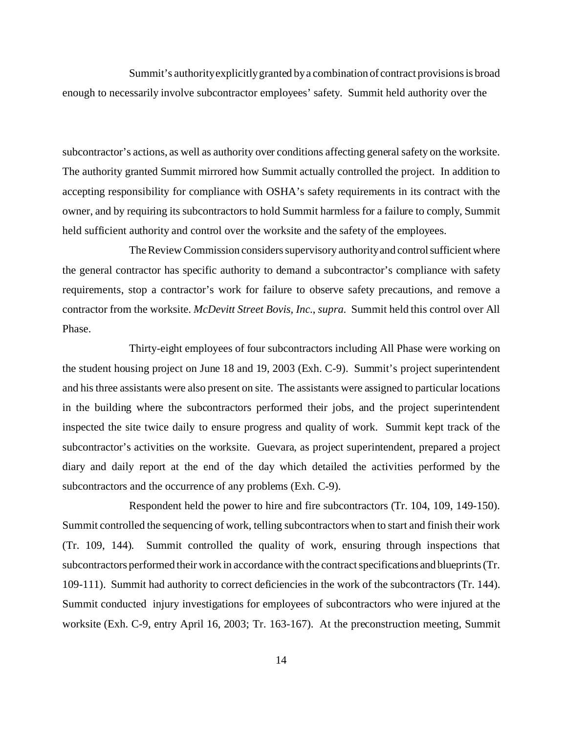Summit's authority explicitly granted by a combination of contract provisions is broad enough to necessarily involve subcontractor employees' safety. Summit held authority over the subcontractor's actions, as well as authority over conditions affecting general safety on the worksite. The authority granted Summit mirrored how Summit actually controlled the project. In addition to accepting responsibility for compliance with OSHA's safety requirements in its contract with the owner, and by requiring its subcontractors to hold Summit harmless for a failure to comply, Summit held sufficient authority and control over the worksite and the safety of the employees.

The Review Commission considers supervisory authority and control sufficient where the general contractor has specific authority to demand a subcontractor's compliance with safety requirements, stop a contractor's work for failure to observe safety precautions, and remove a contractor from the worksite. *McDevitt Street Bovis, Inc., supra.* Summit held this control over All Phase.

Thirty-eight employees of four subcontractors including All Phase were working on the student housing project on June 18 and 19, 2003 (Exh. C-9). Summit's project superintendent and his three assistants were also present on site. The assistants were assigned to particular locations in the building where the subcontractors performed their jobs, and the project superintendent inspected the site twice daily to ensure progress and quality of work. Summit kept track of the subcontractor's activities on the worksite. Guevara, as project superintendent, prepared a project diary and daily report at the end of the day which detailed the activities performed by the subcontractors and the occurrence of any problems (Exh. C-9).

Respondent held the power to hire and fire subcontractors (Tr. 104, 109, 149-150). Summit controlled the sequencing of work, telling subcontractors when to start and finish their work (Tr. 109, 144). Summit controlled the quality of work, ensuring through inspections that subcontractors performed their work in accordance with the contract specifications and blueprints (Tr. 109-111). Summit had authority to correct deficiencies in the work of the subcontractors (Tr. 144). Summit conducted injury investigations for employees of subcontractors who were injured at the worksite (Exh. C-9, entry April 16, 2003; Tr. 163-167). At the preconstruction meeting, Summit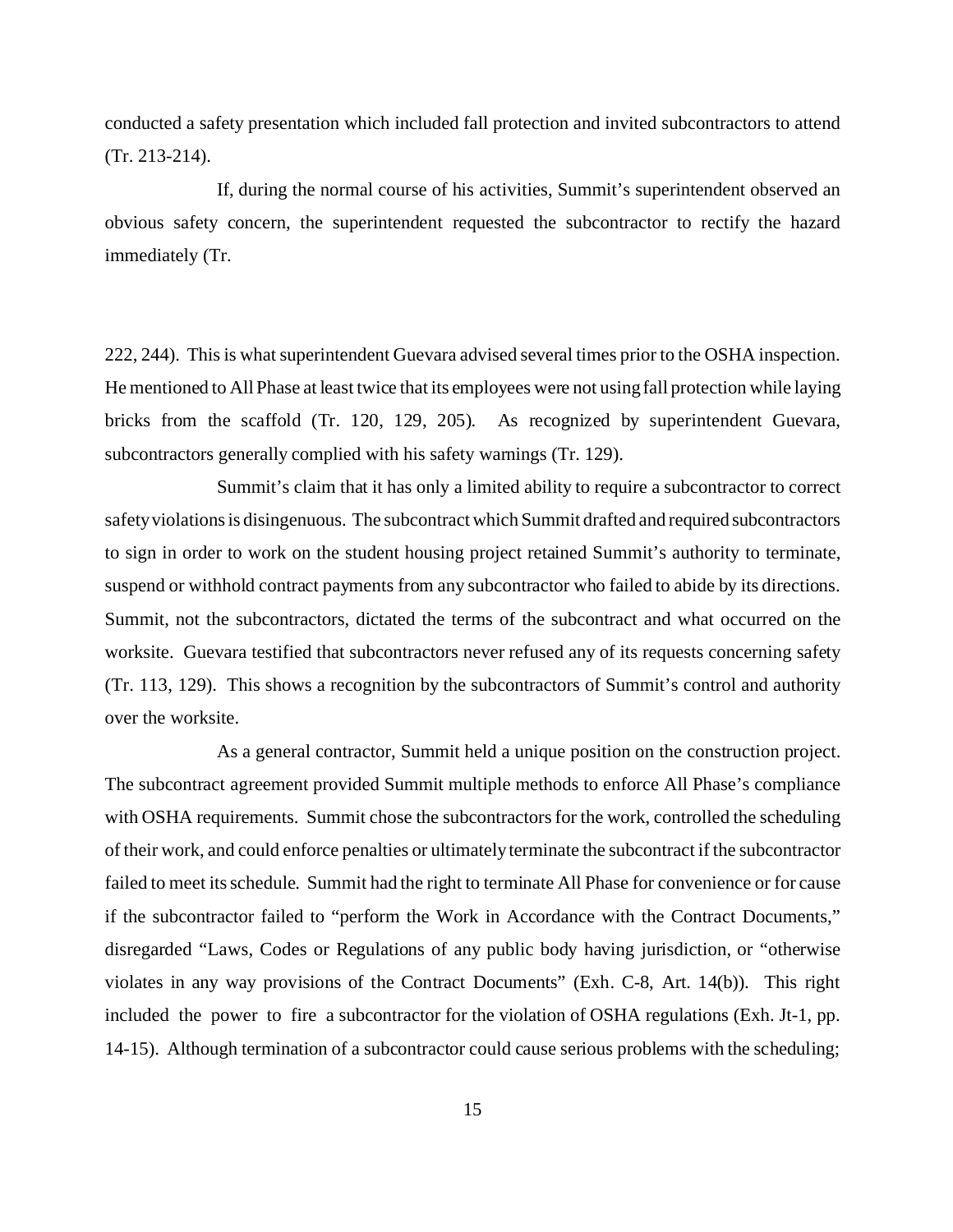conducted a safety presentation which included fall protection and invited subcontractors to attend (Tr. 213-214).

If, during the normal course of his activities, Summit's superintendent observed an obvious safety concern, the superintendent requested the subcontractor to rectify the hazard immediately (Tr. 222, 244). This is what superintendent Guevara advised several times prior to the OSHA inspection. He mentioned to All Phase at least twice that its employees were not using fall protection while laying bricks from the scaffold (Tr. 120, 129, 205). As recognized by superintendent Guevara, subcontractors generally complied with his safety warnings (Tr. 129).

Summit's claim that it has only a limited ability to require a subcontractor to correct safety violations is disingenuous. The subcontract which Summit drafted and required subcontractors to sign in order to work on the student housing project retained Summit's authority to terminate, suspend or withhold contract payments from any subcontractor who failed to abide by its directions. Summit, not the subcontractors, dictated the terms of the subcontract and what occurred on the worksite. Guevara testified that subcontractors never refused any of its requests concerning safety (Tr. 113, 129). This shows a recognition by the subcontractors of Summit's control and authority over the worksite.

As a general contractor, Summit held a unique position on the construction project. The subcontract agreement provided Summit multiple methods to enforce All Phase's compliance with OSHA requirements. Summit chose the subcontractors for the work, controlled the scheduling of their work, and could enforce penalties or ultimately terminate the subcontract if the subcontractor failed to meet its schedule. Summit had the right to terminate All Phase for convenience or for cause if the subcontractor failed to "perform the Work in Accordance with the Contract Documents," disregarded "Laws, Codes or Regulations of any public body having jurisdiction, or "otherwise violates in any way provisions of the Contract Documents" (Exh. C-8, Art. 14(b)). This right included the power to fire a subcontractor for the violation of OSHA regulations (Exh. Jt-1, pp. 14-15). Although termination of a subcontractor could cause serious problems with the scheduling;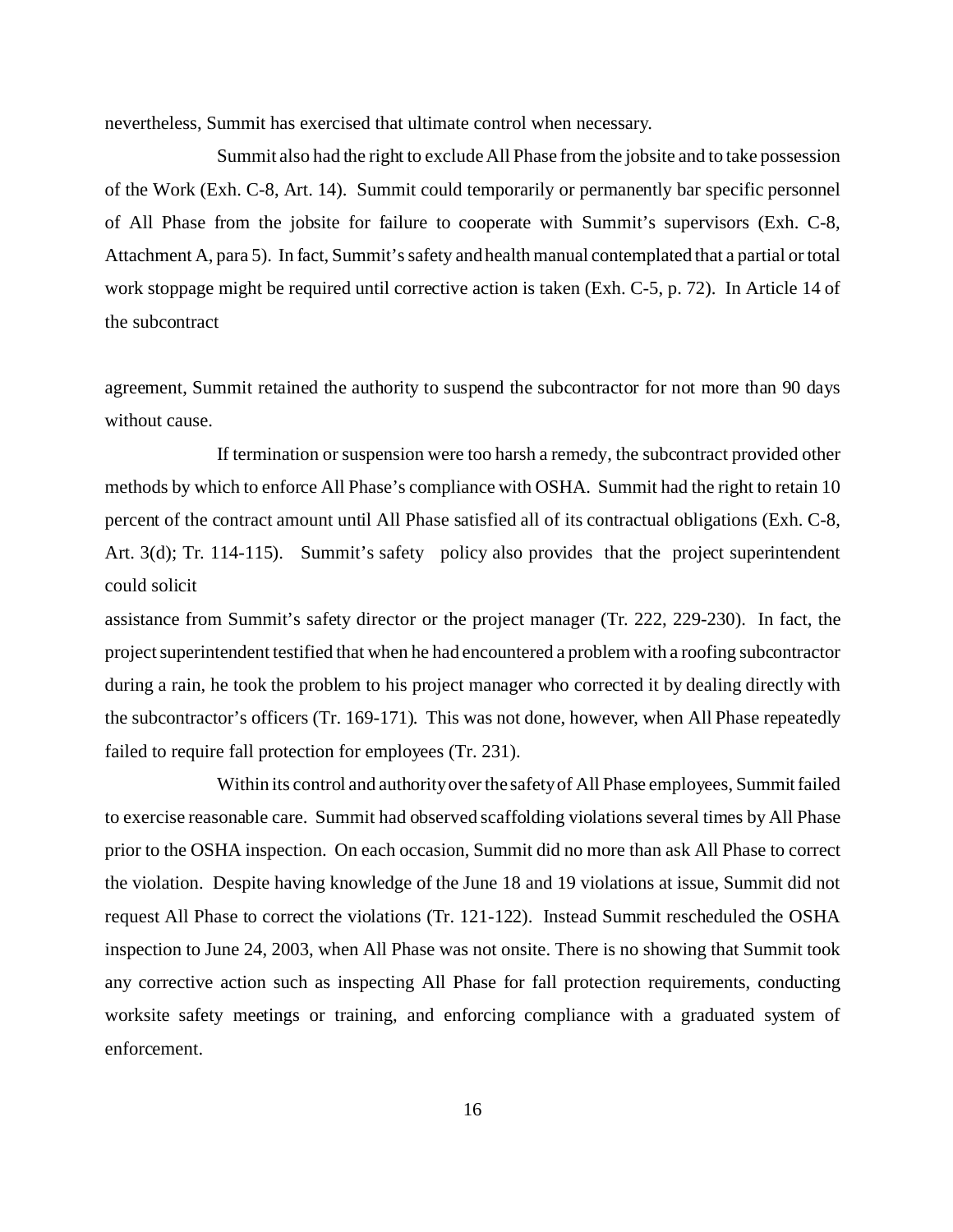nevertheless, Summit has exercised that ultimate control when necessary.

Summit also had the right to exclude All Phase from the jobsite and to take possession of the Work (Exh. C-8, Art. 14). Summit could temporarily or permanently bar specific personnel of All Phase from the jobsite for failure to cooperate with Summit's supervisors (Exh. C-8, Attachment A, para 5). In fact, Summit's safety and health manual contemplated that a partial or total work stoppage might be required until corrective action is taken (Exh. C-5, p. 72). In Article 14 of the subcontract agreement, Summit retained the authority to suspend the subcontractor for not more than 90 days without cause.

If termination or suspension were too harsh a remedy, the subcontract provided other methods by which to enforce All Phase's compliance with OSHA. Summit had the right to retain 10 percent of the contract amount until All Phase satisfied all of its contractual obligations (Exh. C-8, Art. 3(d); Tr. 114-115). Summit's safety policy also provides that the project superintendent could solicit assistance from Summit's safety director or the project manager (Tr. 222, 229-230). In fact, the project superintendent testified that when he had encountered a problem with a roofing subcontractor during a rain, he took the problem to his project manager who corrected it by dealing directly with the subcontractor's officers (Tr. 169-171). This was not done, however, when All Phase repeatedly failed to require fall protection for employees (Tr. 231).

Within its control and authority over the safety of All Phase employees, Summit failed to exercise reasonable care. Summit had observed scaffolding violations several times by All Phase prior to the OSHA inspection. On each occasion, Summit did no more than ask All Phase to correct the violation. Despite having knowledge of the June 18 and 19 violations at issue, Summit did not request All Phase to correct the violations (Tr. 121-122). Instead Summit rescheduled the OSHA inspection to June 24, 2003, when All Phase was not onsite. There is no showing that Summit took any corrective action such as inspecting All Phase for fall protection requirements, conducting worksite safety meetings or training, and enforcing compliance with a graduated system of enforcement.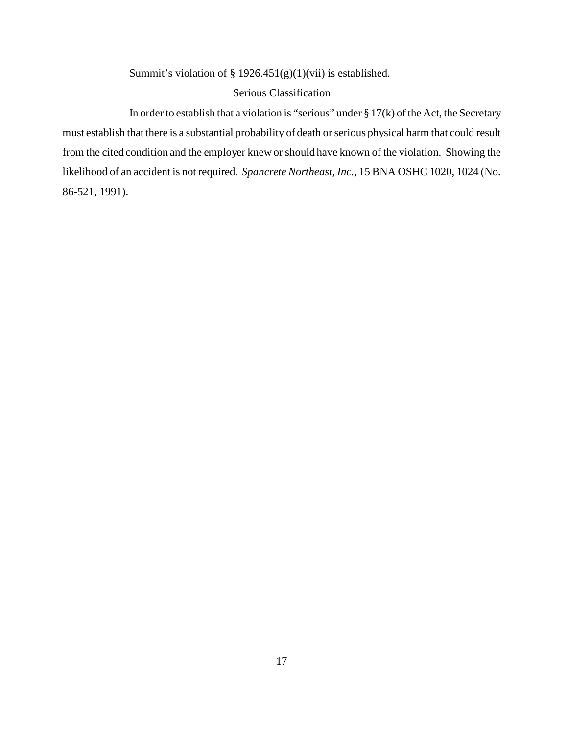Summit's violation of § 1926.451(g)(1)(vii) is established.

Serious Classification

In order to establish that a violation is "serious" under § 17(k) of the Act, the Secretary must establish that there is a substantial probability of death or serious physical harm that could result from the cited condition and the employer knew or should have known of the violation. Showing the likelihood of an accident is not required. *Spancrete Northeast, Inc.*, 15 BNA OSHC 1020, 1024 (No. 86-521, 1991).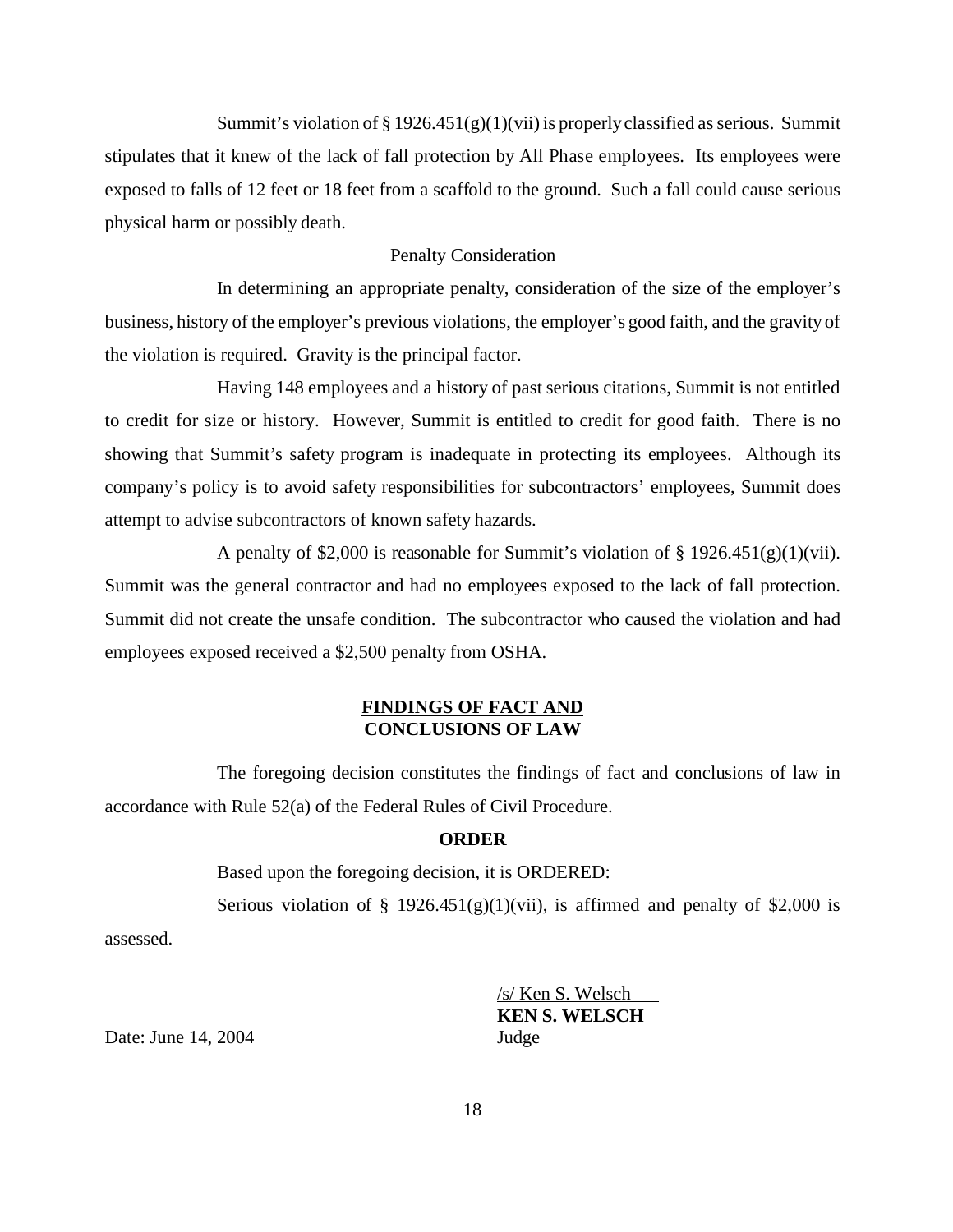Summit's violation of § 1926.451(g)(1)(vii) is properly classified as serious. Summit stipulates that it knew of the lack of fall protection by All Phase employees. Its employees were exposed to falls of 12 feet or 18 feet from a scaffold to the ground. Such a fall could cause serious physical harm or possibly death.

## Penalty Consideration

In determining an appropriate penalty, consideration of the size of the employer's business, history of the employer's previous violations, the employer's good faith, and the gravity of the violation is required. Gravity is the principal factor.

Having 148 employees and a history of past serious citations, Summit is not entitled to credit for size or history. However, Summit is entitled to credit for good faith. There is no showing that Summit's safety program is inadequate in protecting its employees. Although its company's policy is to avoid safety responsibilities for subcontractors' employees, Summit does attempt to advise subcontractors of known safety hazards.

A penalty of $2,000 is reasonable for Summit's violation of § 1926.451(g)(1)(vii). Summit was the general contractor and had no employees exposed to the lack of fall protection. Summit did not create the unsafe condition. The subcontractor who caused the violation and had employees exposed received a $2,500 penalty from OSHA.

## FINDINGS OF FACT AND CONCLUSIONS OF LAW

The foregoing decision constitutes the findings of fact and conclusions of law in accordance with Rule 52(a) of the Federal Rules of Civil Procedure.

## ORDER

Based upon the foregoing decision, it is ORDERED:

Serious violation of § 1926.451(g)(1)(vii), is affirmed and penalty of $2,000 is assessed.

/s/ Ken S. Welsch
**KEN S. WELSCH**
Judge

Date: June 14, 2004